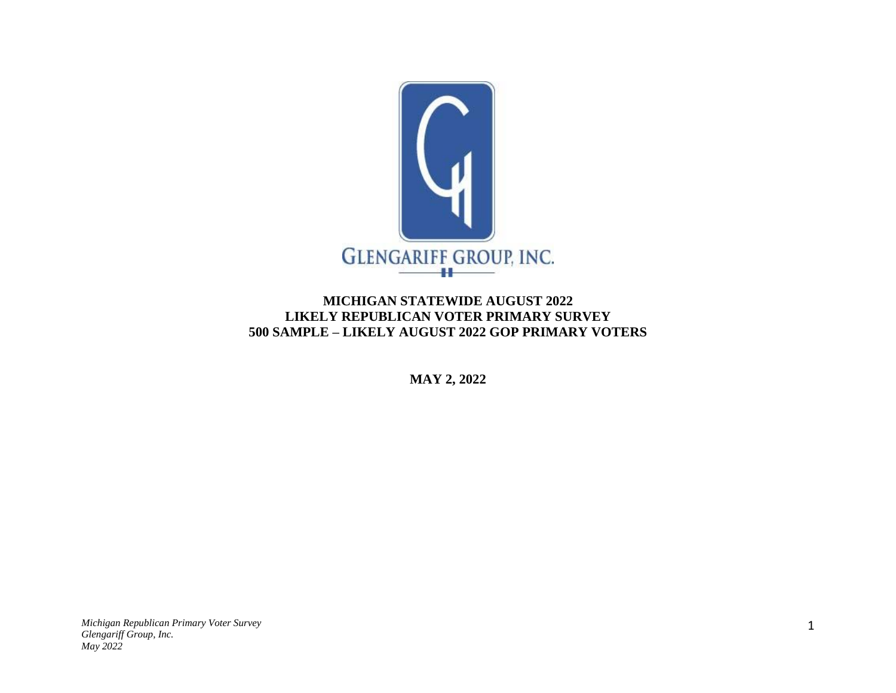GLENGARIFF GROUP, INC.

# MICHIGAN STATEWIDE AUGUST 2022
# LIKELY REPUBLICAN VOTER PRIMARY SURVEY
# 500 SAMPLE – LIKELY AUGUST 2022 GOP PRIMARY VOTERS

**MAY 2, 2022**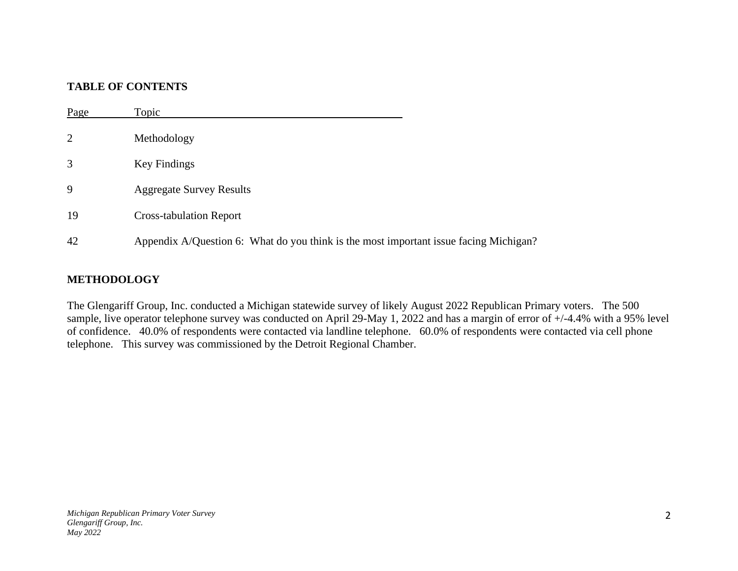## TABLE OF CONTENTS

| Page | Topic |
|---|---|
| 2 | Methodology |
| 3 | Key Findings |
| 9 | Aggregate Survey Results |
| 19 | Cross-tabulation Report |
| 42 | Appendix A/Question 6: What do you think is the most important issue facing Michigan? |

## METHODOLOGY

The Glengariff Group, Inc. conducted a Michigan statewide survey of likely August 2022 Republican Primary voters. The 500 sample, live operator telephone survey was conducted on April 29-May 1, 2022 and has a margin of error of +/-4.4% with a 95% level of confidence. 40.0% of respondents were contacted via landline telephone. 60.0% of respondents were contacted via cell phone telephone. This survey was commissioned by the Detroit Regional Chamber.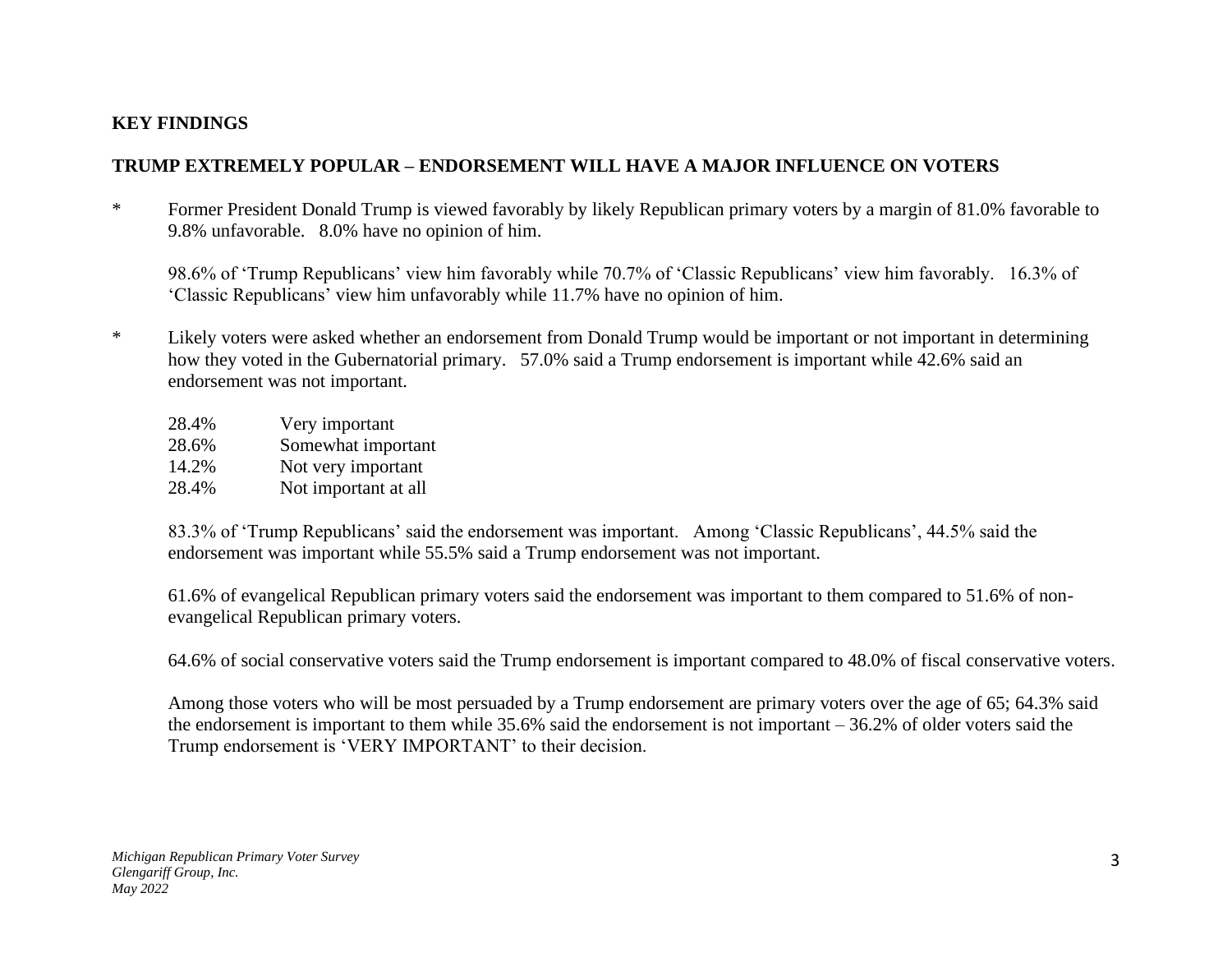**KEY FINDINGS**

**TRUMP EXTREMELY POPULAR – ENDORSEMENT WILL HAVE A MAJOR INFLUENCE ON VOTERS**

* Former President Donald Trump is viewed favorably by likely Republican primary voters by a margin of 81.0% favorable to 9.8% unfavorable. 8.0% have no opinion of him.

  98.6% of 'Trump Republicans' view him favorably while 70.7% of 'Classic Republicans' view him favorably. 16.3% of 'Classic Republicans' view him unfavorably while 11.7% have no opinion of him.

* Likely voters were asked whether an endorsement from Donald Trump would be important or not important in determining how they voted in the Gubernatorial primary. 57.0% said a Trump endorsement is important while 42.6% said an endorsement was not important.

  | | |
  |---|---|
  | 28.4% | Very important |
  | 28.6% | Somewhat important |
  | 14.2% | Not very important |
  | 28.4% | Not important at all |

  83.3% of 'Trump Republicans' said the endorsement was important. Among 'Classic Republicans', 44.5% said the endorsement was important while 55.5% said a Trump endorsement was not important.

  61.6% of evangelical Republican primary voters said the endorsement was important to them compared to 51.6% of non-evangelical Republican primary voters.

  64.6% of social conservative voters said the Trump endorsement is important compared to 48.0% of fiscal conservative voters.

  Among those voters who will be most persuaded by a Trump endorsement are primary voters over the age of 65; 64.3% said the endorsement is important to them while 35.6% said the endorsement is not important – 36.2% of older voters said the Trump endorsement is 'VERY IMPORTANT' to their decision.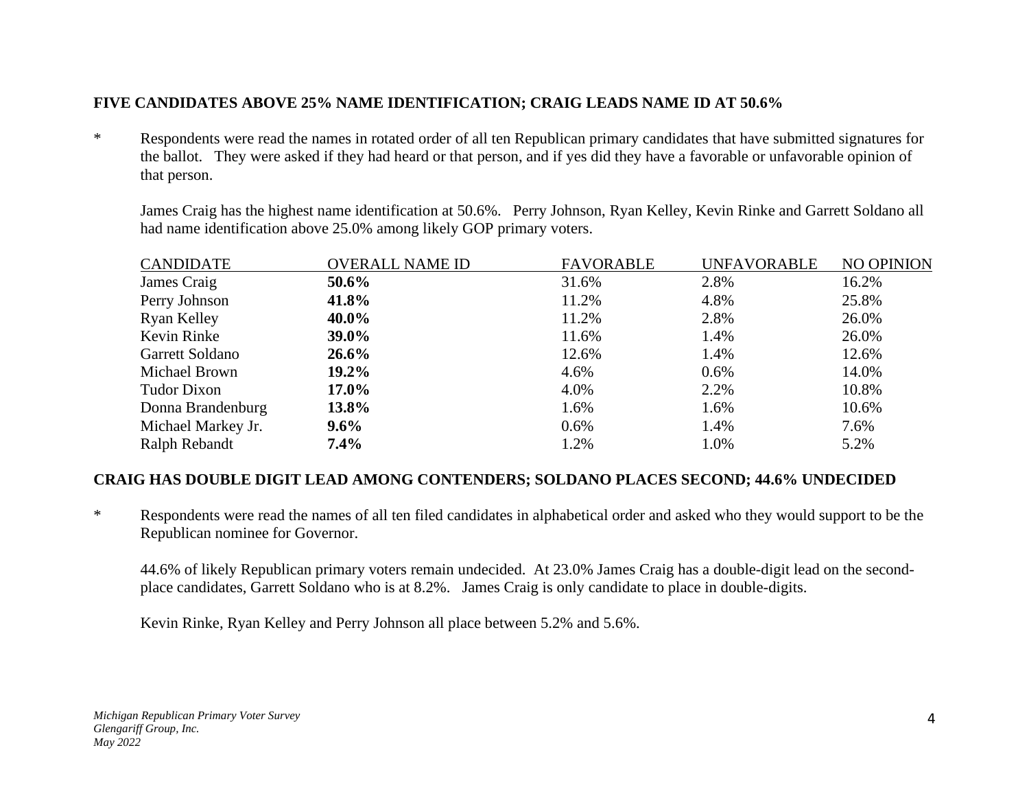**FIVE CANDIDATES ABOVE 25% NAME IDENTIFICATION; CRAIG LEADS NAME ID AT 50.6%**

\* Respondents were read the names in rotated order of all ten Republican primary candidates that have submitted signatures for the ballot. They were asked if they had heard or that person, and if yes did they have a favorable or unfavorable opinion of that person.

James Craig has the highest name identification at 50.6%. Perry Johnson, Ryan Kelley, Kevin Rinke and Garrett Soldano all had name identification above 25.0% among likely GOP primary voters.

| CANDIDATE | OVERALL NAME ID | FAVORABLE | UNFAVORABLE | NO OPINION |
|---|---|---|---|---|
| James Craig | **50.6%** | 31.6% | 2.8% | 16.2% |
| Perry Johnson | **41.8%** | 11.2% | 4.8% | 25.8% |
| Ryan Kelley | **40.0%** | 11.2% | 2.8% | 26.0% |
| Kevin Rinke | **39.0%** | 11.6% | 1.4% | 26.0% |
| Garrett Soldano | **26.6%** | 12.6% | 1.4% | 12.6% |
| Michael Brown | **19.2%** | 4.6% | 0.6% | 14.0% |
| Tudor Dixon | **17.0%** | 4.0% | 2.2% | 10.8% |
| Donna Brandenburg | **13.8%** | 1.6% | 1.6% | 10.6% |
| Michael Markey Jr. | **9.6%** | 0.6% | 1.4% | 7.6% |
| Ralph Rebandt | **7.4%** | 1.2% | 1.0% | 5.2% |

**CRAIG HAS DOUBLE DIGIT LEAD AMONG CONTENDERS; SOLDANO PLACES SECOND; 44.6% UNDECIDED**

\* Respondents were read the names of all ten filed candidates in alphabetical order and asked who they would support to be the Republican nominee for Governor.

44.6% of likely Republican primary voters remain undecided. At 23.0% James Craig has a double-digit lead on the second-place candidates, Garrett Soldano who is at 8.2%. James Craig is only candidate to place in double-digits.

Kevin Rinke, Ryan Kelley and Perry Johnson all place between 5.2% and 5.6%.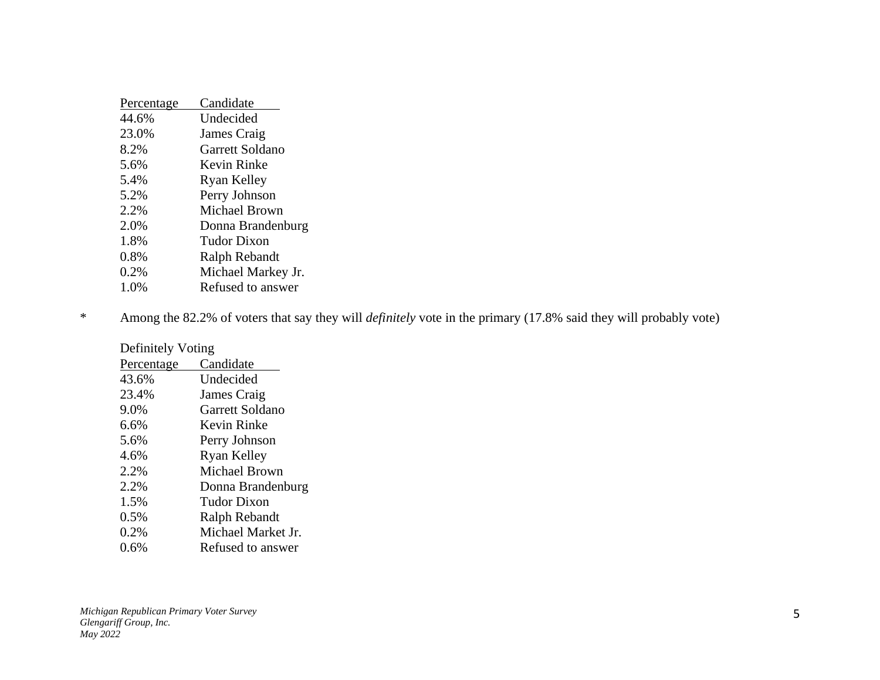| Percentage | Candidate |
|---|---|
| 44.6% | Undecided |
| 23.0% | James Craig |
| 8.2% | Garrett Soldano |
| 5.6% | Kevin Rinke |
| 5.4% | Ryan Kelley |
| 5.2% | Perry Johnson |
| 2.2% | Michael Brown |
| 2.0% | Donna Brandenburg |
| 1.8% | Tudor Dixon |
| 0.8% | Ralph Rebandt |
| 0.2% | Michael Markey Jr. |
| 1.0% | Refused to answer |

\* Among the 82.2% of voters that say they will *definitely* vote in the primary (17.8% said they will probably vote)

Definitely Voting

| Percentage | Candidate |
|---|---|
| 43.6% | Undecided |
| 23.4% | James Craig |
| 9.0% | Garrett Soldano |
| 6.6% | Kevin Rinke |
| 5.6% | Perry Johnson |
| 4.6% | Ryan Kelley |
| 2.2% | Michael Brown |
| 2.2% | Donna Brandenburg |
| 1.5% | Tudor Dixon |
| 0.5% | Ralph Rebandt |
| 0.2% | Michael Market Jr. |
| 0.6% | Refused to answer |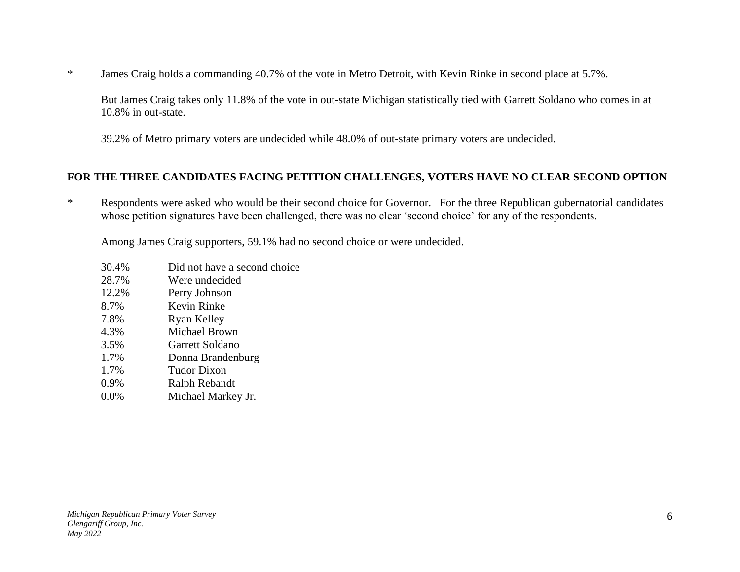* James Craig holds a commanding 40.7% of the vote in Metro Detroit, with Kevin Rinke in second place at 5.7%.

  But James Craig takes only 11.8% of the vote in out-state Michigan statistically tied with Garrett Soldano who comes in at 10.8% in out-state.

  39.2% of Metro primary voters are undecided while 48.0% of out-state primary voters are undecided.

**FOR THE THREE CANDIDATES FACING PETITION CHALLENGES, VOTERS HAVE NO CLEAR SECOND OPTION**

* Respondents were asked who would be their second choice for Governor. For the three Republican gubernatorial candidates whose petition signatures have been challenged, there was no clear 'second choice' for any of the respondents.

  Among James Craig supporters, 59.1% had no second choice or were undecided.

| | |
|---|---|
| 30.4% | Did not have a second choice |
| 28.7% | Were undecided |
| 12.2% | Perry Johnson |
| 8.7% | Kevin Rinke |
| 7.8% | Ryan Kelley |
| 4.3% | Michael Brown |
| 3.5% | Garrett Soldano |
| 1.7% | Donna Brandenburg |
| 1.7% | Tudor Dixon |
| 0.9% | Ralph Rebandt |
| 0.0% | Michael Markey Jr. |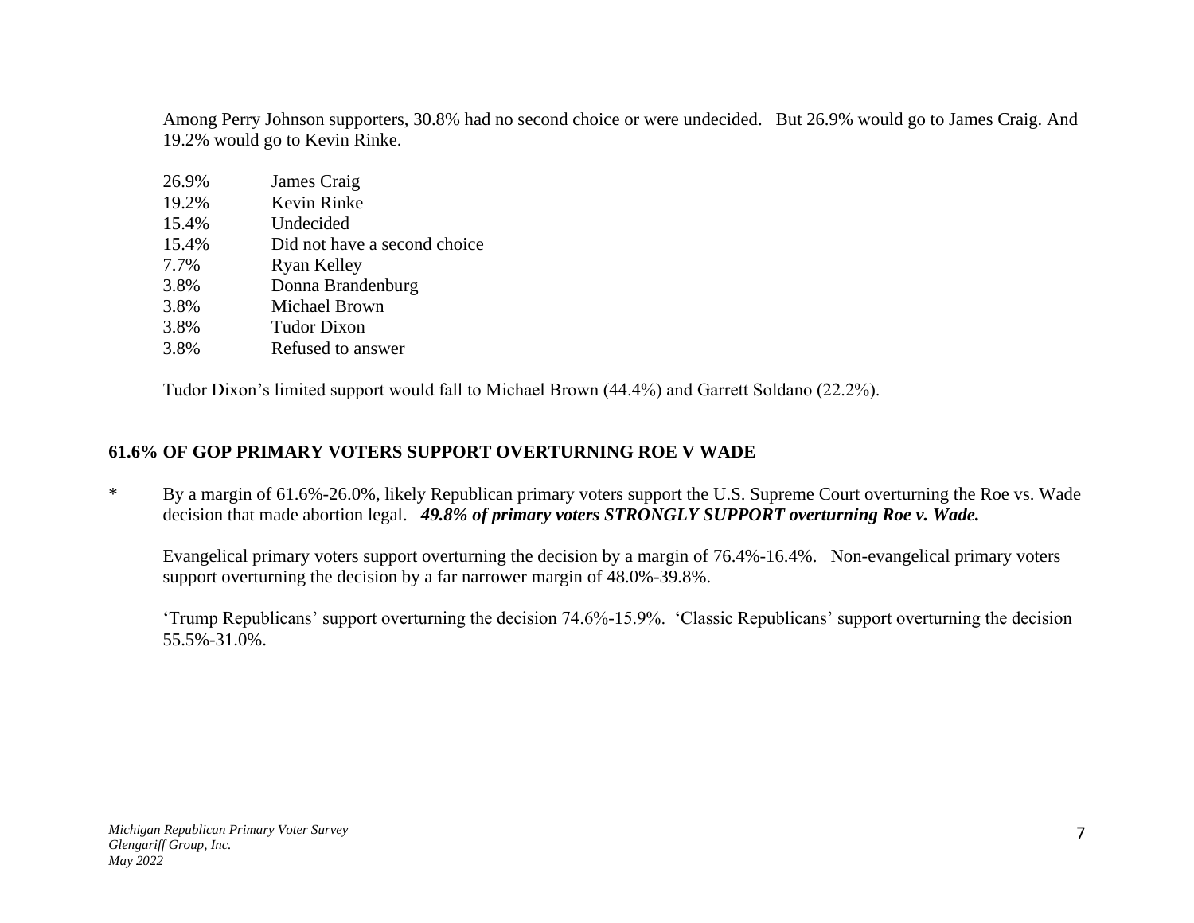Among Perry Johnson supporters, 30.8% had no second choice or were undecided. But 26.9% would go to James Craig. And 19.2% would go to Kevin Rinke.

| | |
|---|---|
| 26.9% | James Craig |
| 19.2% | Kevin Rinke |
| 15.4% | Undecided |
| 15.4% | Did not have a second choice |
| 7.7% | Ryan Kelley |
| 3.8% | Donna Brandenburg |
| 3.8% | Michael Brown |
| 3.8% | Tudor Dixon |
| 3.8% | Refused to answer |

Tudor Dixon's limited support would fall to Michael Brown (44.4%) and Garrett Soldano (22.2%).

## 61.6% OF GOP PRIMARY VOTERS SUPPORT OVERTURNING ROE V WADE

* By a margin of 61.6%-26.0%, likely Republican primary voters support the U.S. Supreme Court overturning the Roe vs. Wade decision that made abortion legal. ***49.8% of primary voters STRONGLY SUPPORT overturning Roe v. Wade.***

  Evangelical primary voters support overturning the decision by a margin of 76.4%-16.4%. Non-evangelical primary voters support overturning the decision by a far narrower margin of 48.0%-39.8%.

  'Trump Republicans' support overturning the decision 74.6%-15.9%. 'Classic Republicans' support overturning the decision 55.5%-31.0%.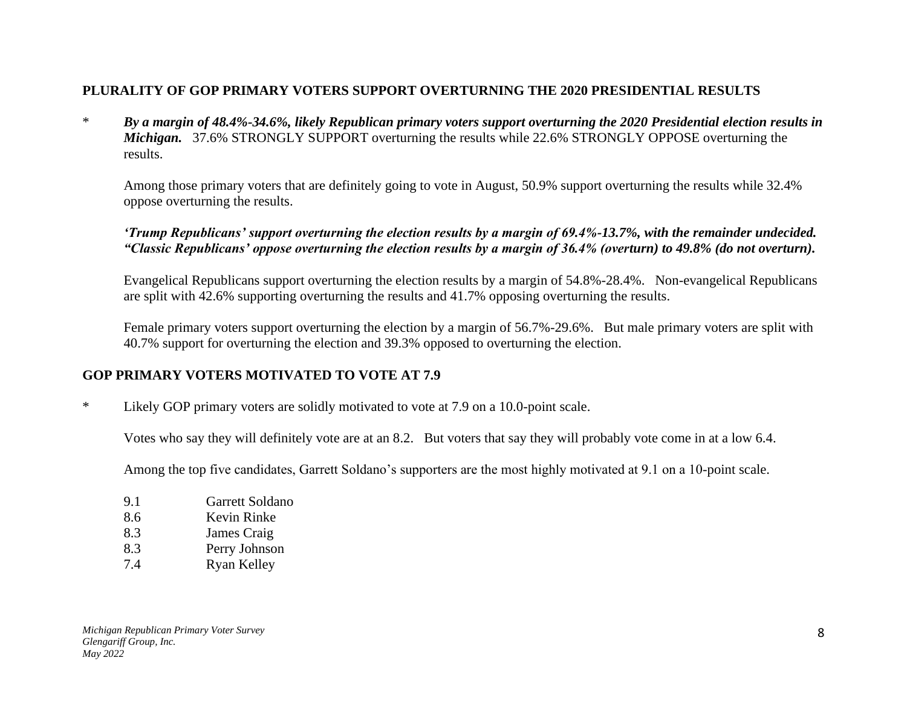## PLURALITY OF GOP PRIMARY VOTERS SUPPORT OVERTURNING THE 2020 PRESIDENTIAL RESULTS

\* ***By a margin of 48.4%-34.6%, likely Republican primary voters support overturning the 2020 Presidential election results in Michigan.*** 37.6% STRONGLY SUPPORT overturning the results while 22.6% STRONGLY OPPOSE overturning the results.

Among those primary voters that are definitely going to vote in August, 50.9% support overturning the results while 32.4% oppose overturning the results.

***'Trump Republicans' support overturning the election results by a margin of 69.4%-13.7%, with the remainder undecided. "Classic Republicans' oppose overturning the election results by a margin of 36.4% (overturn) to 49.8% (do not overturn).***

Evangelical Republicans support overturning the election results by a margin of 54.8%-28.4%. Non-evangelical Republicans are split with 42.6% supporting overturning the results and 41.7% opposing overturning the results.

Female primary voters support overturning the election by a margin of 56.7%-29.6%. But male primary voters are split with 40.7% support for overturning the election and 39.3% opposed to overturning the election.

## GOP PRIMARY VOTERS MOTIVATED TO VOTE AT 7.9

\* Likely GOP primary voters are solidly motivated to vote at 7.9 on a 10.0-point scale.

Votes who say they will definitely vote are at an 8.2. But voters that say they will probably vote come in at a low 6.4.

Among the top five candidates, Garrett Soldano's supporters are the most highly motivated at 9.1 on a 10-point scale.

| | |
|---|---|
| 9.1 | Garrett Soldano |
| 8.6 | Kevin Rinke |
| 8.3 | James Craig |
| 8.3 | Perry Johnson |
| 7.4 | Ryan Kelley |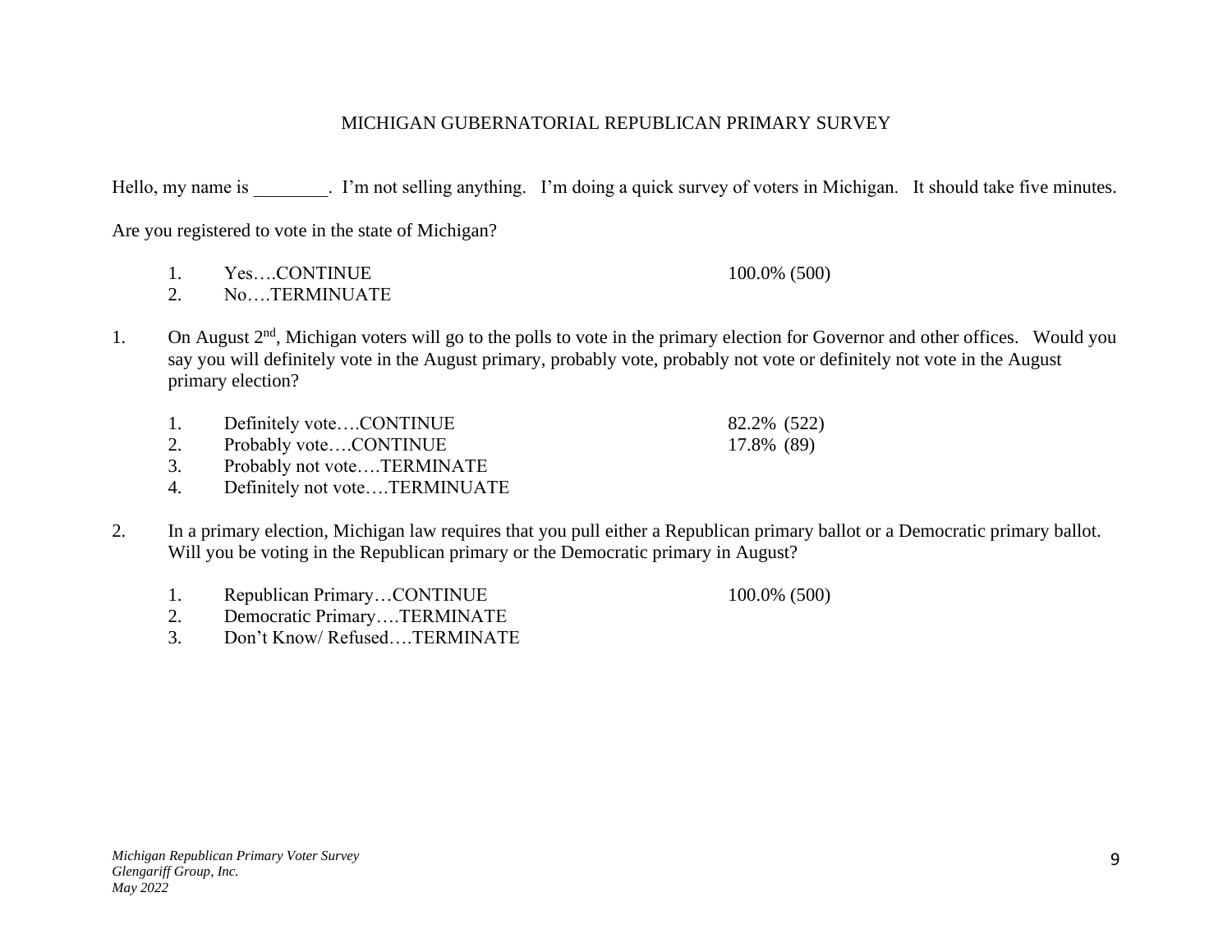MICHIGAN GUBERNATORIAL REPUBLICAN PRIMARY SURVEY

Hello, my name is ________. I'm not selling anything. I'm doing a quick survey of voters in Michigan. It should take five minutes.

Are you registered to vote in the state of Michigan?

1. Yes….CONTINUE 100.0% (500)
2. No….TERMINUATE

1. On August 2nd, Michigan voters will go to the polls to vote in the primary election for Governor and other offices. Would you say you will definitely vote in the August primary, probably vote, probably not vote or definitely not vote in the August primary election?

    1. Definitely vote….CONTINUE 82.2% (522)
    2. Probably vote….CONTINUE 17.8% (89)
    3. Probably not vote….TERMINATE
    4. Definitely not vote….TERMINUATE

2. In a primary election, Michigan law requires that you pull either a Republican primary ballot or a Democratic primary ballot. Will you be voting in the Republican primary or the Democratic primary in August?

    1. Republican Primary…CONTINUE 100.0% (500)
    2. Democratic Primary….TERMINATE
    3. Don't Know/ Refused….TERMINATE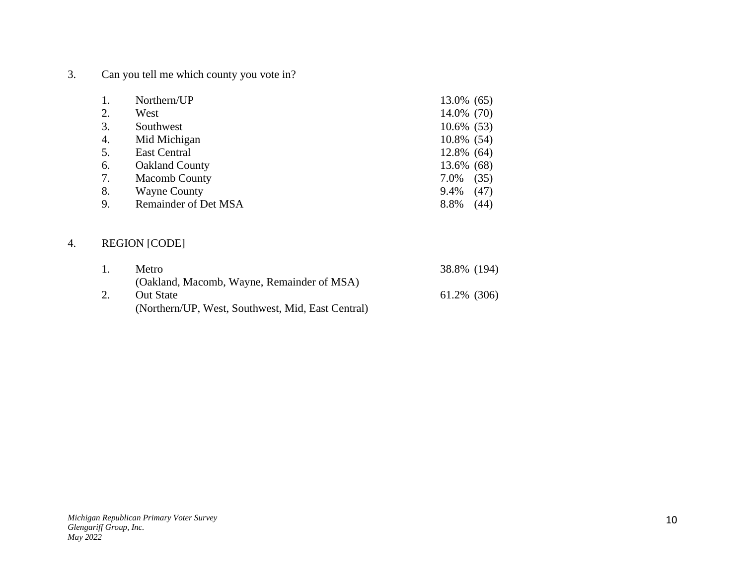3. Can you tell me which county you vote in?

| | | |
|---|---|---|
| 1. | Northern/UP | 13.0% (65) |
| 2. | West | 14.0% (70) |
| 3. | Southwest | 10.6% (53) |
| 4. | Mid Michigan | 10.8% (54) |
| 5. | East Central | 12.8% (64) |
| 6. | Oakland County | 13.6% (68) |
| 7. | Macomb County | 7.0% (35) |
| 8. | Wayne County | 9.4% (47) |
| 9. | Remainder of Det MSA | 8.8% (44) |

4. REGION [CODE]

| | | |
|---|---|---|
| 1. | Metro<br>(Oakland, Macomb, Wayne, Remainder of MSA) | 38.8% (194) |
| 2. | Out State<br>(Northern/UP, West, Southwest, Mid, East Central) | 61.2% (306) |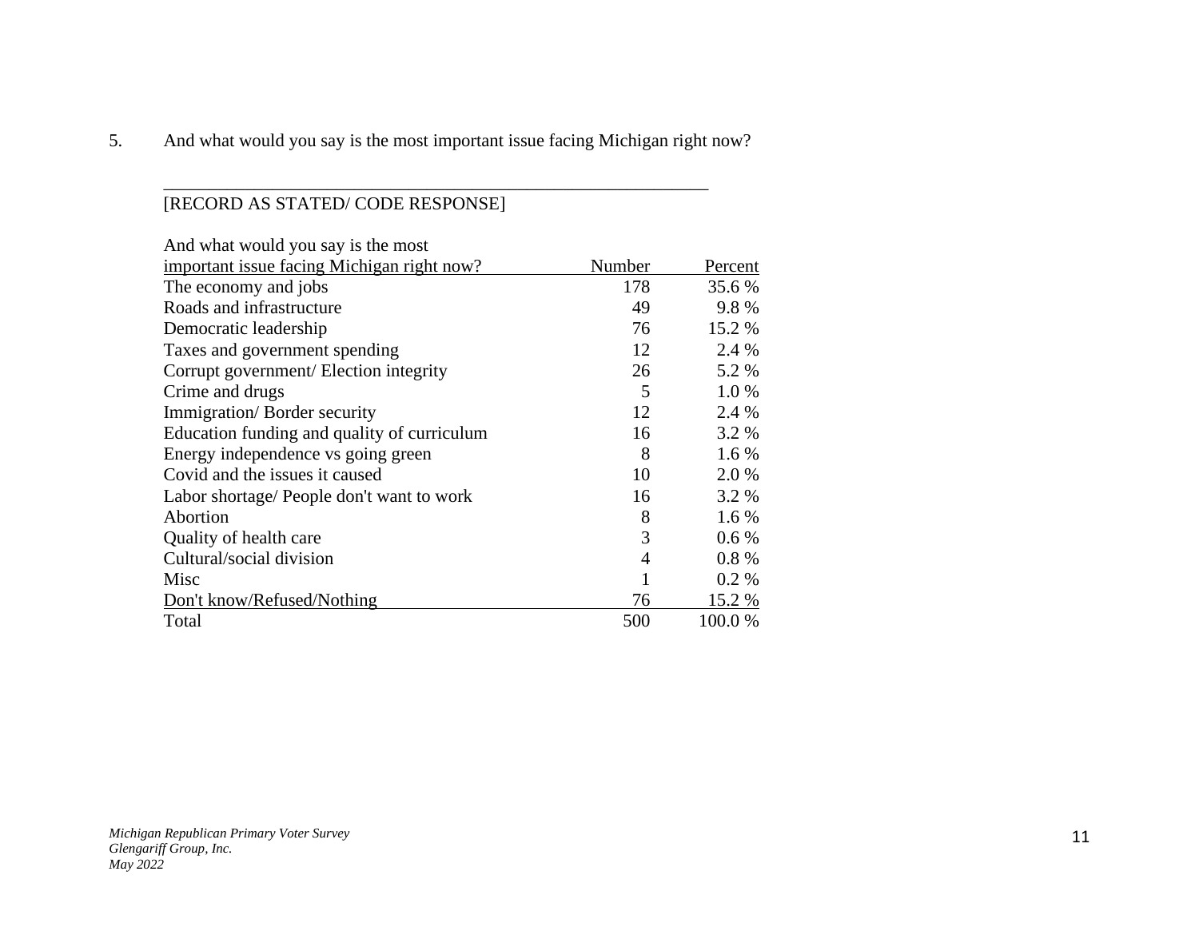5. And what would you say is the most important issue facing Michigan right now?

\_\_\_\_\_\_\_\_\_\_\_\_\_\_\_\_\_\_\_\_\_\_\_\_\_\_\_\_\_\_\_\_\_\_\_\_\_\_\_\_\_\_\_\_\_\_\_\_\_\_\_\_\_\_\_\_\_\_\_\_

[RECORD AS STATED/ CODE RESPONSE]

| And what would you say is the most important issue facing Michigan right now? | Number | Percent |
|---|---|---|
| The economy and jobs | 178 | 35.6 % |
| Roads and infrastructure | 49 | 9.8 % |
| Democratic leadership | 76 | 15.2 % |
| Taxes and government spending | 12 | 2.4 % |
| Corrupt government/ Election integrity | 26 | 5.2 % |
| Crime and drugs | 5 | 1.0 % |
| Immigration/ Border security | 12 | 2.4 % |
| Education funding and quality of curriculum | 16 | 3.2 % |
| Energy independence vs going green | 8 | 1.6 % |
| Covid and the issues it caused | 10 | 2.0 % |
| Labor shortage/ People don't want to work | 16 | 3.2 % |
| Abortion | 8 | 1.6 % |
| Quality of health care | 3 | 0.6 % |
| Cultural/social division | 4 | 0.8 % |
| Misc | 1 | 0.2 % |
| Don't know/Refused/Nothing | 76 | 15.2 % |
| Total | 500 | 100.0 % |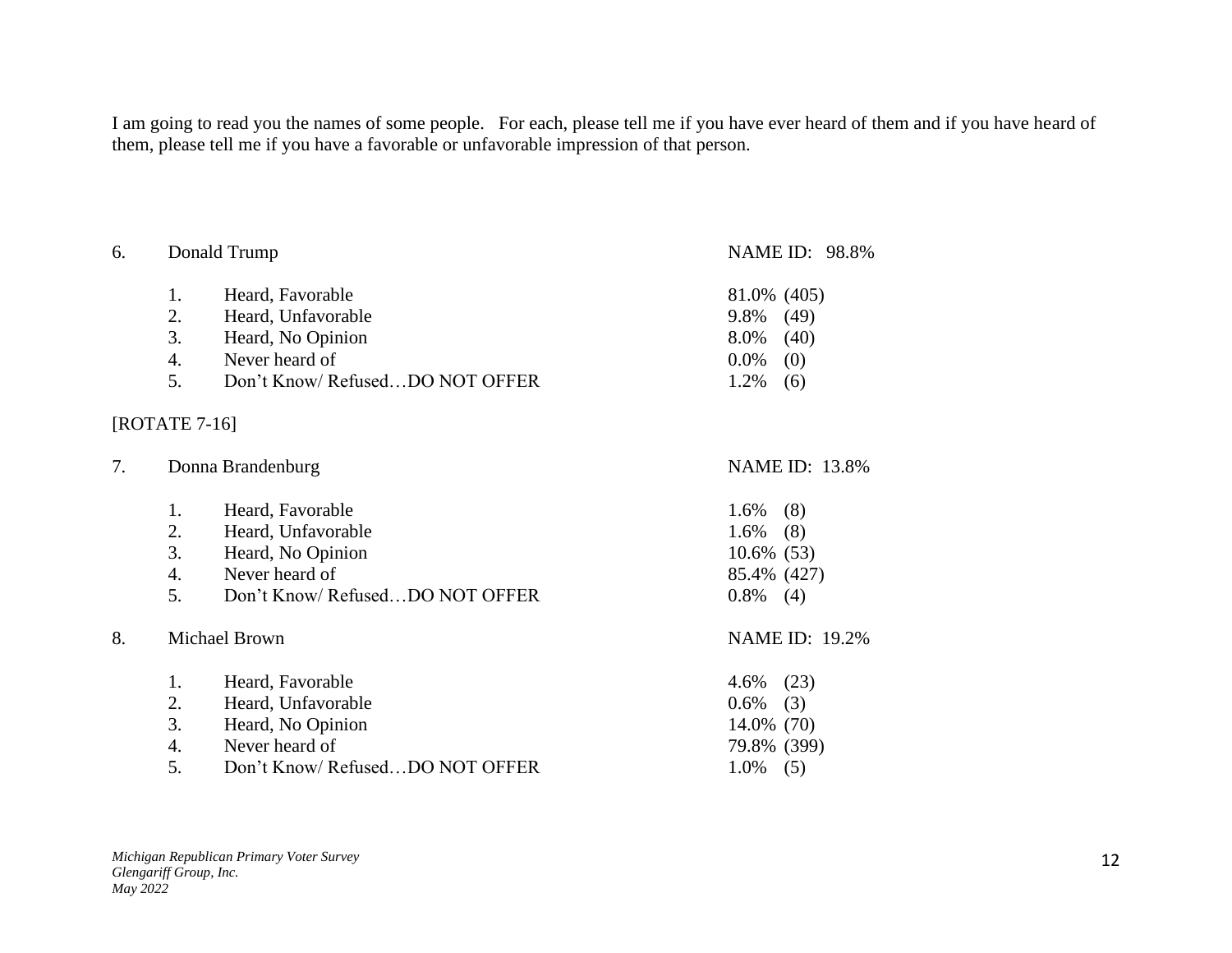I am going to read you the names of some people. For each, please tell me if you have ever heard of them and if you have heard of them, please tell me if you have a favorable or unfavorable impression of that person.

6. Donald Trump — NAME ID: 98.8%

| | | |
|---|---|---|
| 1. | Heard, Favorable | 81.0% (405) |
| 2. | Heard, Unfavorable | 9.8% (49) |
| 3. | Heard, No Opinion | 8.0% (40) |
| 4. | Never heard of | 0.0% (0) |
| 5. | Don't Know/ Refused…DO NOT OFFER | 1.2% (6) |

[ROTATE 7-16]

7. Donna Brandenburg — NAME ID: 13.8%

| | | |
|---|---|---|
| 1. | Heard, Favorable | 1.6% (8) |
| 2. | Heard, Unfavorable | 1.6% (8) |
| 3. | Heard, No Opinion | 10.6% (53) |
| 4. | Never heard of | 85.4% (427) |
| 5. | Don't Know/ Refused…DO NOT OFFER | 0.8% (4) |

8. Michael Brown — NAME ID: 19.2%

| | | |
|---|---|---|
| 1. | Heard, Favorable | 4.6% (23) |
| 2. | Heard, Unfavorable | 0.6% (3) |
| 3. | Heard, No Opinion | 14.0% (70) |
| 4. | Never heard of | 79.8% (399) |
| 5. | Don't Know/ Refused…DO NOT OFFER | 1.0% (5) |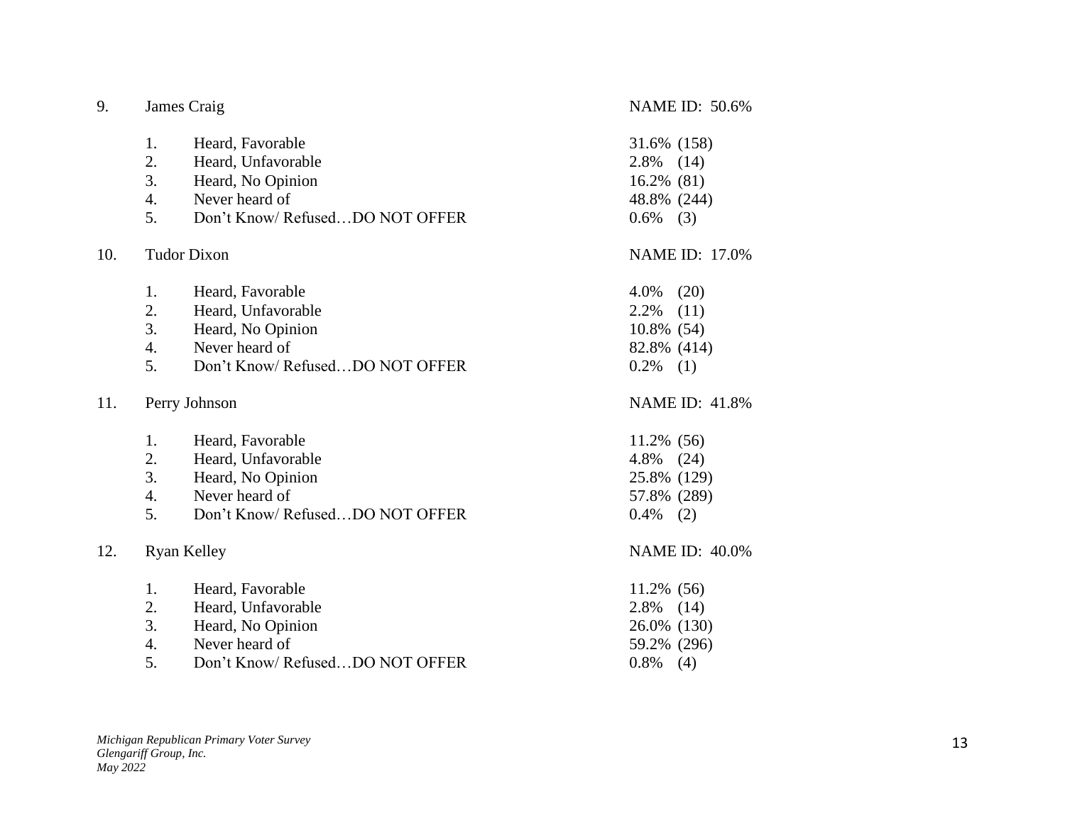9. James Craig — NAME ID: 50.6%

| | | |
|---|---|---|
| 1. | Heard, Favorable | 31.6% (158) |
| 2. | Heard, Unfavorable | 2.8% (14) |
| 3. | Heard, No Opinion | 16.2% (81) |
| 4. | Never heard of | 48.8% (244) |
| 5. | Don't Know/ Refused…DO NOT OFFER | 0.6% (3) |

10. Tudor Dixon — NAME ID: 17.0%

| | | |
|---|---|---|
| 1. | Heard, Favorable | 4.0% (20) |
| 2. | Heard, Unfavorable | 2.2% (11) |
| 3. | Heard, No Opinion | 10.8% (54) |
| 4. | Never heard of | 82.8% (414) |
| 5. | Don't Know/ Refused…DO NOT OFFER | 0.2% (1) |

11. Perry Johnson — NAME ID: 41.8%

| | | |
|---|---|---|
| 1. | Heard, Favorable | 11.2% (56) |
| 2. | Heard, Unfavorable | 4.8% (24) |
| 3. | Heard, No Opinion | 25.8% (129) |
| 4. | Never heard of | 57.8% (289) |
| 5. | Don't Know/ Refused…DO NOT OFFER | 0.4% (2) |

12. Ryan Kelley — NAME ID: 40.0%

| | | |
|---|---|---|
| 1. | Heard, Favorable | 11.2% (56) |
| 2. | Heard, Unfavorable | 2.8% (14) |
| 3. | Heard, No Opinion | 26.0% (130) |
| 4. | Never heard of | 59.2% (296) |
| 5. | Don't Know/ Refused…DO NOT OFFER | 0.8% (4) |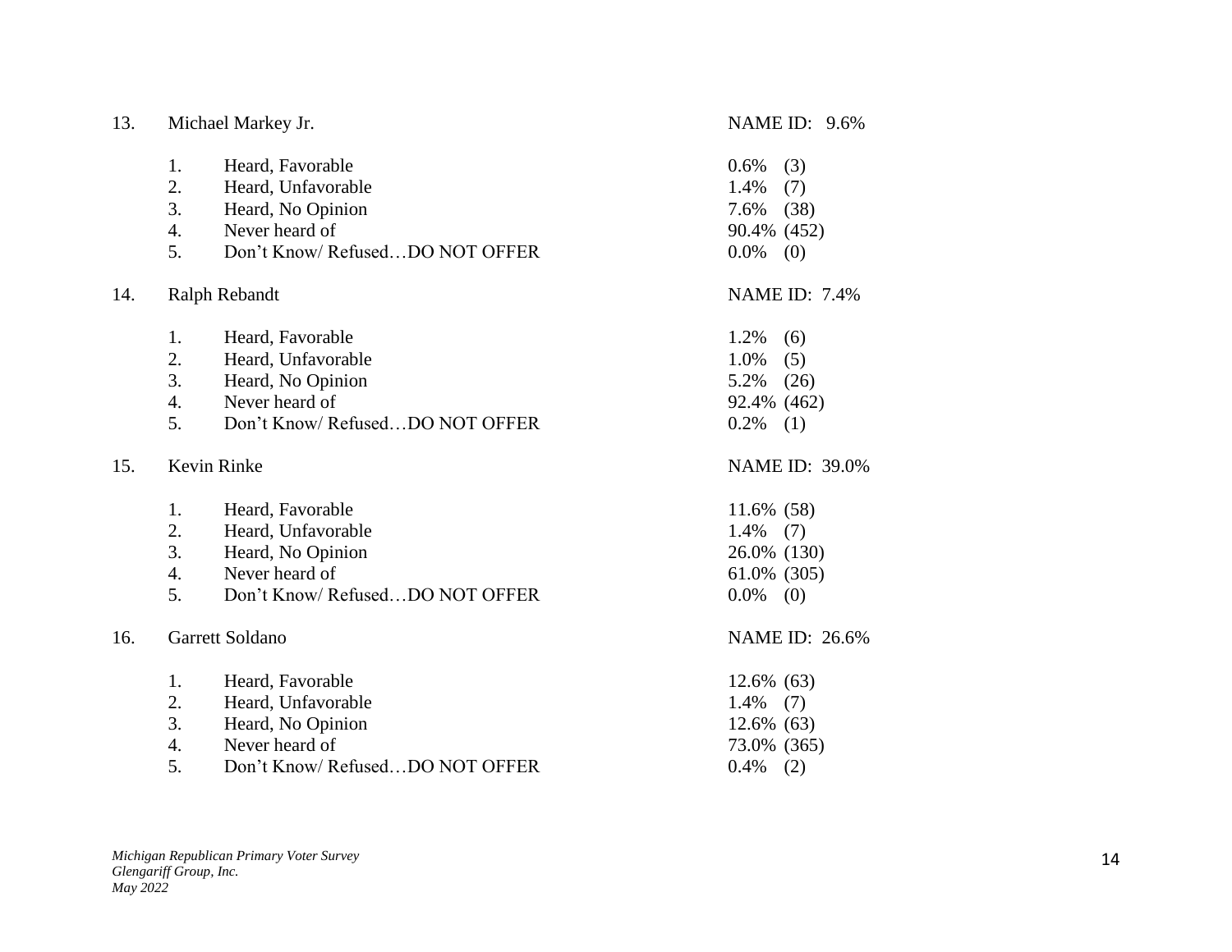13. Michael Markey Jr. NAME ID: 9.6%

| | | |
|---|---|---|
| 1. | Heard, Favorable | 0.6% (3) |
| 2. | Heard, Unfavorable | 1.4% (7) |
| 3. | Heard, No Opinion | 7.6% (38) |
| 4. | Never heard of | 90.4% (452) |
| 5. | Don't Know/ Refused…DO NOT OFFER | 0.0% (0) |

14. Ralph Rebandt NAME ID: 7.4%

| | | |
|---|---|---|
| 1. | Heard, Favorable | 1.2% (6) |
| 2. | Heard, Unfavorable | 1.0% (5) |
| 3. | Heard, No Opinion | 5.2% (26) |
| 4. | Never heard of | 92.4% (462) |
| 5. | Don't Know/ Refused…DO NOT OFFER | 0.2% (1) |

15. Kevin Rinke NAME ID: 39.0%

| | | |
|---|---|---|
| 1. | Heard, Favorable | 11.6% (58) |
| 2. | Heard, Unfavorable | 1.4% (7) |
| 3. | Heard, No Opinion | 26.0% (130) |
| 4. | Never heard of | 61.0% (305) |
| 5. | Don't Know/ Refused…DO NOT OFFER | 0.0% (0) |

16. Garrett Soldano NAME ID: 26.6%

| | | |
|---|---|---|
| 1. | Heard, Favorable | 12.6% (63) |
| 2. | Heard, Unfavorable | 1.4% (7) |
| 3. | Heard, No Opinion | 12.6% (63) |
| 4. | Never heard of | 73.0% (365) |
| 5. | Don't Know/ Refused…DO NOT OFFER | 0.4% (2) |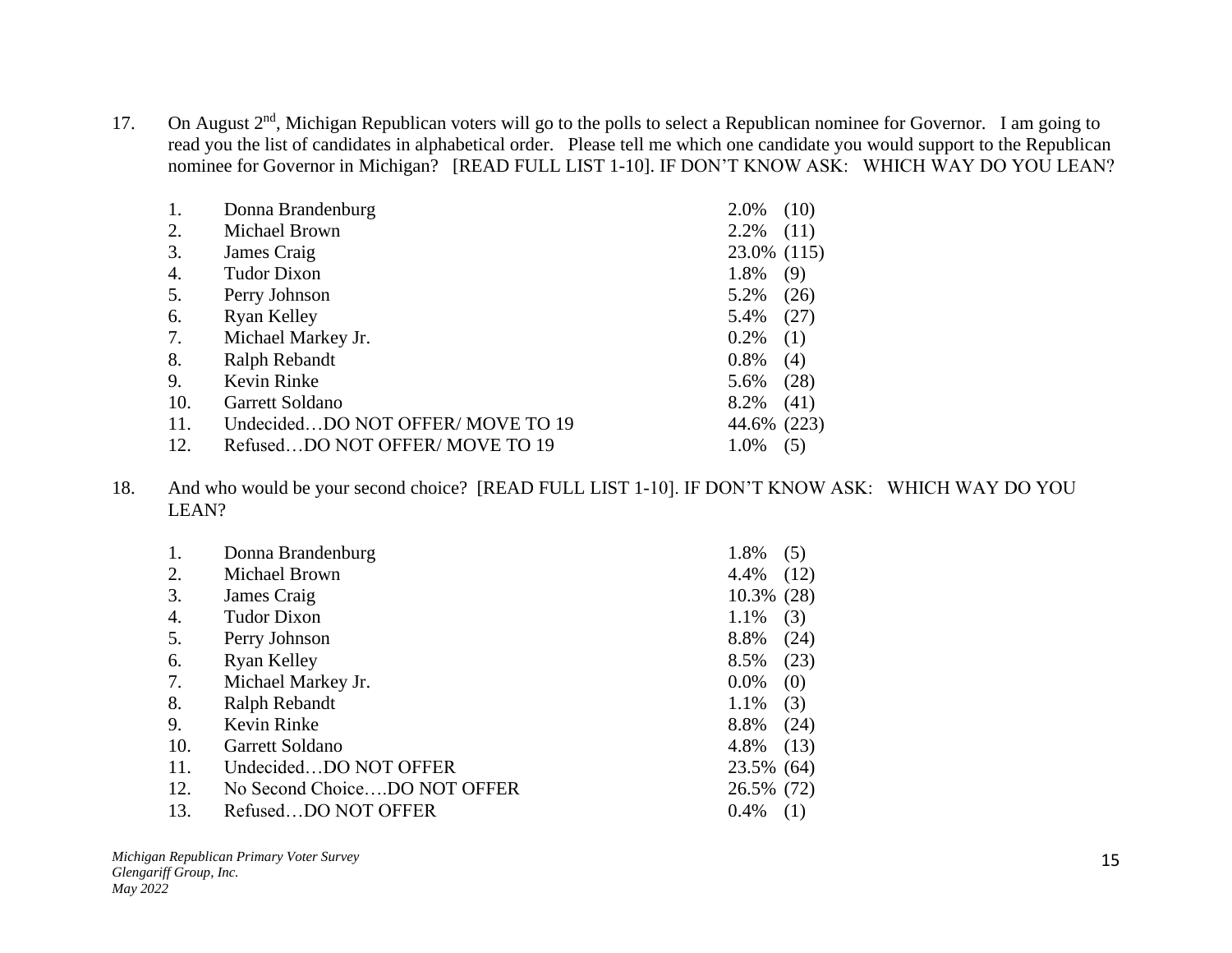17. On August 2nd, Michigan Republican voters will go to the polls to select a Republican nominee for Governor. I am going to read you the list of candidates in alphabetical order. Please tell me which one candidate you would support to the Republican nominee for Governor in Michigan? [READ FULL LIST 1-10]. IF DON'T KNOW ASK: WHICH WAY DO YOU LEAN?

| | | |
|---|---|---|
| 1. | Donna Brandenburg | 2.0% (10) |
| 2. | Michael Brown | 2.2% (11) |
| 3. | James Craig | 23.0% (115) |
| 4. | Tudor Dixon | 1.8% (9) |
| 5. | Perry Johnson | 5.2% (26) |
| 6. | Ryan Kelley | 5.4% (27) |
| 7. | Michael Markey Jr. | 0.2% (1) |
| 8. | Ralph Rebandt | 0.8% (4) |
| 9. | Kevin Rinke | 5.6% (28) |
| 10. | Garrett Soldano | 8.2% (41) |
| 11. | Undecided…DO NOT OFFER/ MOVE TO 19 | 44.6% (223) |
| 12. | Refused…DO NOT OFFER/ MOVE TO 19 | 1.0% (5) |

18. And who would be your second choice? [READ FULL LIST 1-10]. IF DON'T KNOW ASK: WHICH WAY DO YOU LEAN?

| | | |
|---|---|---|
| 1. | Donna Brandenburg | 1.8% (5) |
| 2. | Michael Brown | 4.4% (12) |
| 3. | James Craig | 10.3% (28) |
| 4. | Tudor Dixon | 1.1% (3) |
| 5. | Perry Johnson | 8.8% (24) |
| 6. | Ryan Kelley | 8.5% (23) |
| 7. | Michael Markey Jr. | 0.0% (0) |
| 8. | Ralph Rebandt | 1.1% (3) |
| 9. | Kevin Rinke | 8.8% (24) |
| 10. | Garrett Soldano | 4.8% (13) |
| 11. | Undecided…DO NOT OFFER | 23.5% (64) |
| 12. | No Second Choice….DO NOT OFFER | 26.5% (72) |
| 13. | Refused…DO NOT OFFER | 0.4% (1) |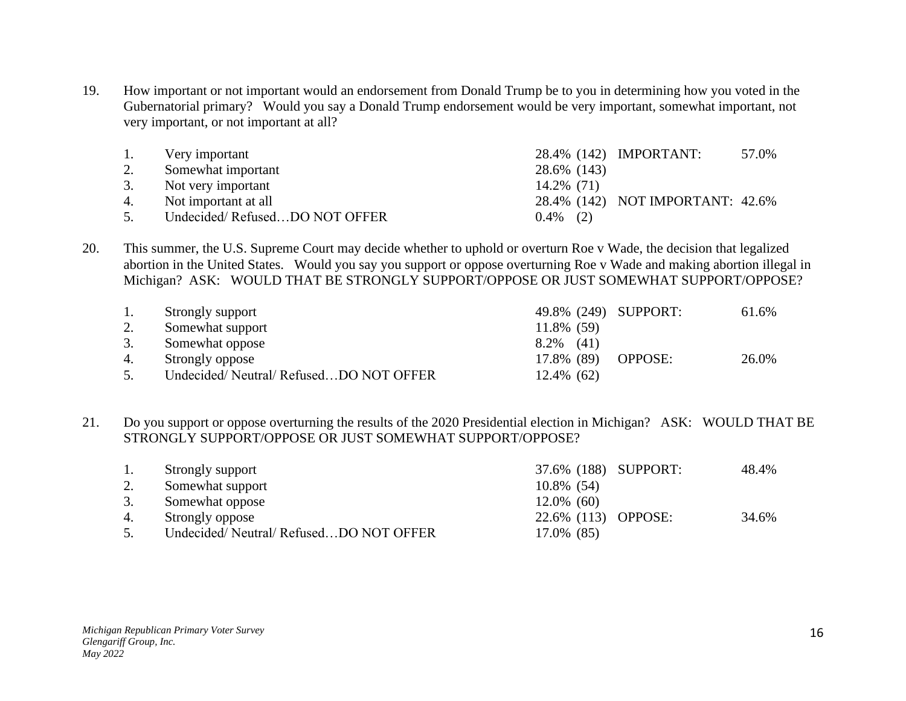19. How important or not important would an endorsement from Donald Trump be to you in determining how you voted in the Gubernatorial primary? Would you say a Donald Trump endorsement would be very important, somewhat important, not very important, or not important at all?

| | | | | |
|---|---|---|---|---|
| 1. | Very important | 28.4% (142) | IMPORTANT: | 57.0% |
| 2. | Somewhat important | 28.6% (143) | | |
| 3. | Not very important | 14.2% (71) | | |
| 4. | Not important at all | 28.4% (142) | NOT IMPORTANT: | 42.6% |
| 5. | Undecided/ Refused…DO NOT OFFER | 0.4% (2) | | |

20. This summer, the U.S. Supreme Court may decide whether to uphold or overturn Roe v Wade, the decision that legalized abortion in the United States. Would you say you support or oppose overturning Roe v Wade and making abortion illegal in Michigan? ASK: WOULD THAT BE STRONGLY SUPPORT/OPPOSE OR JUST SOMEWHAT SUPPORT/OPPOSE?

| | | | | |
|---|---|---|---|---|
| 1. | Strongly support | 49.8% (249) | SUPPORT: | 61.6% |
| 2. | Somewhat support | 11.8% (59) | | |
| 3. | Somewhat oppose | 8.2% (41) | | |
| 4. | Strongly oppose | 17.8% (89) | OPPOSE: | 26.0% |
| 5. | Undecided/ Neutral/ Refused…DO NOT OFFER | 12.4% (62) | | |

21. Do you support or oppose overturning the results of the 2020 Presidential election in Michigan? ASK: WOULD THAT BE STRONGLY SUPPORT/OPPOSE OR JUST SOMEWHAT SUPPORT/OPPOSE?

| | | | | |
|---|---|---|---|---|
| 1. | Strongly support | 37.6% (188) | SUPPORT: | 48.4% |
| 2. | Somewhat support | 10.8% (54) | | |
| 3. | Somewhat oppose | 12.0% (60) | | |
| 4. | Strongly oppose | 22.6% (113) | OPPOSE: | 34.6% |
| 5. | Undecided/ Neutral/ Refused…DO NOT OFFER | 17.0% (85) | | |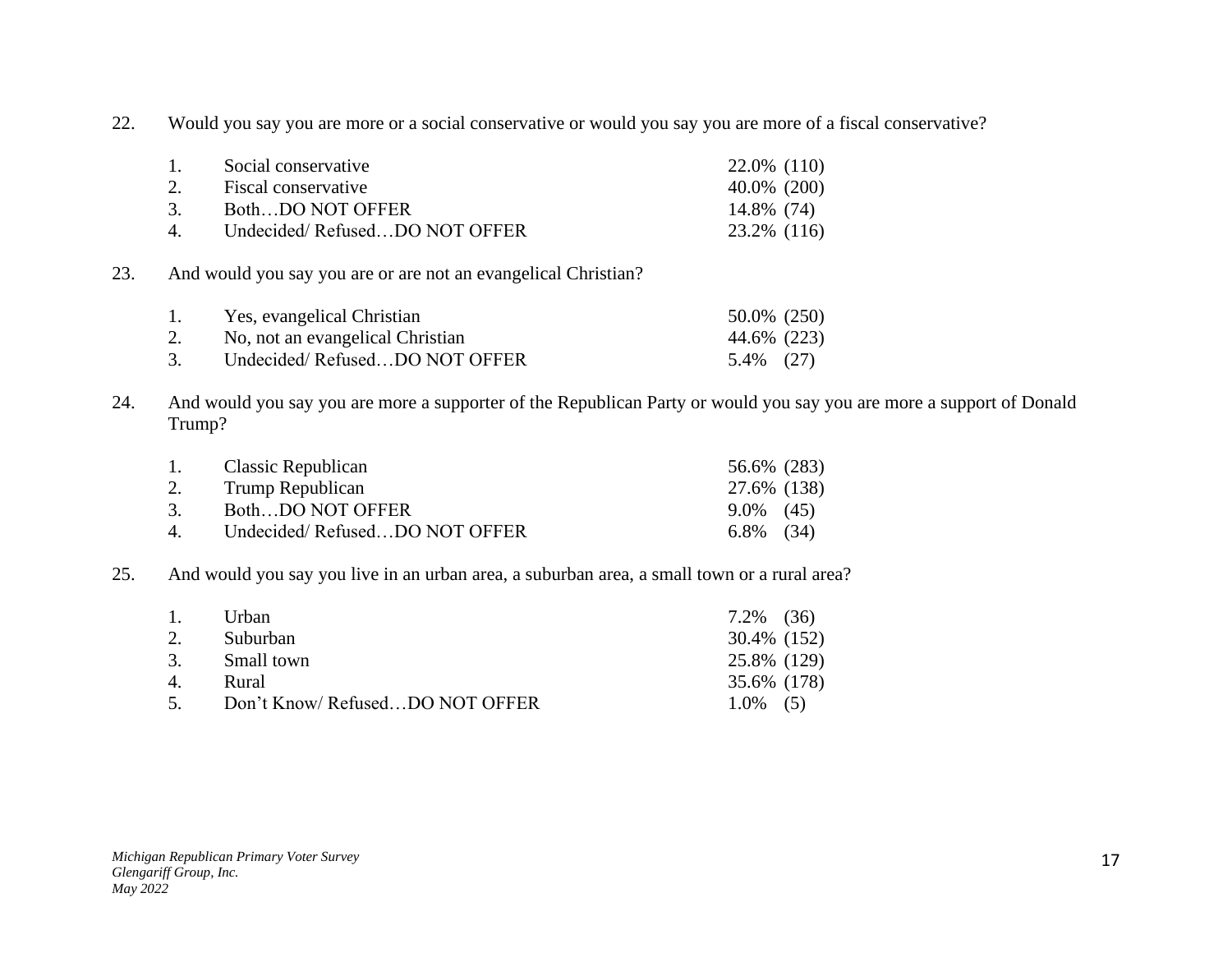22. Would you say you are more or a social conservative or would you say you are more of a fiscal conservative?

| | | |
|---|---|---|
| 1. | Social conservative | 22.0% (110) |
| 2. | Fiscal conservative | 40.0% (200) |
| 3. | Both…DO NOT OFFER | 14.8% (74) |
| 4. | Undecided/ Refused…DO NOT OFFER | 23.2% (116) |

23. And would you say you are or are not an evangelical Christian?

| | | |
|---|---|---|
| 1. | Yes, evangelical Christian | 50.0% (250) |
| 2. | No, not an evangelical Christian | 44.6% (223) |
| 3. | Undecided/ Refused…DO NOT OFFER | 5.4% (27) |

24. And would you say you are more a supporter of the Republican Party or would you say you are more a support of Donald Trump?

| | | |
|---|---|---|
| 1. | Classic Republican | 56.6% (283) |
| 2. | Trump Republican | 27.6% (138) |
| 3. | Both…DO NOT OFFER | 9.0% (45) |
| 4. | Undecided/ Refused…DO NOT OFFER | 6.8% (34) |

25. And would you say you live in an urban area, a suburban area, a small town or a rural area?

| | | |
|---|---|---|
| 1. | Urban | 7.2% (36) |
| 2. | Suburban | 30.4% (152) |
| 3. | Small town | 25.8% (129) |
| 4. | Rural | 35.6% (178) |
| 5. | Don't Know/ Refused…DO NOT OFFER | 1.0% (5) |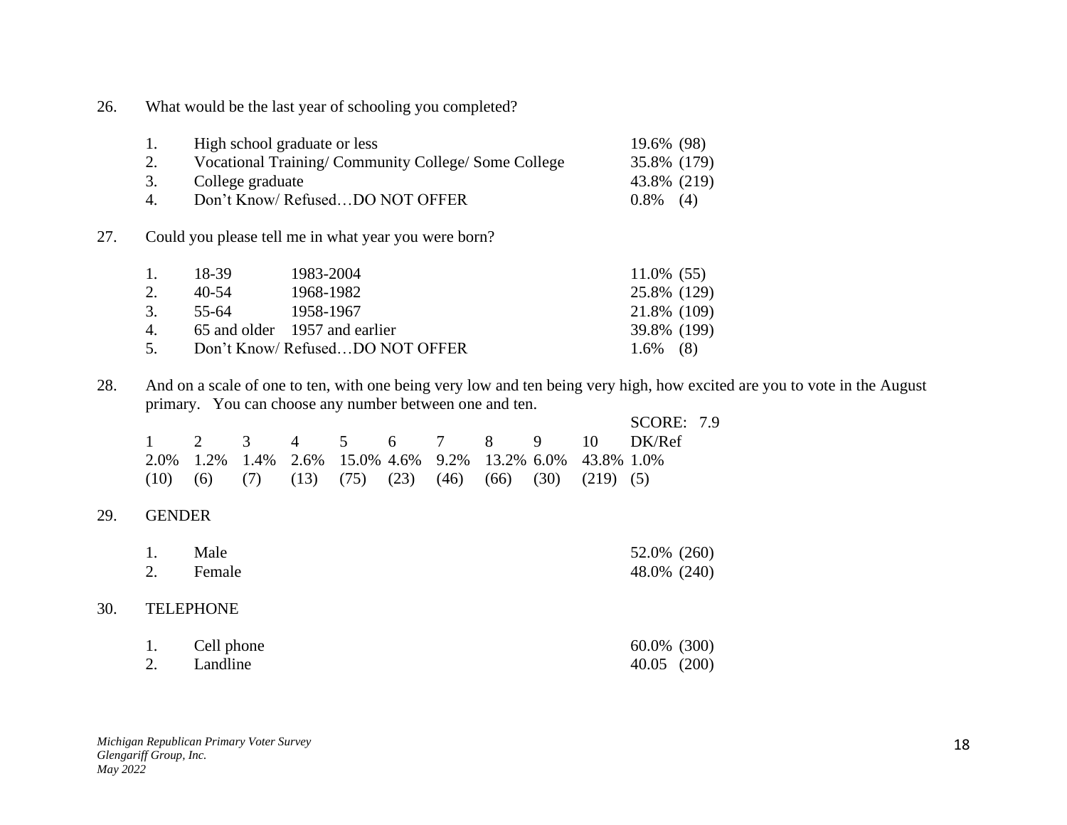26. What would be the last year of schooling you completed?

| | | |
|---|---|---|
| 1. | High school graduate or less | 19.6% (98) |
| 2. | Vocational Training/ Community College/ Some College | 35.8% (179) |
| 3. | College graduate | 43.8% (219) |
| 4. | Don't Know/ Refused…DO NOT OFFER | 0.8% (4) |

27. Could you please tell me in what year you were born?

| | | | |
|---|---|---|---|
| 1. | 18-39 | 1983-2004 | 11.0% (55) |
| 2. | 40-54 | 1968-1982 | 25.8% (129) |
| 3. | 55-64 | 1958-1967 | 21.8% (109) |
| 4. | 65 and older | 1957 and earlier | 39.8% (199) |
| 5. | Don't Know/ Refused…DO NOT OFFER | | 1.6% (8) |

28. And on a scale of one to ten, with one being very low and ten being very high, how excited are you to vote in the August primary. You can choose any number between one and ten.

SCORE: 7.9

| 1 | 2 | 3 | 4 | 5 | 6 | 7 | 8 | 9 | 10 | DK/Ref |
|---|---|---|---|---|---|---|---|---|---|---|
| 2.0% | 1.2% | 1.4% | 2.6% | 15.0% | 4.6% | 9.2% | 13.2% | 6.0% | 43.8% | 1.0% |
| (10) | (6) | (7) | (13) | (75) | (23) | (46) | (66) | (30) | (219) | (5) |

29. GENDER

| | | |
|---|---|---|
| 1. | Male | 52.0% (260) |
| 2. | Female | 48.0% (240) |

30. TELEPHONE

| | | |
|---|---|---|
| 1. | Cell phone | 60.0% (300) |
| 2. | Landline | 40.05 (200) |

*Michigan Republican Primary Voter Survey*
*Glengariff Group, Inc.*
*May 2022*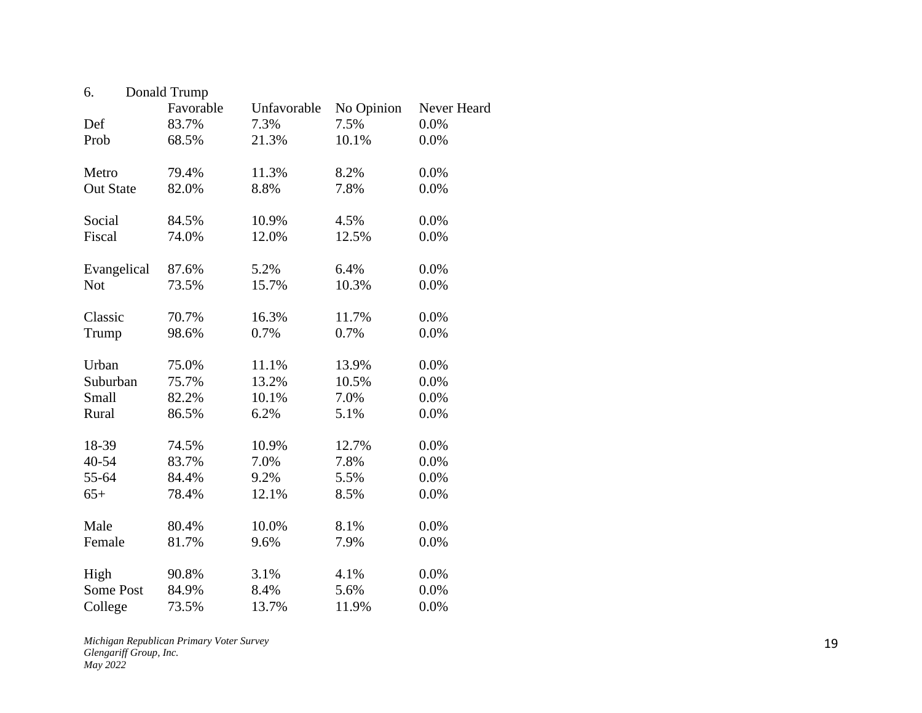6. Donald Trump

| | Favorable | Unfavorable | No Opinion | Never Heard |
|---|---|---|---|---|
| Def | 83.7% | 7.3% | 7.5% | 0.0% |
| Prob | 68.5% | 21.3% | 10.1% | 0.0% |
| | | | | |
| Metro | 79.4% | 11.3% | 8.2% | 0.0% |
| Out State | 82.0% | 8.8% | 7.8% | 0.0% |
| | | | | |
| Social | 84.5% | 10.9% | 4.5% | 0.0% |
| Fiscal | 74.0% | 12.0% | 12.5% | 0.0% |
| | | | | |
| Evangelical | 87.6% | 5.2% | 6.4% | 0.0% |
| Not | 73.5% | 15.7% | 10.3% | 0.0% |
| | | | | |
| Classic | 70.7% | 16.3% | 11.7% | 0.0% |
| Trump | 98.6% | 0.7% | 0.7% | 0.0% |
| | | | | |
| Urban | 75.0% | 11.1% | 13.9% | 0.0% |
| Suburban | 75.7% | 13.2% | 10.5% | 0.0% |
| Small | 82.2% | 10.1% | 7.0% | 0.0% |
| Rural | 86.5% | 6.2% | 5.1% | 0.0% |
| | | | | |
| 18-39 | 74.5% | 10.9% | 12.7% | 0.0% |
| 40-54 | 83.7% | 7.0% | 7.8% | 0.0% |
| 55-64 | 84.4% | 9.2% | 5.5% | 0.0% |
| 65+ | 78.4% | 12.1% | 8.5% | 0.0% |
| | | | | |
| Male | 80.4% | 10.0% | 8.1% | 0.0% |
| Female | 81.7% | 9.6% | 7.9% | 0.0% |
| | | | | |
| High | 90.8% | 3.1% | 4.1% | 0.0% |
| Some Post | 84.9% | 8.4% | 5.6% | 0.0% |
| College | 73.5% | 13.7% | 11.9% | 0.0% |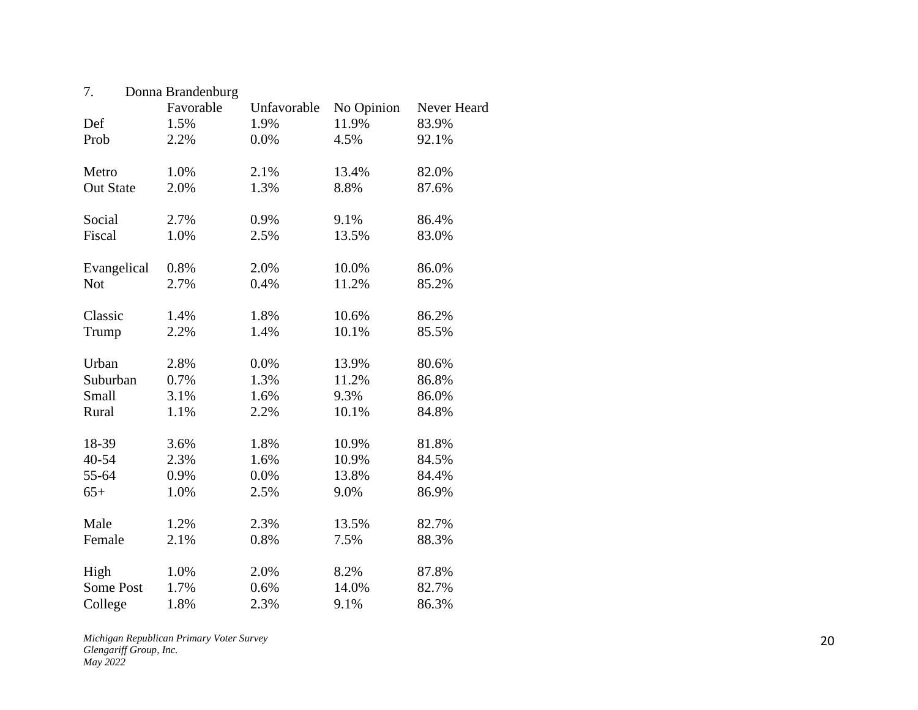7. Donna Brandenburg

| | Favorable | Unfavorable | No Opinion | Never Heard |
|---|---|---|---|---|
| Def | 1.5% | 1.9% | 11.9% | 83.9% |
| Prob | 2.2% | 0.0% | 4.5% | 92.1% |
| | | | | |
| Metro | 1.0% | 2.1% | 13.4% | 82.0% |
| Out State | 2.0% | 1.3% | 8.8% | 87.6% |
| | | | | |
| Social | 2.7% | 0.9% | 9.1% | 86.4% |
| Fiscal | 1.0% | 2.5% | 13.5% | 83.0% |
| | | | | |
| Evangelical | 0.8% | 2.0% | 10.0% | 86.0% |
| Not | 2.7% | 0.4% | 11.2% | 85.2% |
| | | | | |
| Classic | 1.4% | 1.8% | 10.6% | 86.2% |
| Trump | 2.2% | 1.4% | 10.1% | 85.5% |
| | | | | |
| Urban | 2.8% | 0.0% | 13.9% | 80.6% |
| Suburban | 0.7% | 1.3% | 11.2% | 86.8% |
| Small | 3.1% | 1.6% | 9.3% | 86.0% |
| Rural | 1.1% | 2.2% | 10.1% | 84.8% |
| | | | | |
| 18-39 | 3.6% | 1.8% | 10.9% | 81.8% |
| 40-54 | 2.3% | 1.6% | 10.9% | 84.5% |
| 55-64 | 0.9% | 0.0% | 13.8% | 84.4% |
| 65+ | 1.0% | 2.5% | 9.0% | 86.9% |
| | | | | |
| Male | 1.2% | 2.3% | 13.5% | 82.7% |
| Female | 2.1% | 0.8% | 7.5% | 88.3% |
| | | | | |
| High | 1.0% | 2.0% | 8.2% | 87.8% |
| Some Post | 1.7% | 0.6% | 14.0% | 82.7% |
| College | 1.8% | 2.3% | 9.1% | 86.3% |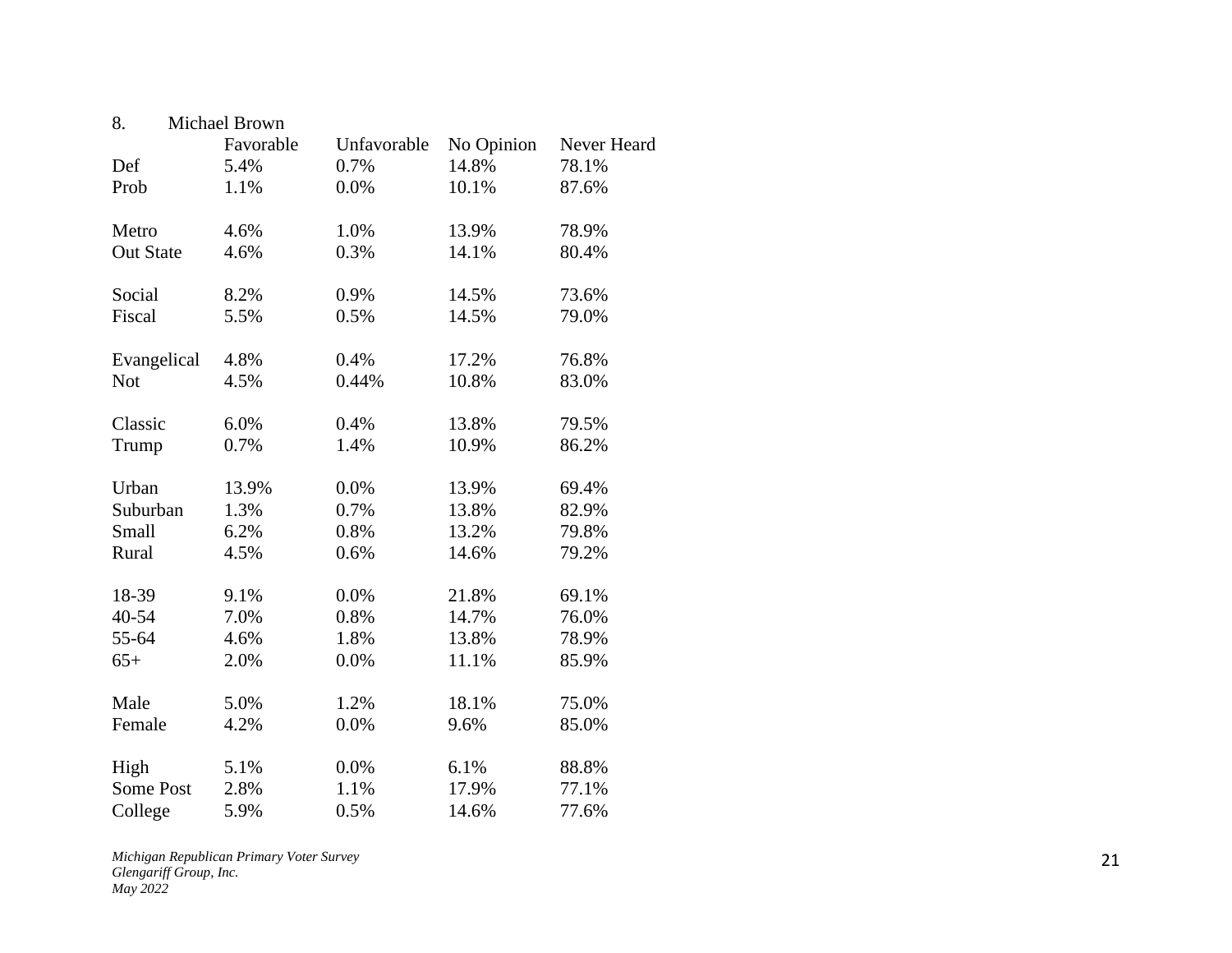8. Michael Brown

| | Favorable | Unfavorable | No Opinion | Never Heard |
|---|---|---|---|---|
| Def | 5.4% | 0.7% | 14.8% | 78.1% |
| Prob | 1.1% | 0.0% | 10.1% | 87.6% |
| | | | | |
| Metro | 4.6% | 1.0% | 13.9% | 78.9% |
| Out State | 4.6% | 0.3% | 14.1% | 80.4% |
| | | | | |
| Social | 8.2% | 0.9% | 14.5% | 73.6% |
| Fiscal | 5.5% | 0.5% | 14.5% | 79.0% |
| | | | | |
| Evangelical | 4.8% | 0.4% | 17.2% | 76.8% |
| Not | 4.5% | 0.44% | 10.8% | 83.0% |
| | | | | |
| Classic | 6.0% | 0.4% | 13.8% | 79.5% |
| Trump | 0.7% | 1.4% | 10.9% | 86.2% |
| | | | | |
| Urban | 13.9% | 0.0% | 13.9% | 69.4% |
| Suburban | 1.3% | 0.7% | 13.8% | 82.9% |
| Small | 6.2% | 0.8% | 13.2% | 79.8% |
| Rural | 4.5% | 0.6% | 14.6% | 79.2% |
| | | | | |
| 18-39 | 9.1% | 0.0% | 21.8% | 69.1% |
| 40-54 | 7.0% | 0.8% | 14.7% | 76.0% |
| 55-64 | 4.6% | 1.8% | 13.8% | 78.9% |
| 65+ | 2.0% | 0.0% | 11.1% | 85.9% |
| | | | | |
| Male | 5.0% | 1.2% | 18.1% | 75.0% |
| Female | 4.2% | 0.0% | 9.6% | 85.0% |
| | | | | |
| High | 5.1% | 0.0% | 6.1% | 88.8% |
| Some Post | 2.8% | 1.1% | 17.9% | 77.1% |
| College | 5.9% | 0.5% | 14.6% | 77.6% |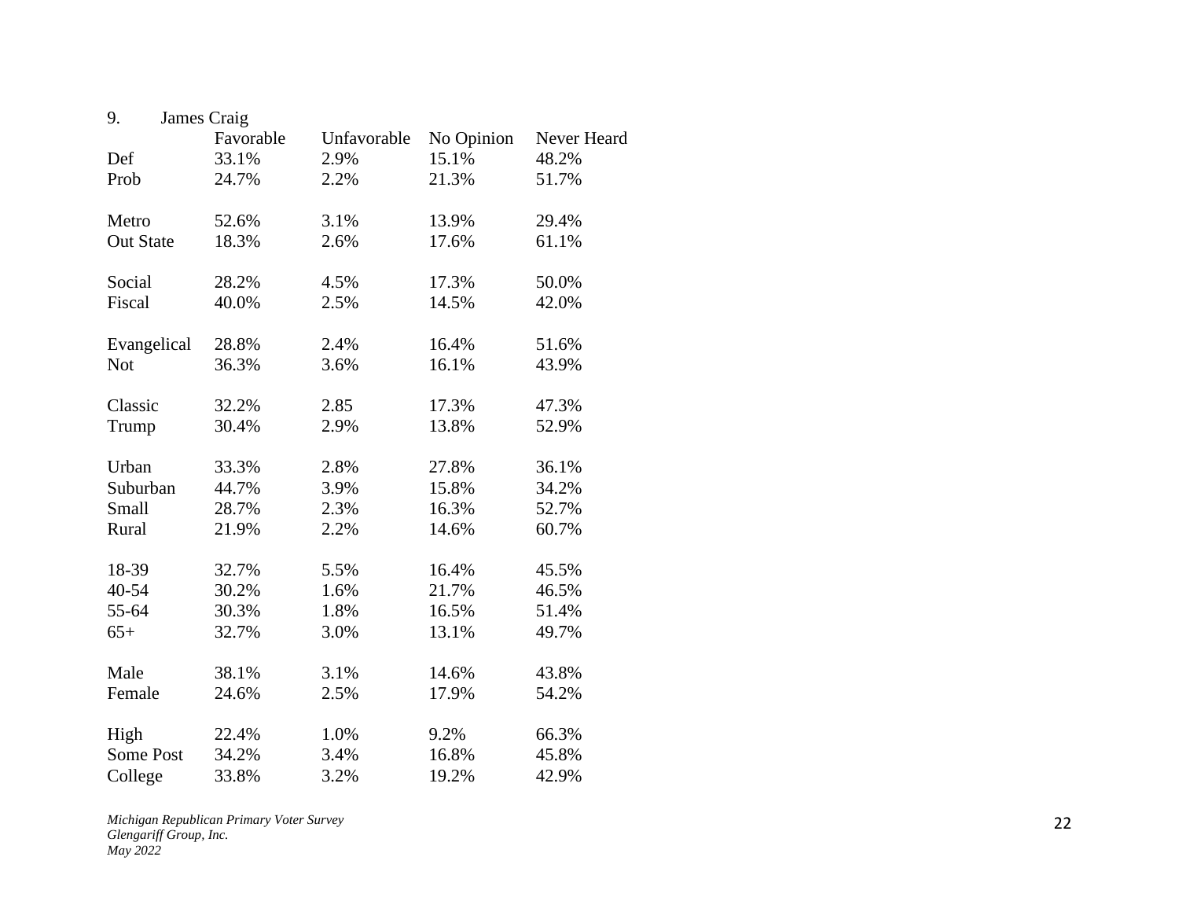9. James Craig

| | Favorable | Unfavorable | No Opinion | Never Heard |
|---|---|---|---|---|
| Def | 33.1% | 2.9% | 15.1% | 48.2% |
| Prob | 24.7% | 2.2% | 21.3% | 51.7% |
| | | | | |
| Metro | 52.6% | 3.1% | 13.9% | 29.4% |
| Out State | 18.3% | 2.6% | 17.6% | 61.1% |
| | | | | |
| Social | 28.2% | 4.5% | 17.3% | 50.0% |
| Fiscal | 40.0% | 2.5% | 14.5% | 42.0% |
| | | | | |
| Evangelical | 28.8% | 2.4% | 16.4% | 51.6% |
| Not | 36.3% | 3.6% | 16.1% | 43.9% |
| | | | | |
| Classic | 32.2% | 2.85 | 17.3% | 47.3% |
| Trump | 30.4% | 2.9% | 13.8% | 52.9% |
| | | | | |
| Urban | 33.3% | 2.8% | 27.8% | 36.1% |
| Suburban | 44.7% | 3.9% | 15.8% | 34.2% |
| Small | 28.7% | 2.3% | 16.3% | 52.7% |
| Rural | 21.9% | 2.2% | 14.6% | 60.7% |
| | | | | |
| 18-39 | 32.7% | 5.5% | 16.4% | 45.5% |
| 40-54 | 30.2% | 1.6% | 21.7% | 46.5% |
| 55-64 | 30.3% | 1.8% | 16.5% | 51.4% |
| 65+ | 32.7% | 3.0% | 13.1% | 49.7% |
| | | | | |
| Male | 38.1% | 3.1% | 14.6% | 43.8% |
| Female | 24.6% | 2.5% | 17.9% | 54.2% |
| | | | | |
| High | 22.4% | 1.0% | 9.2% | 66.3% |
| Some Post | 34.2% | 3.4% | 16.8% | 45.8% |
| College | 33.8% | 3.2% | 19.2% | 42.9% |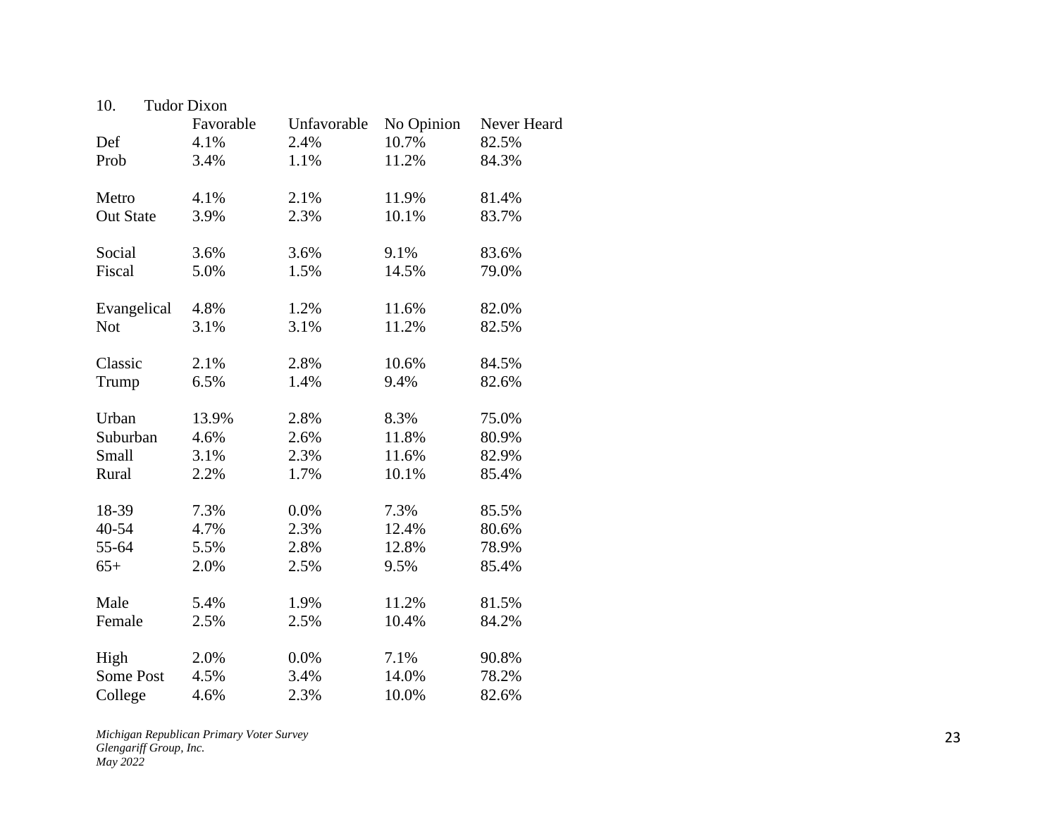10. Tudor Dixon

| | Favorable | Unfavorable | No Opinion | Never Heard |
|---|---|---|---|---|
| Def | 4.1% | 2.4% | 10.7% | 82.5% |
| Prob | 3.4% | 1.1% | 11.2% | 84.3% |
| | | | | |
| Metro | 4.1% | 2.1% | 11.9% | 81.4% |
| Out State | 3.9% | 2.3% | 10.1% | 83.7% |
| | | | | |
| Social | 3.6% | 3.6% | 9.1% | 83.6% |
| Fiscal | 5.0% | 1.5% | 14.5% | 79.0% |
| | | | | |
| Evangelical | 4.8% | 1.2% | 11.6% | 82.0% |
| Not | 3.1% | 3.1% | 11.2% | 82.5% |
| | | | | |
| Classic | 2.1% | 2.8% | 10.6% | 84.5% |
| Trump | 6.5% | 1.4% | 9.4% | 82.6% |
| | | | | |
| Urban | 13.9% | 2.8% | 8.3% | 75.0% |
| Suburban | 4.6% | 2.6% | 11.8% | 80.9% |
| Small | 3.1% | 2.3% | 11.6% | 82.9% |
| Rural | 2.2% | 1.7% | 10.1% | 85.4% |
| | | | | |
| 18-39 | 7.3% | 0.0% | 7.3% | 85.5% |
| 40-54 | 4.7% | 2.3% | 12.4% | 80.6% |
| 55-64 | 5.5% | 2.8% | 12.8% | 78.9% |
| 65+ | 2.0% | 2.5% | 9.5% | 85.4% |
| | | | | |
| Male | 5.4% | 1.9% | 11.2% | 81.5% |
| Female | 2.5% | 2.5% | 10.4% | 84.2% |
| | | | | |
| High | 2.0% | 0.0% | 7.1% | 90.8% |
| Some Post | 4.5% | 3.4% | 14.0% | 78.2% |
| College | 4.6% | 2.3% | 10.0% | 82.6% |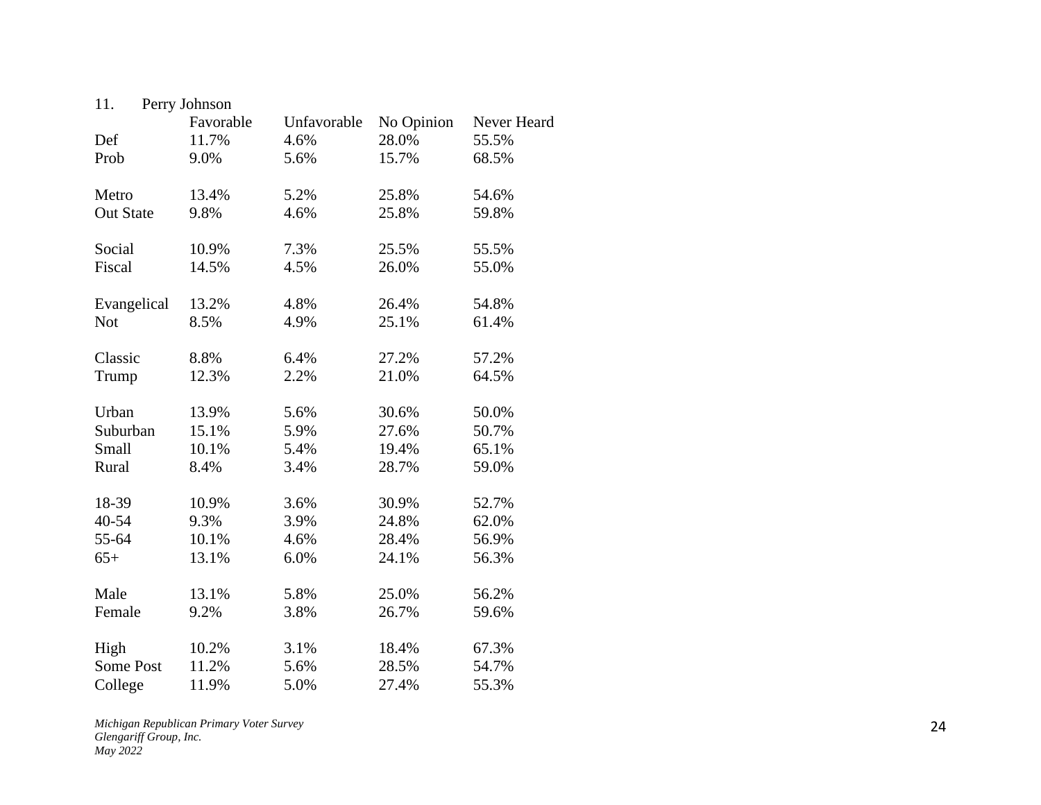11. Perry Johnson

| | Favorable | Unfavorable | No Opinion | Never Heard |
|---|---|---|---|---|
| Def | 11.7% | 4.6% | 28.0% | 55.5% |
| Prob | 9.0% | 5.6% | 15.7% | 68.5% |
| | | | | |
| Metro | 13.4% | 5.2% | 25.8% | 54.6% |
| Out State | 9.8% | 4.6% | 25.8% | 59.8% |
| | | | | |
| Social | 10.9% | 7.3% | 25.5% | 55.5% |
| Fiscal | 14.5% | 4.5% | 26.0% | 55.0% |
| | | | | |
| Evangelical | 13.2% | 4.8% | 26.4% | 54.8% |
| Not | 8.5% | 4.9% | 25.1% | 61.4% |
| | | | | |
| Classic | 8.8% | 6.4% | 27.2% | 57.2% |
| Trump | 12.3% | 2.2% | 21.0% | 64.5% |
| | | | | |
| Urban | 13.9% | 5.6% | 30.6% | 50.0% |
| Suburban | 15.1% | 5.9% | 27.6% | 50.7% |
| Small | 10.1% | 5.4% | 19.4% | 65.1% |
| Rural | 8.4% | 3.4% | 28.7% | 59.0% |
| | | | | |
| 18-39 | 10.9% | 3.6% | 30.9% | 52.7% |
| 40-54 | 9.3% | 3.9% | 24.8% | 62.0% |
| 55-64 | 10.1% | 4.6% | 28.4% | 56.9% |
| 65+ | 13.1% | 6.0% | 24.1% | 56.3% |
| | | | | |
| Male | 13.1% | 5.8% | 25.0% | 56.2% |
| Female | 9.2% | 3.8% | 26.7% | 59.6% |
| | | | | |
| High | 10.2% | 3.1% | 18.4% | 67.3% |
| Some Post | 11.2% | 5.6% | 28.5% | 54.7% |
| College | 11.9% | 5.0% | 27.4% | 55.3% |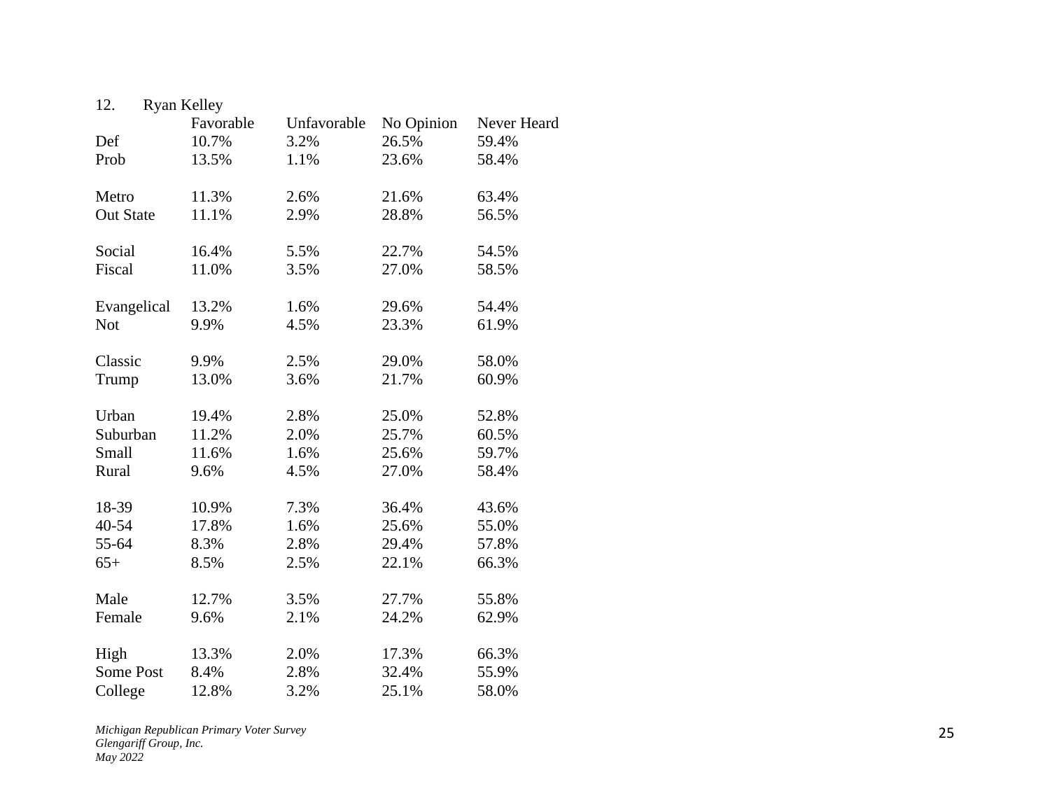12. Ryan Kelley

| | Favorable | Unfavorable | No Opinion | Never Heard |
|---|---|---|---|---|
| Def | 10.7% | 3.2% | 26.5% | 59.4% |
| Prob | 13.5% | 1.1% | 23.6% | 58.4% |
| | | | | |
| Metro | 11.3% | 2.6% | 21.6% | 63.4% |
| Out State | 11.1% | 2.9% | 28.8% | 56.5% |
| | | | | |
| Social | 16.4% | 5.5% | 22.7% | 54.5% |
| Fiscal | 11.0% | 3.5% | 27.0% | 58.5% |
| | | | | |
| Evangelical | 13.2% | 1.6% | 29.6% | 54.4% |
| Not | 9.9% | 4.5% | 23.3% | 61.9% |
| | | | | |
| Classic | 9.9% | 2.5% | 29.0% | 58.0% |
| Trump | 13.0% | 3.6% | 21.7% | 60.9% |
| | | | | |
| Urban | 19.4% | 2.8% | 25.0% | 52.8% |
| Suburban | 11.2% | 2.0% | 25.7% | 60.5% |
| Small | 11.6% | 1.6% | 25.6% | 59.7% |
| Rural | 9.6% | 4.5% | 27.0% | 58.4% |
| | | | | |
| 18-39 | 10.9% | 7.3% | 36.4% | 43.6% |
| 40-54 | 17.8% | 1.6% | 25.6% | 55.0% |
| 55-64 | 8.3% | 2.8% | 29.4% | 57.8% |
| 65+ | 8.5% | 2.5% | 22.1% | 66.3% |
| | | | | |
| Male | 12.7% | 3.5% | 27.7% | 55.8% |
| Female | 9.6% | 2.1% | 24.2% | 62.9% |
| | | | | |
| High | 13.3% | 2.0% | 17.3% | 66.3% |
| Some Post | 8.4% | 2.8% | 32.4% | 55.9% |
| College | 12.8% | 3.2% | 25.1% | 58.0% |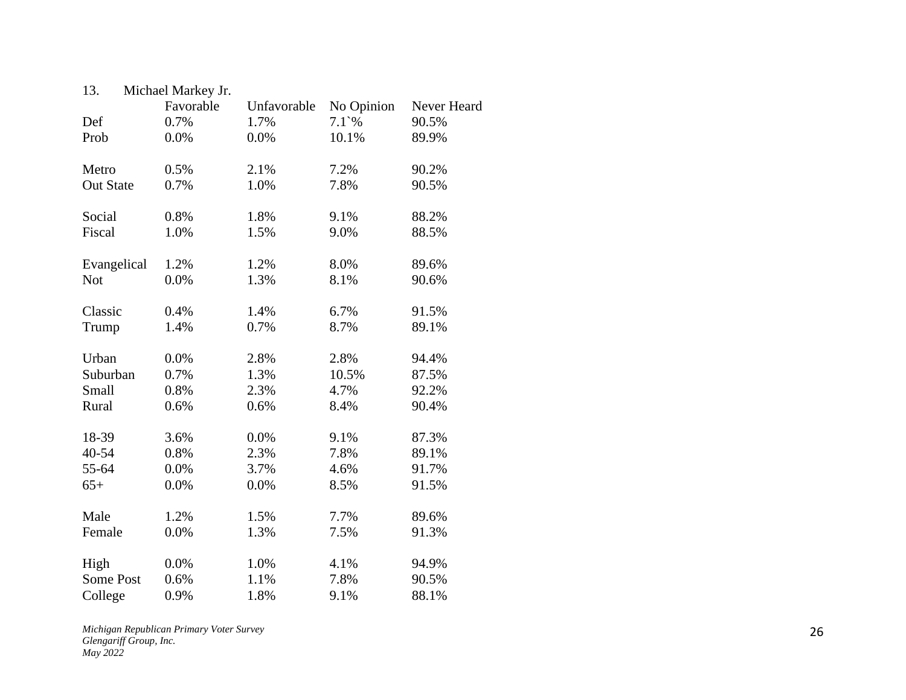13. Michael Markey Jr.

| | Favorable | Unfavorable | No Opinion | Never Heard |
|---|---|---|---|---|
| Def | 0.7% | 1.7% | 7.1`% | 90.5% |
| Prob | 0.0% | 0.0% | 10.1% | 89.9% |
| | | | | |
| Metro | 0.5% | 2.1% | 7.2% | 90.2% |
| Out State | 0.7% | 1.0% | 7.8% | 90.5% |
| | | | | |
| Social | 0.8% | 1.8% | 9.1% | 88.2% |
| Fiscal | 1.0% | 1.5% | 9.0% | 88.5% |
| | | | | |
| Evangelical | 1.2% | 1.2% | 8.0% | 89.6% |
| Not | 0.0% | 1.3% | 8.1% | 90.6% |
| | | | | |
| Classic | 0.4% | 1.4% | 6.7% | 91.5% |
| Trump | 1.4% | 0.7% | 8.7% | 89.1% |
| | | | | |
| Urban | 0.0% | 2.8% | 2.8% | 94.4% |
| Suburban | 0.7% | 1.3% | 10.5% | 87.5% |
| Small | 0.8% | 2.3% | 4.7% | 92.2% |
| Rural | 0.6% | 0.6% | 8.4% | 90.4% |
| | | | | |
| 18-39 | 3.6% | 0.0% | 9.1% | 87.3% |
| 40-54 | 0.8% | 2.3% | 7.8% | 89.1% |
| 55-64 | 0.0% | 3.7% | 4.6% | 91.7% |
| 65+ | 0.0% | 0.0% | 8.5% | 91.5% |
| | | | | |
| Male | 1.2% | 1.5% | 7.7% | 89.6% |
| Female | 0.0% | 1.3% | 7.5% | 91.3% |
| | | | | |
| High | 0.0% | 1.0% | 4.1% | 94.9% |
| Some Post | 0.6% | 1.1% | 7.8% | 90.5% |
| College | 0.9% | 1.8% | 9.1% | 88.1% |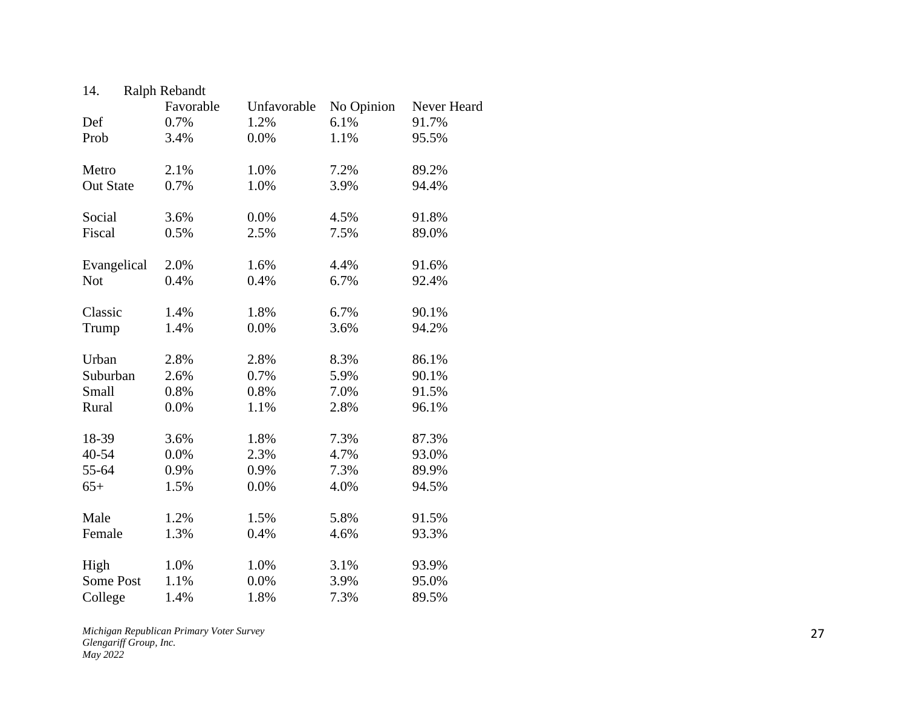14. Ralph Rebandt

| | Favorable | Unfavorable | No Opinion | Never Heard |
|---|---|---|---|---|
| Def | 0.7% | 1.2% | 6.1% | 91.7% |
| Prob | 3.4% | 0.0% | 1.1% | 95.5% |
| | | | | |
| Metro | 2.1% | 1.0% | 7.2% | 89.2% |
| Out State | 0.7% | 1.0% | 3.9% | 94.4% |
| | | | | |
| Social | 3.6% | 0.0% | 4.5% | 91.8% |
| Fiscal | 0.5% | 2.5% | 7.5% | 89.0% |
| | | | | |
| Evangelical | 2.0% | 1.6% | 4.4% | 91.6% |
| Not | 0.4% | 0.4% | 6.7% | 92.4% |
| | | | | |
| Classic | 1.4% | 1.8% | 6.7% | 90.1% |
| Trump | 1.4% | 0.0% | 3.6% | 94.2% |
| | | | | |
| Urban | 2.8% | 2.8% | 8.3% | 86.1% |
| Suburban | 2.6% | 0.7% | 5.9% | 90.1% |
| Small | 0.8% | 0.8% | 7.0% | 91.5% |
| Rural | 0.0% | 1.1% | 2.8% | 96.1% |
| | | | | |
| 18-39 | 3.6% | 1.8% | 7.3% | 87.3% |
| 40-54 | 0.0% | 2.3% | 4.7% | 93.0% |
| 55-64 | 0.9% | 0.9% | 7.3% | 89.9% |
| 65+ | 1.5% | 0.0% | 4.0% | 94.5% |
| | | | | |
| Male | 1.2% | 1.5% | 5.8% | 91.5% |
| Female | 1.3% | 0.4% | 4.6% | 93.3% |
| | | | | |
| High | 1.0% | 1.0% | 3.1% | 93.9% |
| Some Post | 1.1% | 0.0% | 3.9% | 95.0% |
| College | 1.4% | 1.8% | 7.3% | 89.5% |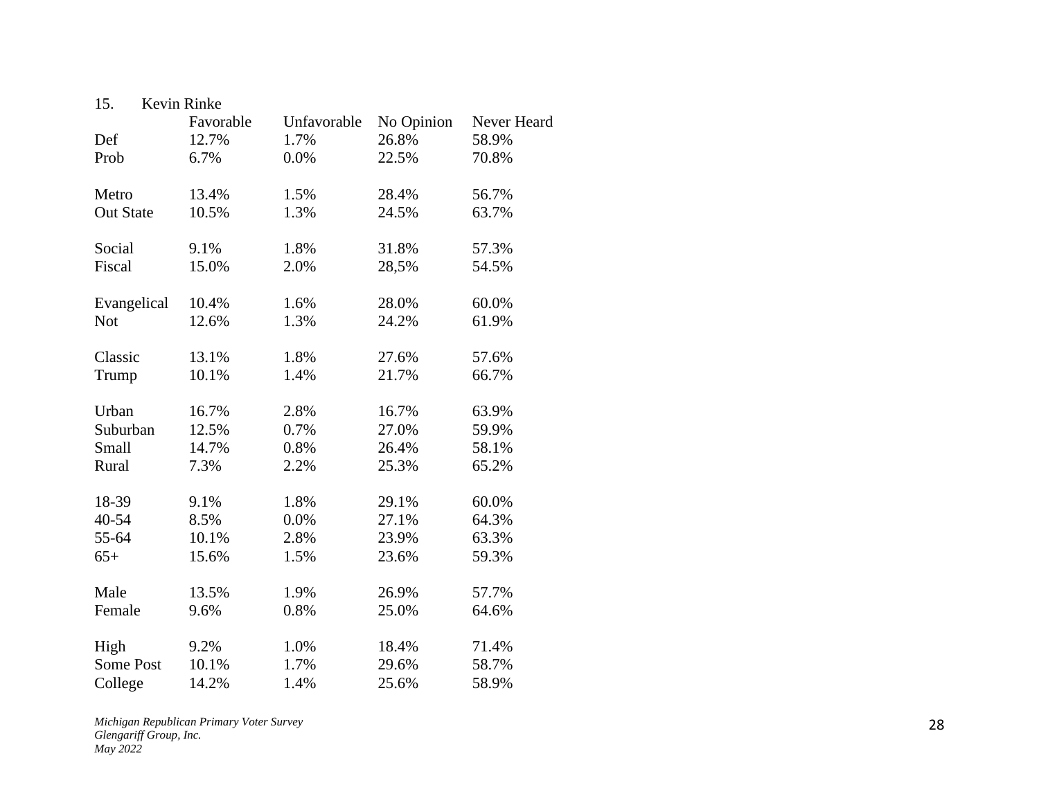15. Kevin Rinke

| | Favorable | Unfavorable | No Opinion | Never Heard |
|---|---|---|---|---|
| Def | 12.7% | 1.7% | 26.8% | 58.9% |
| Prob | 6.7% | 0.0% | 22.5% | 70.8% |
| | | | | |
| Metro | 13.4% | 1.5% | 28.4% | 56.7% |
| Out State | 10.5% | 1.3% | 24.5% | 63.7% |
| | | | | |
| Social | 9.1% | 1.8% | 31.8% | 57.3% |
| Fiscal | 15.0% | 2.0% | 28,5% | 54.5% |
| | | | | |
| Evangelical | 10.4% | 1.6% | 28.0% | 60.0% |
| Not | 12.6% | 1.3% | 24.2% | 61.9% |
| | | | | |
| Classic | 13.1% | 1.8% | 27.6% | 57.6% |
| Trump | 10.1% | 1.4% | 21.7% | 66.7% |
| | | | | |
| Urban | 16.7% | 2.8% | 16.7% | 63.9% |
| Suburban | 12.5% | 0.7% | 27.0% | 59.9% |
| Small | 14.7% | 0.8% | 26.4% | 58.1% |
| Rural | 7.3% | 2.2% | 25.3% | 65.2% |
| | | | | |
| 18-39 | 9.1% | 1.8% | 29.1% | 60.0% |
| 40-54 | 8.5% | 0.0% | 27.1% | 64.3% |
| 55-64 | 10.1% | 2.8% | 23.9% | 63.3% |
| 65+ | 15.6% | 1.5% | 23.6% | 59.3% |
| | | | | |
| Male | 13.5% | 1.9% | 26.9% | 57.7% |
| Female | 9.6% | 0.8% | 25.0% | 64.6% |
| | | | | |
| High | 9.2% | 1.0% | 18.4% | 71.4% |
| Some Post | 10.1% | 1.7% | 29.6% | 58.7% |
| College | 14.2% | 1.4% | 25.6% | 58.9% |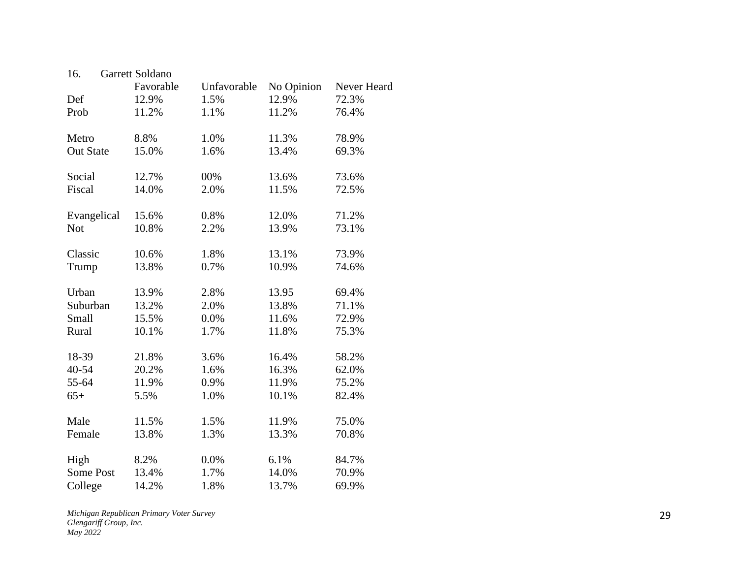16. Garrett Soldano

| | Favorable | Unfavorable | No Opinion | Never Heard |
|---|---|---|---|---|
| Def | 12.9% | 1.5% | 12.9% | 72.3% |
| Prob | 11.2% | 1.1% | 11.2% | 76.4% |
| | | | | |
| Metro | 8.8% | 1.0% | 11.3% | 78.9% |
| Out State | 15.0% | 1.6% | 13.4% | 69.3% |
| | | | | |
| Social | 12.7% | 00% | 13.6% | 73.6% |
| Fiscal | 14.0% | 2.0% | 11.5% | 72.5% |
| | | | | |
| Evangelical | 15.6% | 0.8% | 12.0% | 71.2% |
| Not | 10.8% | 2.2% | 13.9% | 73.1% |
| | | | | |
| Classic | 10.6% | 1.8% | 13.1% | 73.9% |
| Trump | 13.8% | 0.7% | 10.9% | 74.6% |
| | | | | |
| Urban | 13.9% | 2.8% | 13.95 | 69.4% |
| Suburban | 13.2% | 2.0% | 13.8% | 71.1% |
| Small | 15.5% | 0.0% | 11.6% | 72.9% |
| Rural | 10.1% | 1.7% | 11.8% | 75.3% |
| | | | | |
| 18-39 | 21.8% | 3.6% | 16.4% | 58.2% |
| 40-54 | 20.2% | 1.6% | 16.3% | 62.0% |
| 55-64 | 11.9% | 0.9% | 11.9% | 75.2% |
| 65+ | 5.5% | 1.0% | 10.1% | 82.4% |
| | | | | |
| Male | 11.5% | 1.5% | 11.9% | 75.0% |
| Female | 13.8% | 1.3% | 13.3% | 70.8% |
| | | | | |
| High | 8.2% | 0.0% | 6.1% | 84.7% |
| Some Post | 13.4% | 1.7% | 14.0% | 70.9% |
| College | 14.2% | 1.8% | 13.7% | 69.9% |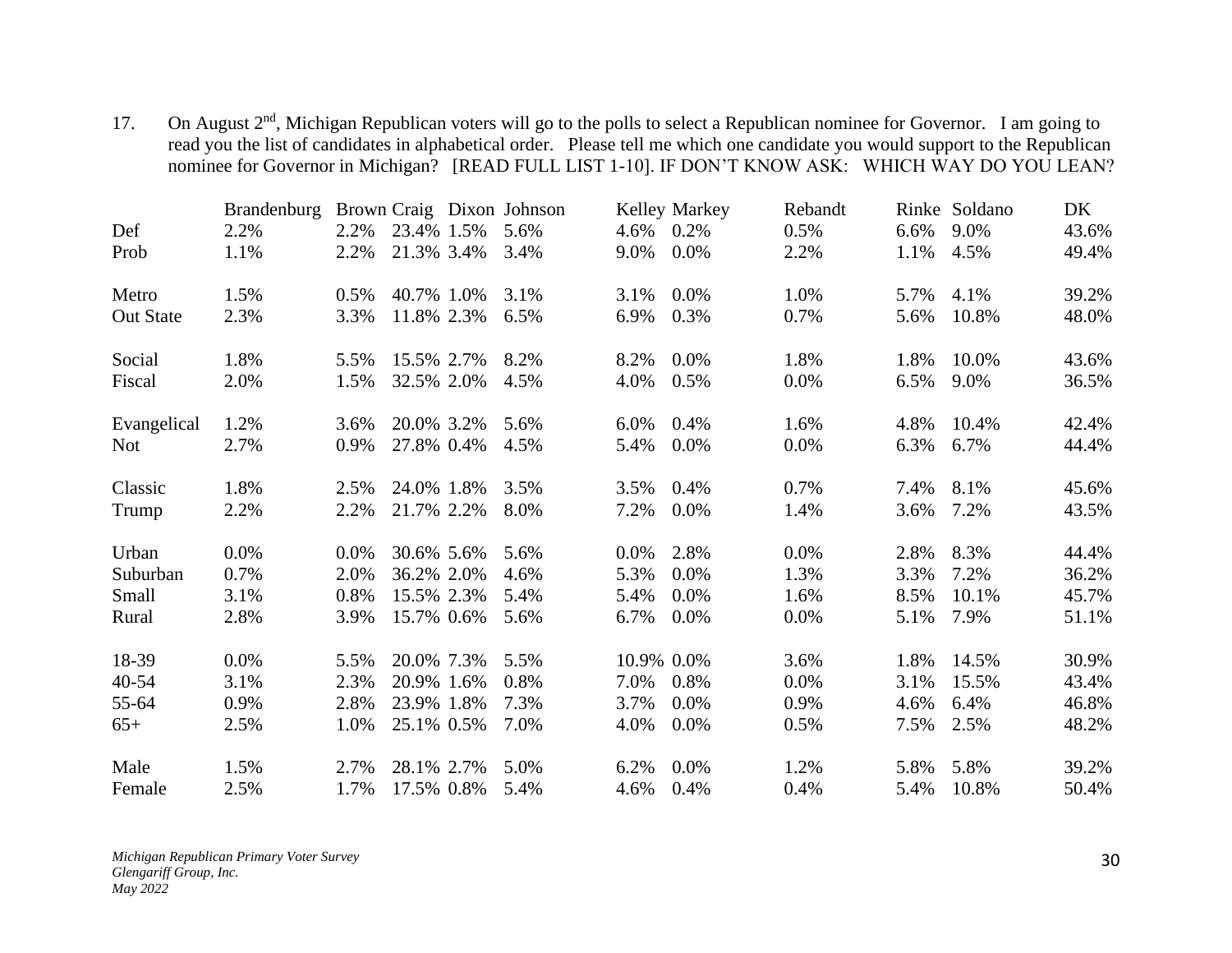17. On August 2nd, Michigan Republican voters will go to the polls to select a Republican nominee for Governor. I am going to read you the list of candidates in alphabetical order. Please tell me which one candidate you would support to the Republican nominee for Governor in Michigan? [READ FULL LIST 1-10]. IF DON'T KNOW ASK: WHICH WAY DO YOU LEAN?

| | Brandenburg | Brown | Craig | Dixon | Johnson | Kelley | Markey | Rebandt | Rinke | Soldano | DK |
|---|---|---|---|---|---|---|---|---|---|---|---|
| Def | 2.2% | 2.2% | 23.4% | 1.5% | 5.6% | 4.6% | 0.2% | 0.5% | 6.6% | 9.0% | 43.6% |
| Prob | 1.1% | 2.2% | 21.3% | 3.4% | 3.4% | 9.0% | 0.0% | 2.2% | 1.1% | 4.5% | 49.4% |
| Metro | 1.5% | 0.5% | 40.7% | 1.0% | 3.1% | 3.1% | 0.0% | 1.0% | 5.7% | 4.1% | 39.2% |
| Out State | 2.3% | 3.3% | 11.8% | 2.3% | 6.5% | 6.9% | 0.3% | 0.7% | 5.6% | 10.8% | 48.0% |
| Social | 1.8% | 5.5% | 15.5% | 2.7% | 8.2% | 8.2% | 0.0% | 1.8% | 1.8% | 10.0% | 43.6% |
| Fiscal | 2.0% | 1.5% | 32.5% | 2.0% | 4.5% | 4.0% | 0.5% | 0.0% | 6.5% | 9.0% | 36.5% |
| Evangelical | 1.2% | 3.6% | 20.0% | 3.2% | 5.6% | 6.0% | 0.4% | 1.6% | 4.8% | 10.4% | 42.4% |
| Not | 2.7% | 0.9% | 27.8% | 0.4% | 4.5% | 5.4% | 0.0% | 0.0% | 6.3% | 6.7% | 44.4% |
| Classic | 1.8% | 2.5% | 24.0% | 1.8% | 3.5% | 3.5% | 0.4% | 0.7% | 7.4% | 8.1% | 45.6% |
| Trump | 2.2% | 2.2% | 21.7% | 2.2% | 8.0% | 7.2% | 0.0% | 1.4% | 3.6% | 7.2% | 43.5% |
| Urban | 0.0% | 0.0% | 30.6% | 5.6% | 5.6% | 0.0% | 2.8% | 0.0% | 2.8% | 8.3% | 44.4% |
| Suburban | 0.7% | 2.0% | 36.2% | 2.0% | 4.6% | 5.3% | 0.0% | 1.3% | 3.3% | 7.2% | 36.2% |
| Small | 3.1% | 0.8% | 15.5% | 2.3% | 5.4% | 5.4% | 0.0% | 1.6% | 8.5% | 10.1% | 45.7% |
| Rural | 2.8% | 3.9% | 15.7% | 0.6% | 5.6% | 6.7% | 0.0% | 0.0% | 5.1% | 7.9% | 51.1% |
| 18-39 | 0.0% | 5.5% | 20.0% | 7.3% | 5.5% | 10.9% | 0.0% | 3.6% | 1.8% | 14.5% | 30.9% |
| 40-54 | 3.1% | 2.3% | 20.9% | 1.6% | 0.8% | 7.0% | 0.8% | 0.0% | 3.1% | 15.5% | 43.4% |
| 55-64 | 0.9% | 2.8% | 23.9% | 1.8% | 7.3% | 3.7% | 0.0% | 0.9% | 4.6% | 6.4% | 46.8% |
| 65+ | 2.5% | 1.0% | 25.1% | 0.5% | 7.0% | 4.0% | 0.0% | 0.5% | 7.5% | 2.5% | 48.2% |
| Male | 1.5% | 2.7% | 28.1% | 2.7% | 5.0% | 6.2% | 0.0% | 1.2% | 5.8% | 5.8% | 39.2% |
| Female | 2.5% | 1.7% | 17.5% | 0.8% | 5.4% | 4.6% | 0.4% | 0.4% | 5.4% | 10.8% | 50.4% |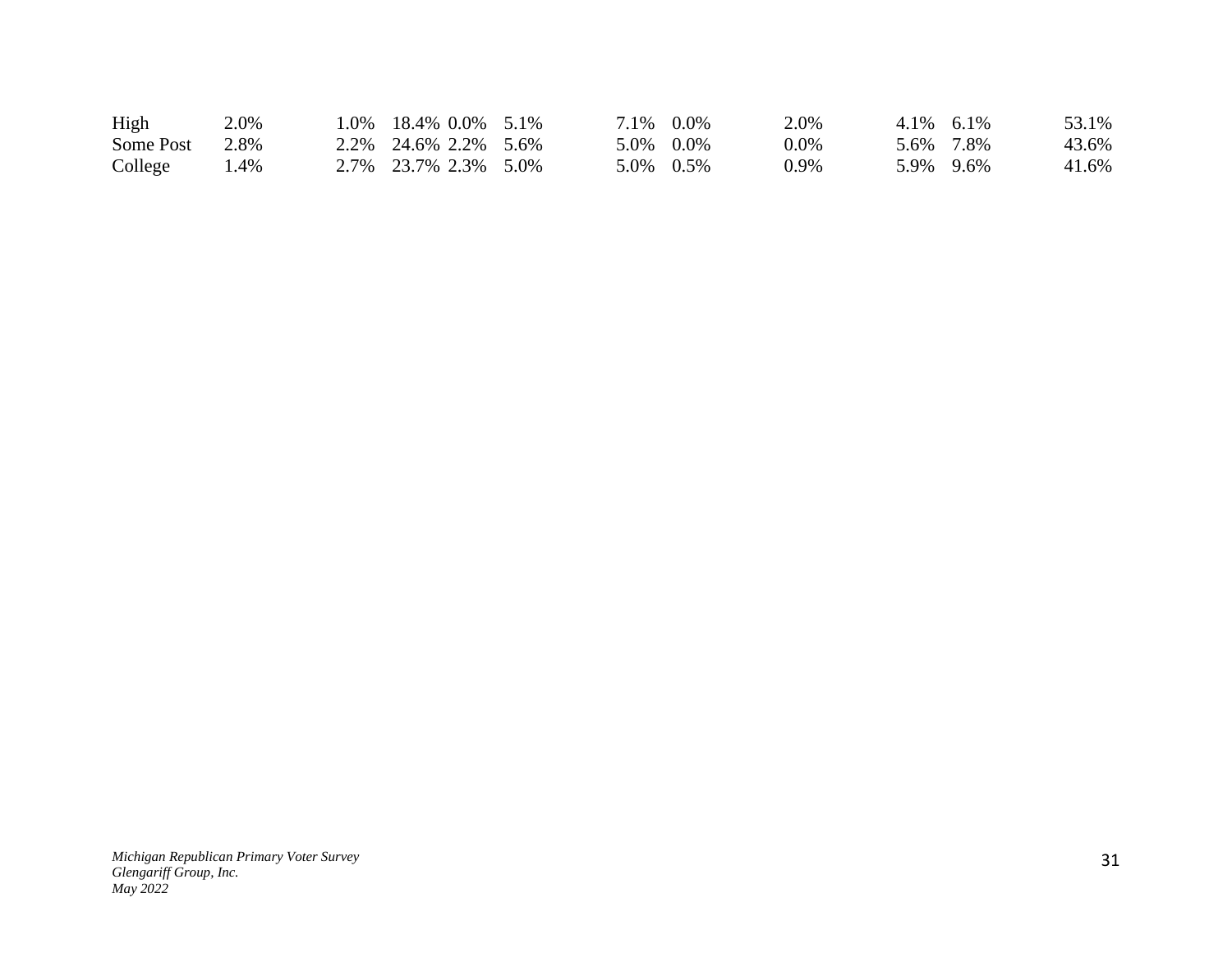| | | | | | | | | | | | |
|---|---|---|---|---|---|---|---|---|---|---|---|
| High | 2.0% | 1.0% | 18.4% | 0.0% | 5.1% | 7.1% | 0.0% | 2.0% | 4.1% | 6.1% | 53.1% |
| Some Post | 2.8% | 2.2% | 24.6% | 2.2% | 5.6% | 5.0% | 0.0% | 0.0% | 5.6% | 7.8% | 43.6% |
| College | 1.4% | 2.7% | 23.7% | 2.3% | 5.0% | 5.0% | 0.5% | 0.9% | 5.9% | 9.6% | 41.6% |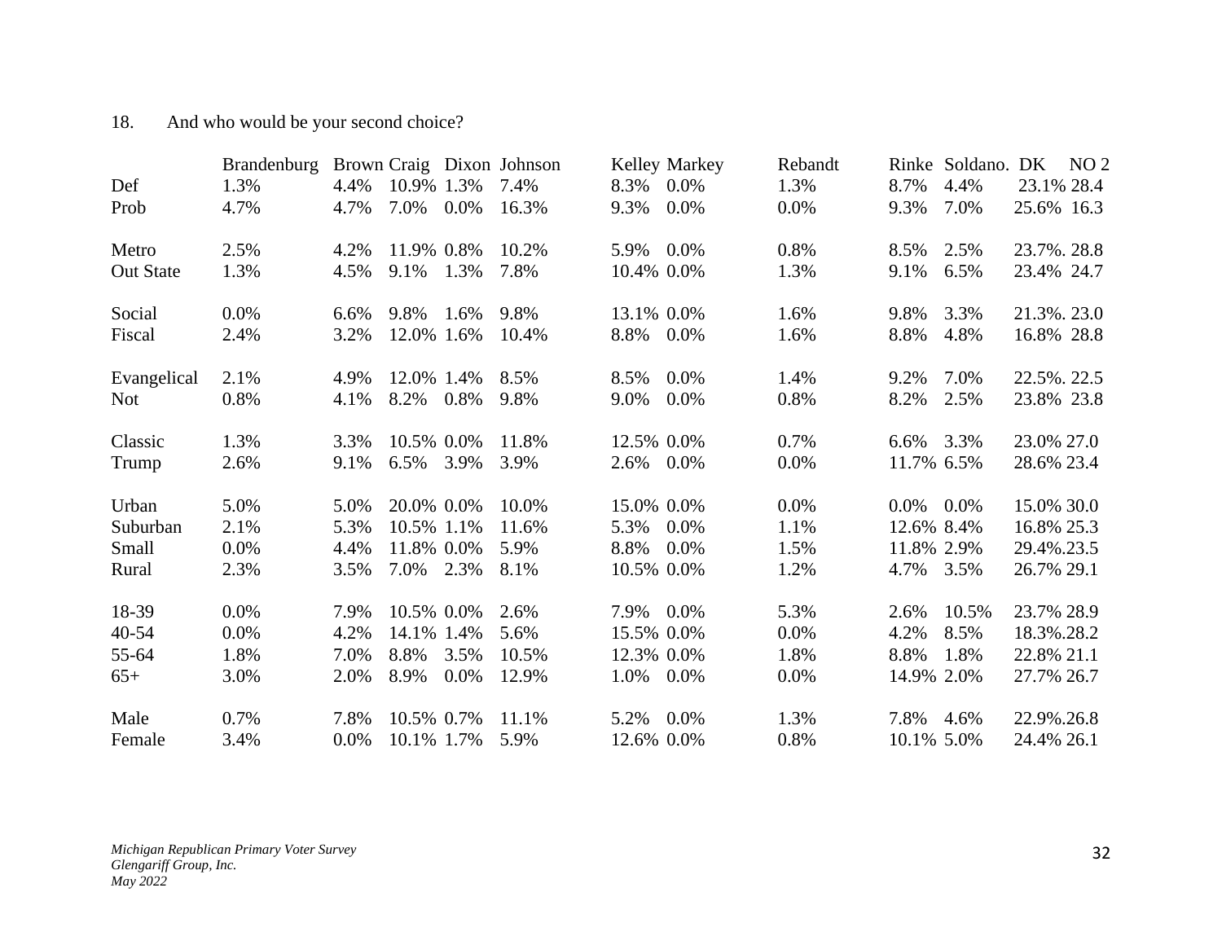18. And who would be your second choice?

| | Brandenburg | Brown | Craig | Dixon | Johnson | Kelley | Markey | Rebandt | Rinke | Soldano. | DK | NO 2 |
|---|---|---|---|---|---|---|---|---|---|---|---|---|
| Def | 1.3% | 4.4% | 10.9% | 1.3% | 7.4% | 8.3% | 0.0% | 1.3% | 8.7% | 4.4% | 23.1% | 28.4 |
| Prob | 4.7% | 4.7% | 7.0% | 0.0% | 16.3% | 9.3% | 0.0% | 0.0% | 9.3% | 7.0% | 25.6% | 16.3 |
| | | | | | | | | | | | | |
| Metro | 2.5% | 4.2% | 11.9% | 0.8% | 10.2% | 5.9% | 0.0% | 0.8% | 8.5% | 2.5% | 23.7%. | 28.8 |
| Out State | 1.3% | 4.5% | 9.1% | 1.3% | 7.8% | 10.4% | 0.0% | 1.3% | 9.1% | 6.5% | 23.4% | 24.7 |
| | | | | | | | | | | | | |
| Social | 0.0% | 6.6% | 9.8% | 1.6% | 9.8% | 13.1% | 0.0% | 1.6% | 9.8% | 3.3% | 21.3%. | 23.0 |
| Fiscal | 2.4% | 3.2% | 12.0% | 1.6% | 10.4% | 8.8% | 0.0% | 1.6% | 8.8% | 4.8% | 16.8% | 28.8 |
| | | | | | | | | | | | | |
| Evangelical | 2.1% | 4.9% | 12.0% | 1.4% | 8.5% | 8.5% | 0.0% | 1.4% | 9.2% | 7.0% | 22.5%. | 22.5 |
| Not | 0.8% | 4.1% | 8.2% | 0.8% | 9.8% | 9.0% | 0.0% | 0.8% | 8.2% | 2.5% | 23.8% | 23.8 |
| | | | | | | | | | | | | |
| Classic | 1.3% | 3.3% | 10.5% | 0.0% | 11.8% | 12.5% | 0.0% | 0.7% | 6.6% | 3.3% | 23.0% | 27.0 |
| Trump | 2.6% | 9.1% | 6.5% | 3.9% | 3.9% | 2.6% | 0.0% | 0.0% | 11.7% | 6.5% | 28.6% | 23.4 |
| | | | | | | | | | | | | |
| Urban | 5.0% | 5.0% | 20.0% | 0.0% | 10.0% | 15.0% | 0.0% | 0.0% | 0.0% | 0.0% | 15.0% | 30.0 |
| Suburban | 2.1% | 5.3% | 10.5% | 1.1% | 11.6% | 5.3% | 0.0% | 1.1% | 12.6% | 8.4% | 16.8% | 25.3 |
| Small | 0.0% | 4.4% | 11.8% | 0.0% | 5.9% | 8.8% | 0.0% | 1.5% | 11.8% | 2.9% | 29.4%. | 23.5 |
| Rural | 2.3% | 3.5% | 7.0% | 2.3% | 8.1% | 10.5% | 0.0% | 1.2% | 4.7% | 3.5% | 26.7% | 29.1 |
| | | | | | | | | | | | | |
| 18-39 | 0.0% | 7.9% | 10.5% | 0.0% | 2.6% | 7.9% | 0.0% | 5.3% | 2.6% | 10.5% | 23.7% | 28.9 |
| 40-54 | 0.0% | 4.2% | 14.1% | 1.4% | 5.6% | 15.5% | 0.0% | 0.0% | 4.2% | 8.5% | 18.3%. | 28.2 |
| 55-64 | 1.8% | 7.0% | 8.8% | 3.5% | 10.5% | 12.3% | 0.0% | 1.8% | 8.8% | 1.8% | 22.8% | 21.1 |
| 65+ | 3.0% | 2.0% | 8.9% | 0.0% | 12.9% | 1.0% | 0.0% | 0.0% | 14.9% | 2.0% | 27.7% | 26.7 |
| | | | | | | | | | | | | |
| Male | 0.7% | 7.8% | 10.5% | 0.7% | 11.1% | 5.2% | 0.0% | 1.3% | 7.8% | 4.6% | 22.9%. | 26.8 |
| Female | 3.4% | 0.0% | 10.1% | 1.7% | 5.9% | 12.6% | 0.0% | 0.8% | 10.1% | 5.0% | 24.4% | 26.1 |

*Michigan Republican Primary Voter Survey*
*Glengariff Group, Inc.*
*May 2022*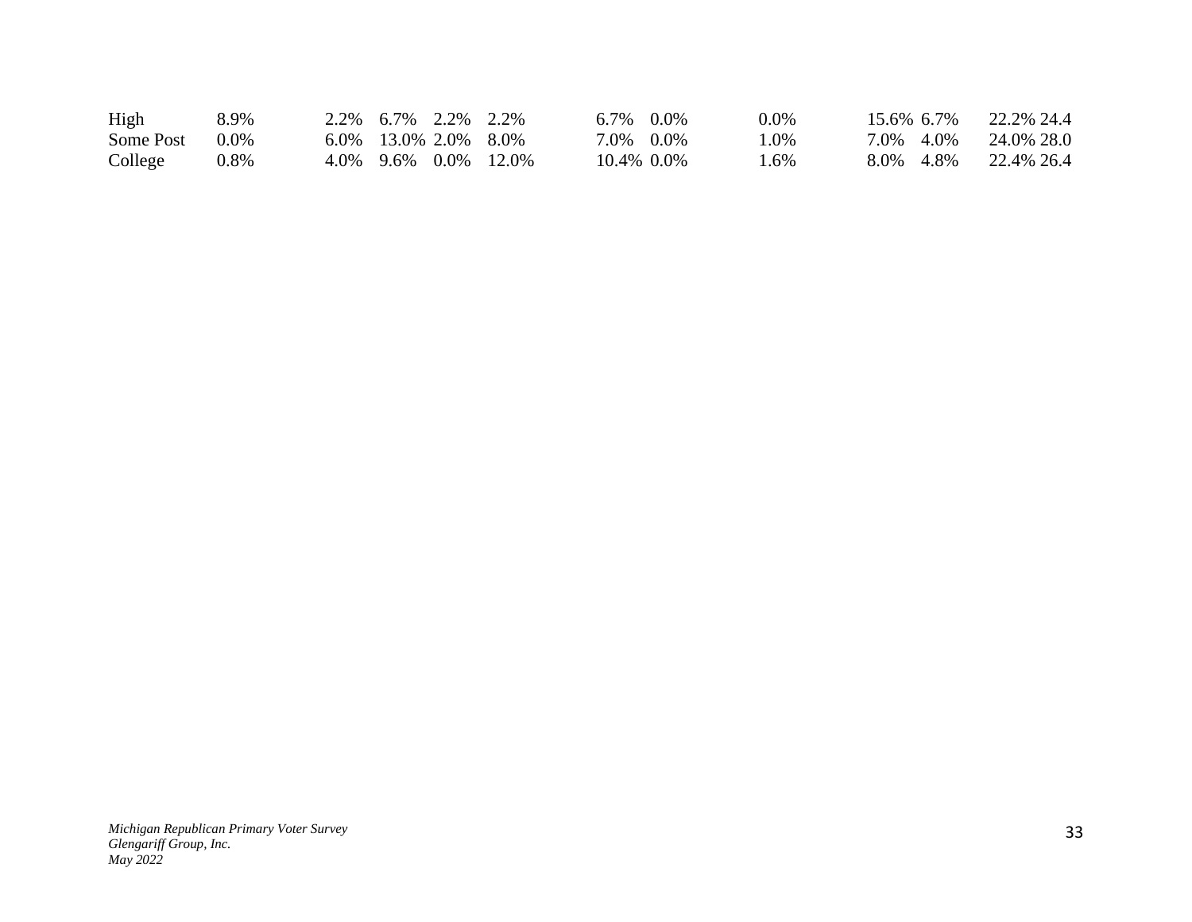| | | | | | | | | | | | | |
|---|---|---|---|---|---|---|---|---|---|---|---|---|
| High | 8.9% | 2.2% | 6.7% | 2.2% | 2.2% | 6.7% | 0.0% | 0.0% | 15.6% | 6.7% | 22.2% | 24.4 |
| Some Post | 0.0% | 6.0% | 13.0% | 2.0% | 8.0% | 7.0% | 0.0% | 1.0% | 7.0% | 4.0% | 24.0% | 28.0 |
| College | 0.8% | 4.0% | 9.6% | 0.0% | 12.0% | 10.4% | 0.0% | 1.6% | 8.0% | 4.8% | 22.4% | 26.4 |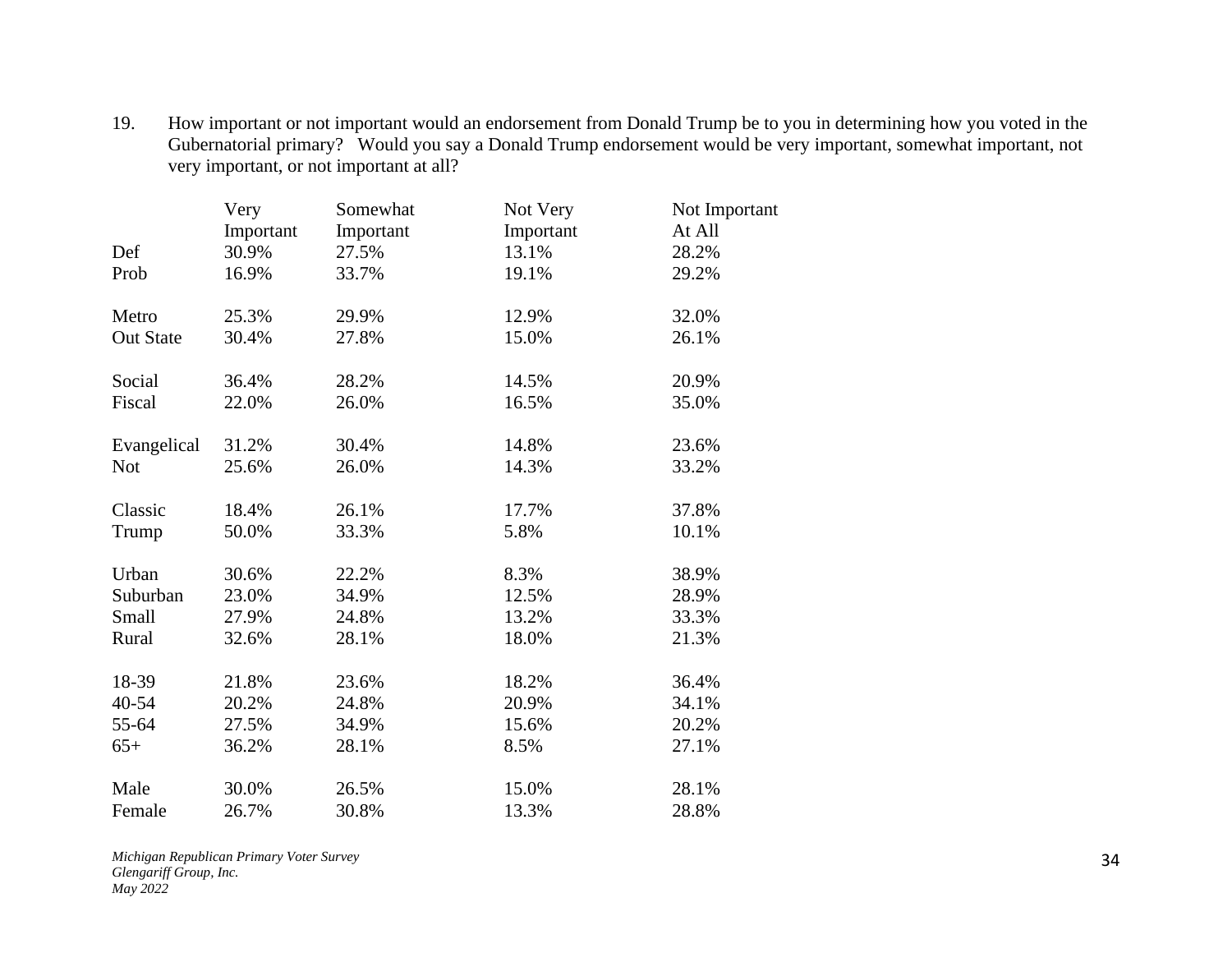19. How important or not important would an endorsement from Donald Trump be to you in determining how you voted in the Gubernatorial primary? Would you say a Donald Trump endorsement would be very important, somewhat important, not very important, or not important at all?

| | Very Important | Somewhat Important | Not Very Important | Not Important At All |
|---|---|---|---|---|
| Def | 30.9% | 27.5% | 13.1% | 28.2% |
| Prob | 16.9% | 33.7% | 19.1% | 29.2% |
| | | | | |
| Metro | 25.3% | 29.9% | 12.9% | 32.0% |
| Out State | 30.4% | 27.8% | 15.0% | 26.1% |
| | | | | |
| Social | 36.4% | 28.2% | 14.5% | 20.9% |
| Fiscal | 22.0% | 26.0% | 16.5% | 35.0% |
| | | | | |
| Evangelical | 31.2% | 30.4% | 14.8% | 23.6% |
| Not | 25.6% | 26.0% | 14.3% | 33.2% |
| | | | | |
| Classic | 18.4% | 26.1% | 17.7% | 37.8% |
| Trump | 50.0% | 33.3% | 5.8% | 10.1% |
| | | | | |
| Urban | 30.6% | 22.2% | 8.3% | 38.9% |
| Suburban | 23.0% | 34.9% | 12.5% | 28.9% |
| Small | 27.9% | 24.8% | 13.2% | 33.3% |
| Rural | 32.6% | 28.1% | 18.0% | 21.3% |
| | | | | |
| 18-39 | 21.8% | 23.6% | 18.2% | 36.4% |
| 40-54 | 20.2% | 24.8% | 20.9% | 34.1% |
| 55-64 | 27.5% | 34.9% | 15.6% | 20.2% |
| 65+ | 36.2% | 28.1% | 8.5% | 27.1% |
| | | | | |
| Male | 30.0% | 26.5% | 15.0% | 28.1% |
| Female | 26.7% | 30.8% | 13.3% | 28.8% |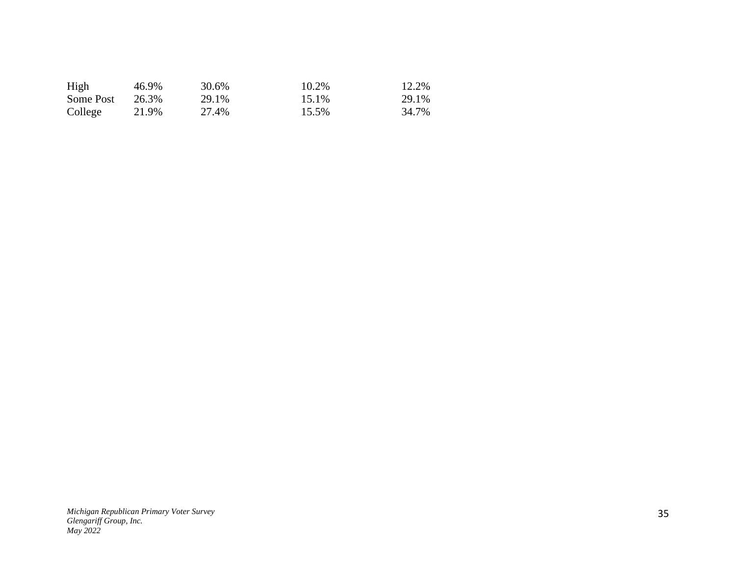| | | | | |
|---|---|---|---|---|
| High | 46.9% | 30.6% | 10.2% | 12.2% |
| Some Post | 26.3% | 29.1% | 15.1% | 29.1% |
| College | 21.9% | 27.4% | 15.5% | 34.7% |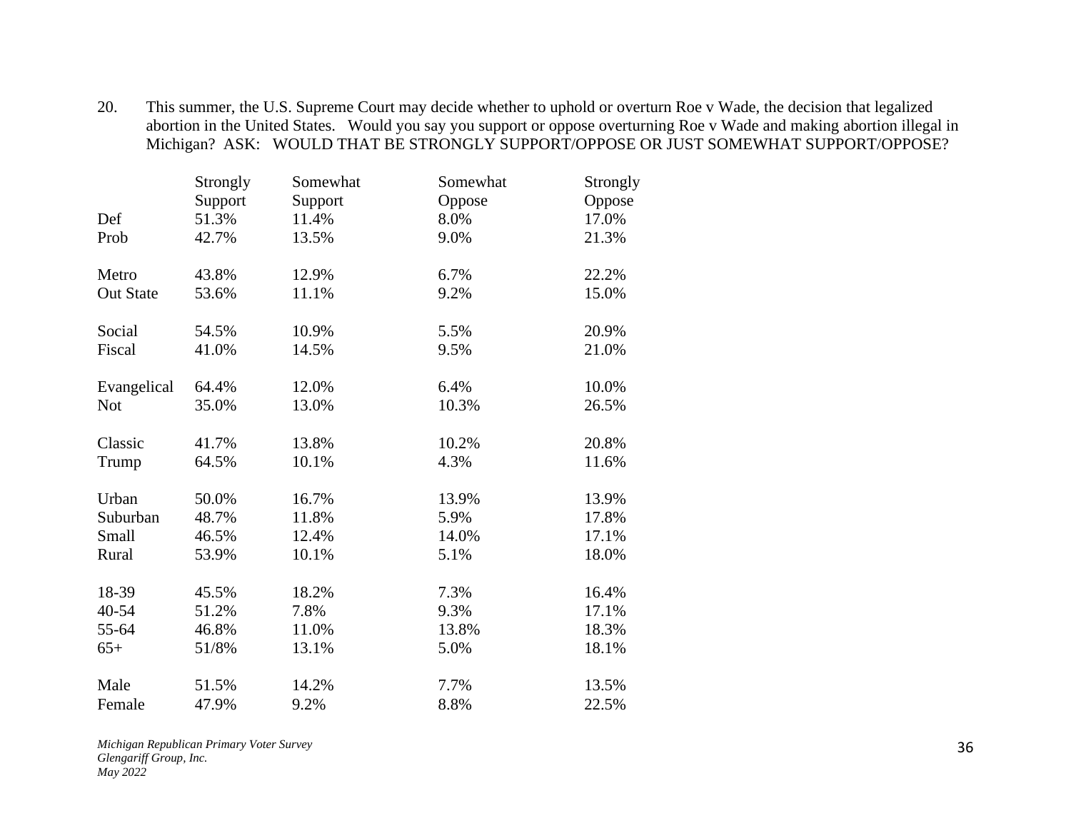20. This summer, the U.S. Supreme Court may decide whether to uphold or overturn Roe v Wade, the decision that legalized abortion in the United States. Would you say you support or oppose overturning Roe v Wade and making abortion illegal in Michigan? ASK: WOULD THAT BE STRONGLY SUPPORT/OPPOSE OR JUST SOMEWHAT SUPPORT/OPPOSE?

| | Strongly Support | Somewhat Support | Somewhat Oppose | Strongly Oppose |
|---|---|---|---|---|
| Def | 51.3% | 11.4% | 8.0% | 17.0% |
| Prob | 42.7% | 13.5% | 9.0% | 21.3% |
| | | | | |
| Metro | 43.8% | 12.9% | 6.7% | 22.2% |
| Out State | 53.6% | 11.1% | 9.2% | 15.0% |
| | | | | |
| Social | 54.5% | 10.9% | 5.5% | 20.9% |
| Fiscal | 41.0% | 14.5% | 9.5% | 21.0% |
| | | | | |
| Evangelical | 64.4% | 12.0% | 6.4% | 10.0% |
| Not | 35.0% | 13.0% | 10.3% | 26.5% |
| | | | | |
| Classic | 41.7% | 13.8% | 10.2% | 20.8% |
| Trump | 64.5% | 10.1% | 4.3% | 11.6% |
| | | | | |
| Urban | 50.0% | 16.7% | 13.9% | 13.9% |
| Suburban | 48.7% | 11.8% | 5.9% | 17.8% |
| Small | 46.5% | 12.4% | 14.0% | 17.1% |
| Rural | 53.9% | 10.1% | 5.1% | 18.0% |
| | | | | |
| 18-39 | 45.5% | 18.2% | 7.3% | 16.4% |
| 40-54 | 51.2% | 7.8% | 9.3% | 17.1% |
| 55-64 | 46.8% | 11.0% | 13.8% | 18.3% |
| 65+ | 51/8% | 13.1% | 5.0% | 18.1% |
| | | | | |
| Male | 51.5% | 14.2% | 7.7% | 13.5% |
| Female | 47.9% | 9.2% | 8.8% | 22.5% |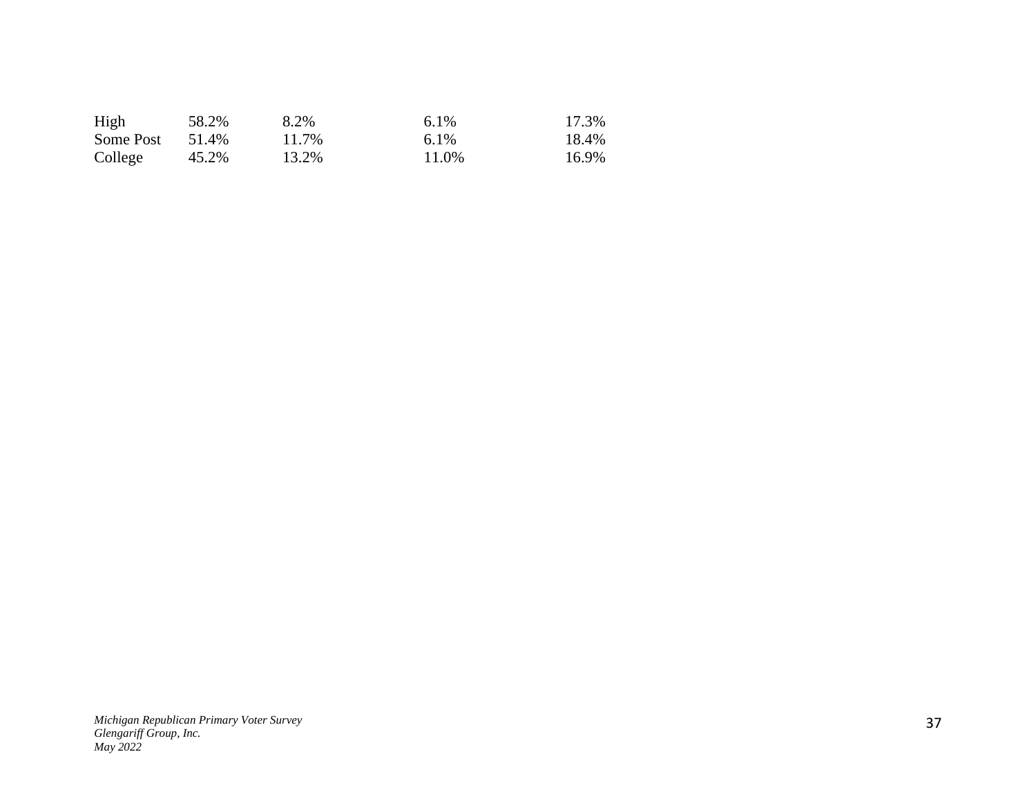| | | | | |
|---|---|---|---|---|
| High | 58.2% | 8.2% | 6.1% | 17.3% |
| Some Post | 51.4% | 11.7% | 6.1% | 18.4% |
| College | 45.2% | 13.2% | 11.0% | 16.9% |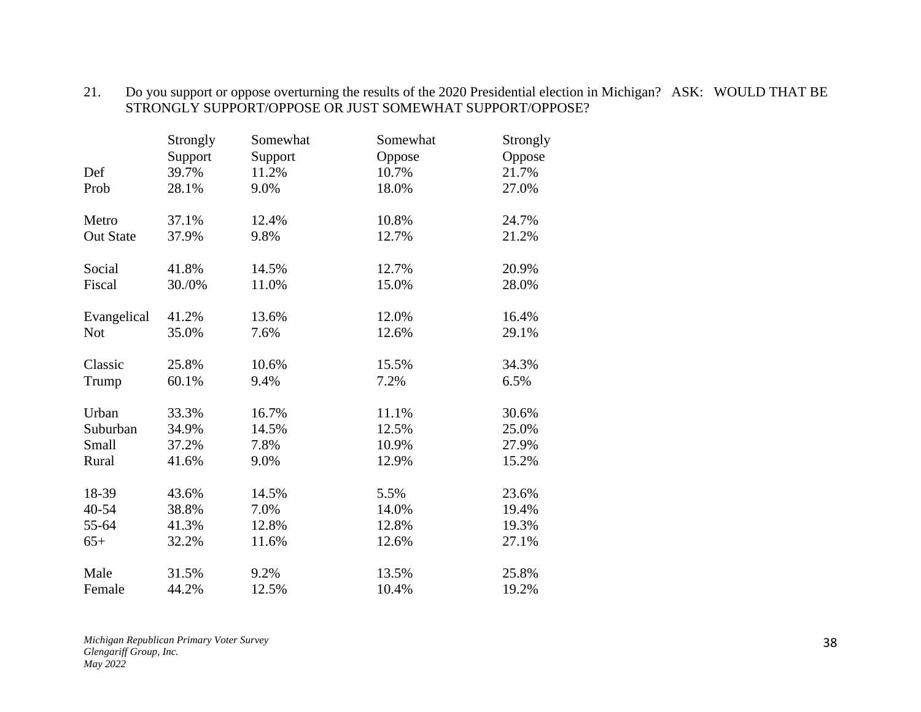21. Do you support or oppose overturning the results of the 2020 Presidential election in Michigan? ASK: WOULD THAT BE STRONGLY SUPPORT/OPPOSE OR JUST SOMEWHAT SUPPORT/OPPOSE?

| | Strongly Support | Somewhat Support | Somewhat Oppose | Strongly Oppose |
|---|---|---|---|---|
| Def | 39.7% | 11.2% | 10.7% | 21.7% |
| Prob | 28.1% | 9.0% | 18.0% | 27.0% |
| | | | | |
| Metro | 37.1% | 12.4% | 10.8% | 24.7% |
| Out State | 37.9% | 9.8% | 12.7% | 21.2% |
| | | | | |
| Social | 41.8% | 14.5% | 12.7% | 20.9% |
| Fiscal | 30./0% | 11.0% | 15.0% | 28.0% |
| | | | | |
| Evangelical | 41.2% | 13.6% | 12.0% | 16.4% |
| Not | 35.0% | 7.6% | 12.6% | 29.1% |
| | | | | |
| Classic | 25.8% | 10.6% | 15.5% | 34.3% |
| Trump | 60.1% | 9.4% | 7.2% | 6.5% |
| | | | | |
| Urban | 33.3% | 16.7% | 11.1% | 30.6% |
| Suburban | 34.9% | 14.5% | 12.5% | 25.0% |
| Small | 37.2% | 7.8% | 10.9% | 27.9% |
| Rural | 41.6% | 9.0% | 12.9% | 15.2% |
| | | | | |
| 18-39 | 43.6% | 14.5% | 5.5% | 23.6% |
| 40-54 | 38.8% | 7.0% | 14.0% | 19.4% |
| 55-64 | 41.3% | 12.8% | 12.8% | 19.3% |
| 65+ | 32.2% | 11.6% | 12.6% | 27.1% |
| | | | | |
| Male | 31.5% | 9.2% | 13.5% | 25.8% |
| Female | 44.2% | 12.5% | 10.4% | 19.2% |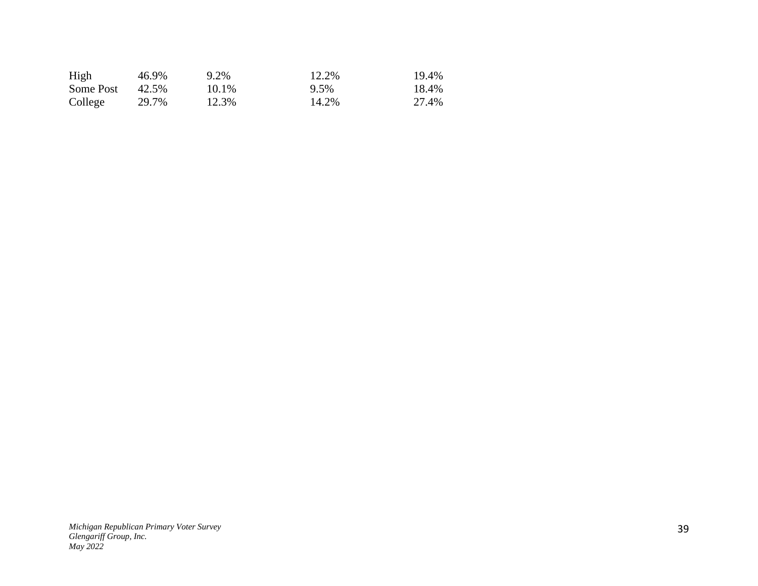| | | | | |
|---|---|---|---|---|
| High | 46.9% | 9.2% | 12.2% | 19.4% |
| Some Post | 42.5% | 10.1% | 9.5% | 18.4% |
| College | 29.7% | 12.3% | 14.2% | 27.4% |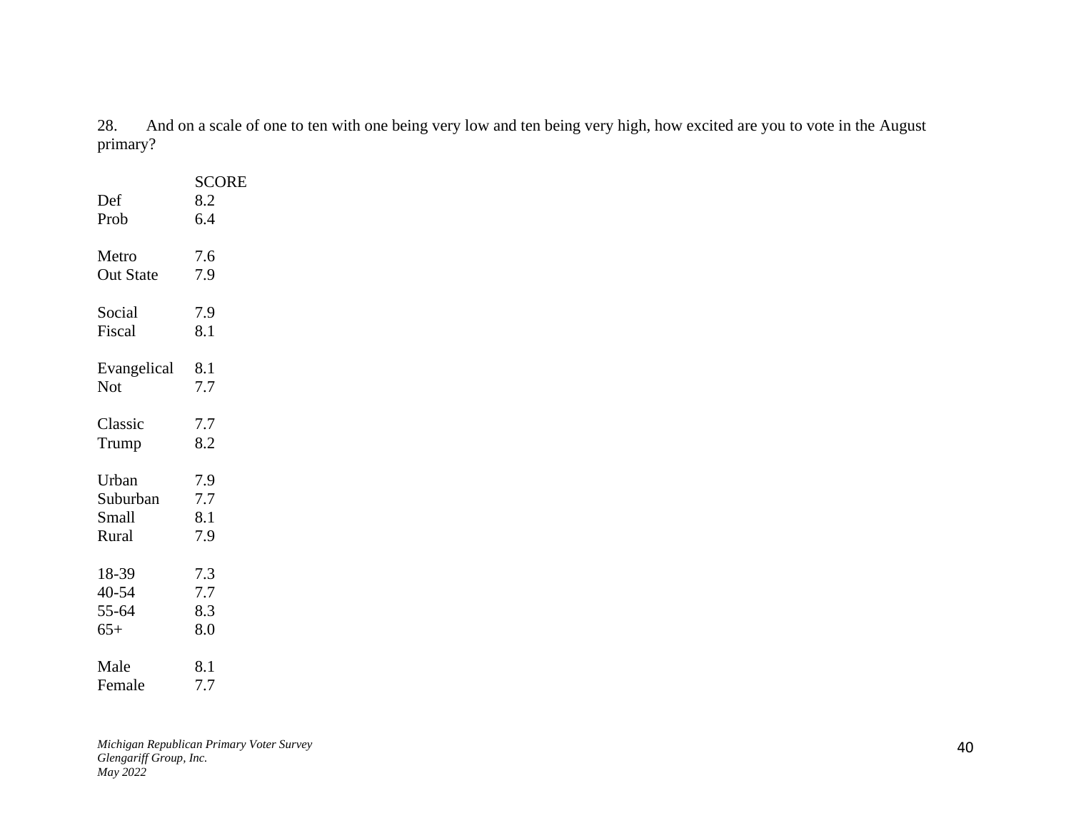28. And on a scale of one to ten with one being very low and ten being very high, how excited are you to vote in the August primary?

| | SCORE |
|---|---|
| Def | 8.2 |
| Prob | 6.4 |
| | |
| Metro | 7.6 |
| Out State | 7.9 |
| | |
| Social | 7.9 |
| Fiscal | 8.1 |
| | |
| Evangelical | 8.1 |
| Not | 7.7 |
| | |
| Classic | 7.7 |
| Trump | 8.2 |
| | |
| Urban | 7.9 |
| Suburban | 7.7 |
| Small | 8.1 |
| Rural | 7.9 |
| | |
| 18-39 | 7.3 |
| 40-54 | 7.7 |
| 55-64 | 8.3 |
| 65+ | 8.0 |
| | |
| Male | 8.1 |
| Female | 7.7 |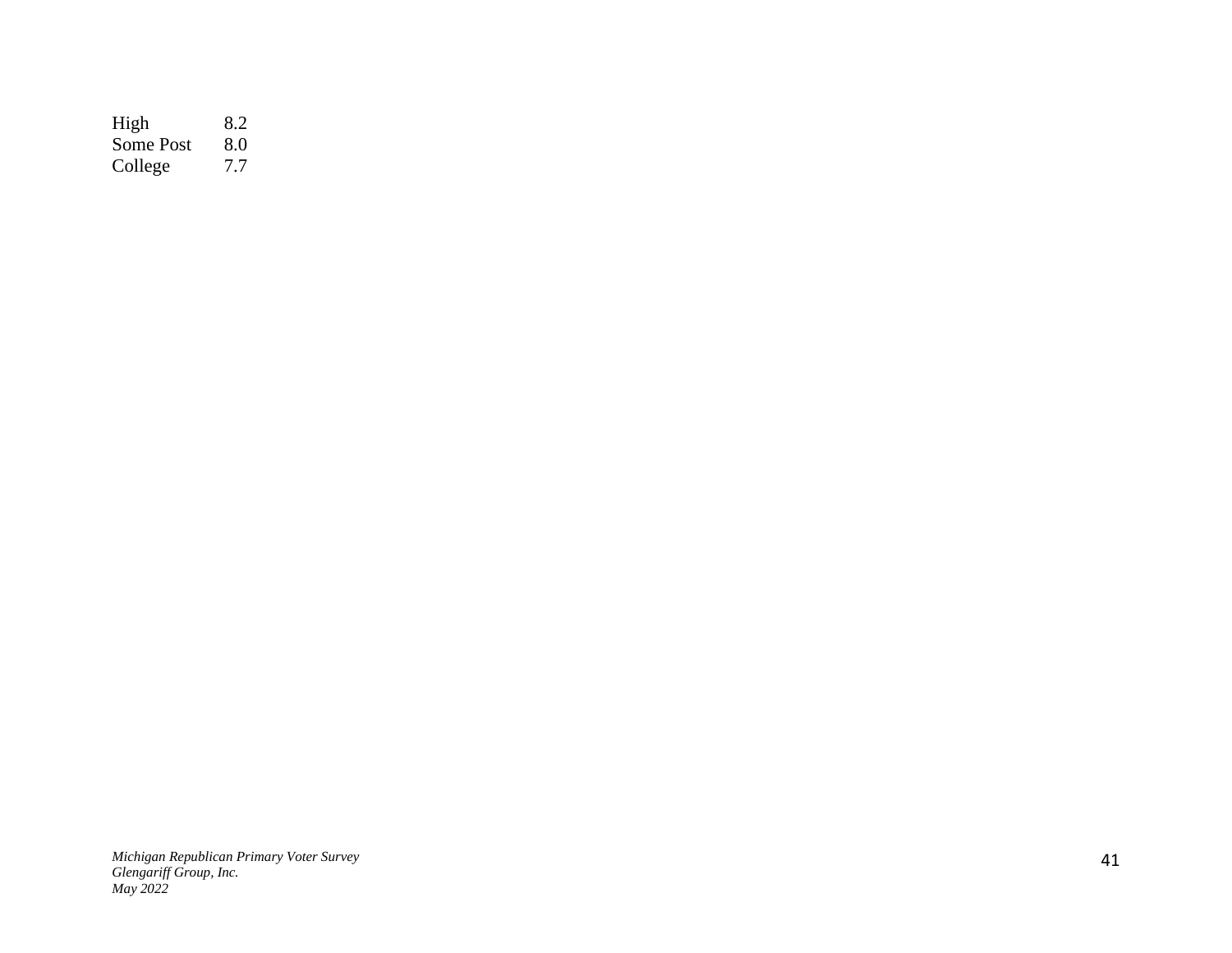| | |
|---|---|
| High | 8.2 |
| Some Post | 8.0 |
| College | 7.7 |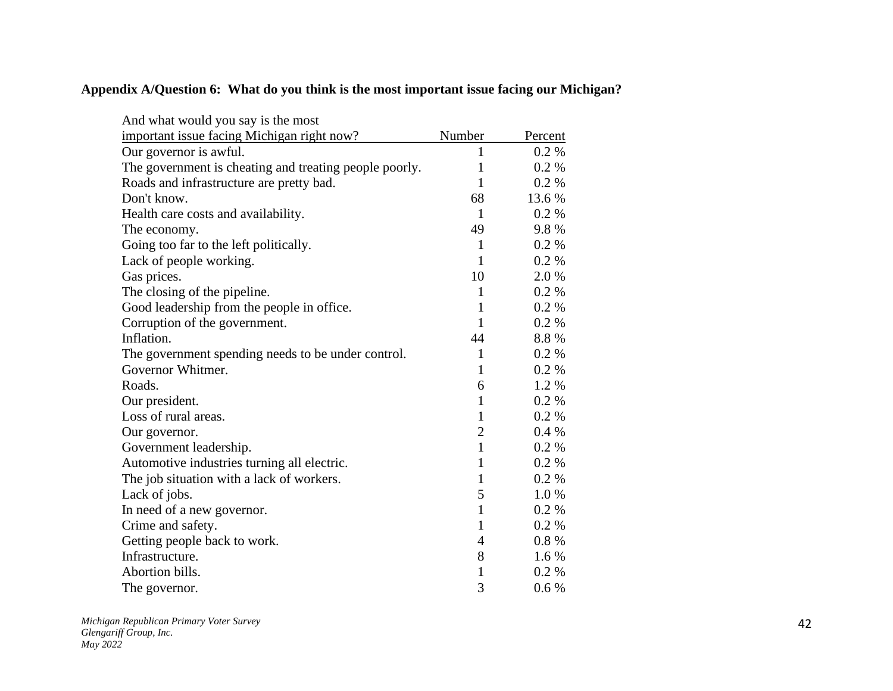**Appendix A/Question 6: What do you think is the most important issue facing our Michigan?**

| And what would you say is the most important issue facing Michigan right now? | Number | Percent |
|---|---|---|
| Our governor is awful. | 1 | 0.2 % |
| The government is cheating and treating people poorly. | 1 | 0.2 % |
| Roads and infrastructure are pretty bad. | 1 | 0.2 % |
| Don't know. | 68 | 13.6 % |
| Health care costs and availability. | 1 | 0.2 % |
| The economy. | 49 | 9.8 % |
| Going too far to the left politically. | 1 | 0.2 % |
| Lack of people working. | 1 | 0.2 % |
| Gas prices. | 10 | 2.0 % |
| The closing of the pipeline. | 1 | 0.2 % |
| Good leadership from the people in office. | 1 | 0.2 % |
| Corruption of the government. | 1 | 0.2 % |
| Inflation. | 44 | 8.8 % |
| The government spending needs to be under control. | 1 | 0.2 % |
| Governor Whitmer. | 1 | 0.2 % |
| Roads. | 6 | 1.2 % |
| Our president. | 1 | 0.2 % |
| Loss of rural areas. | 1 | 0.2 % |
| Our governor. | 2 | 0.4 % |
| Government leadership. | 1 | 0.2 % |
| Automotive industries turning all electric. | 1 | 0.2 % |
| The job situation with a lack of workers. | 1 | 0.2 % |
| Lack of jobs. | 5 | 1.0 % |
| In need of a new governor. | 1 | 0.2 % |
| Crime and safety. | 1 | 0.2 % |
| Getting people back to work. | 4 | 0.8 % |
| Infrastructure. | 8 | 1.6 % |
| Abortion bills. | 1 | 0.2 % |
| The governor. | 3 | 0.6 % |

*Michigan Republican Primary Voter Survey*
*Glengariff Group, Inc.*
*May 2022*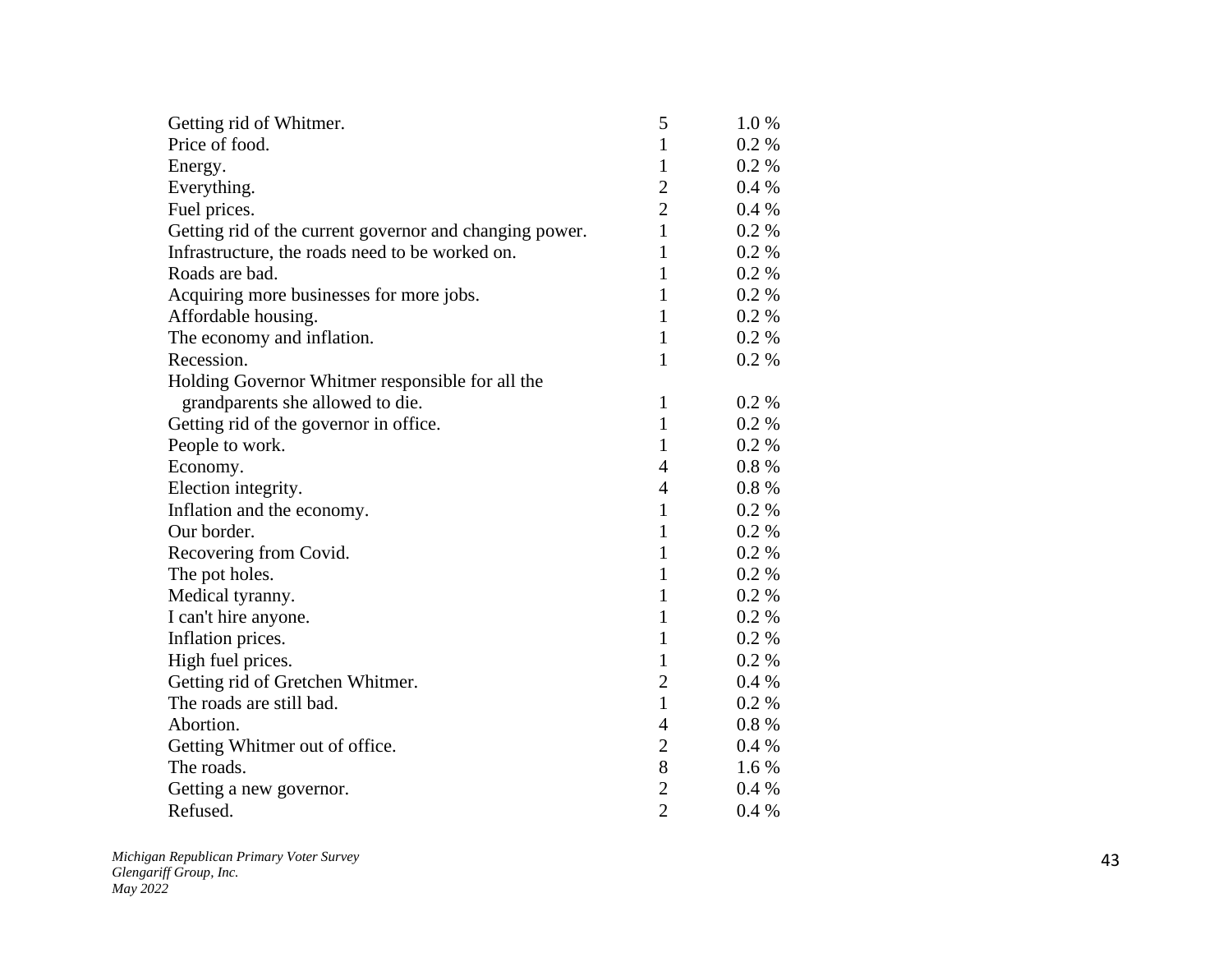| | | |
|---|---|---|
| Getting rid of Whitmer. | 5 | 1.0 % |
| Price of food. | 1 | 0.2 % |
| Energy. | 1 | 0.2 % |
| Everything. | 2 | 0.4 % |
| Fuel prices. | 2 | 0.4 % |
| Getting rid of the current governor and changing power. | 1 | 0.2 % |
| Infrastructure, the roads need to be worked on. | 1 | 0.2 % |
| Roads are bad. | 1 | 0.2 % |
| Acquiring more businesses for more jobs. | 1 | 0.2 % |
| Affordable housing. | 1 | 0.2 % |
| The economy and inflation. | 1 | 0.2 % |
| Recession. | 1 | 0.2 % |
| Holding Governor Whitmer responsible for all the grandparents she allowed to die. | 1 | 0.2 % |
| Getting rid of the governor in office. | 1 | 0.2 % |
| People to work. | 1 | 0.2 % |
| Economy. | 4 | 0.8 % |
| Election integrity. | 4 | 0.8 % |
| Inflation and the economy. | 1 | 0.2 % |
| Our border. | 1 | 0.2 % |
| Recovering from Covid. | 1 | 0.2 % |
| The pot holes. | 1 | 0.2 % |
| Medical tyranny. | 1 | 0.2 % |
| I can't hire anyone. | 1 | 0.2 % |
| Inflation prices. | 1 | 0.2 % |
| High fuel prices. | 1 | 0.2 % |
| Getting rid of Gretchen Whitmer. | 2 | 0.4 % |
| The roads are still bad. | 1 | 0.2 % |
| Abortion. | 4 | 0.8 % |
| Getting Whitmer out of office. | 2 | 0.4 % |
| The roads. | 8 | 1.6 % |
| Getting a new governor. | 2 | 0.4 % |
| Refused. | 2 | 0.4 % |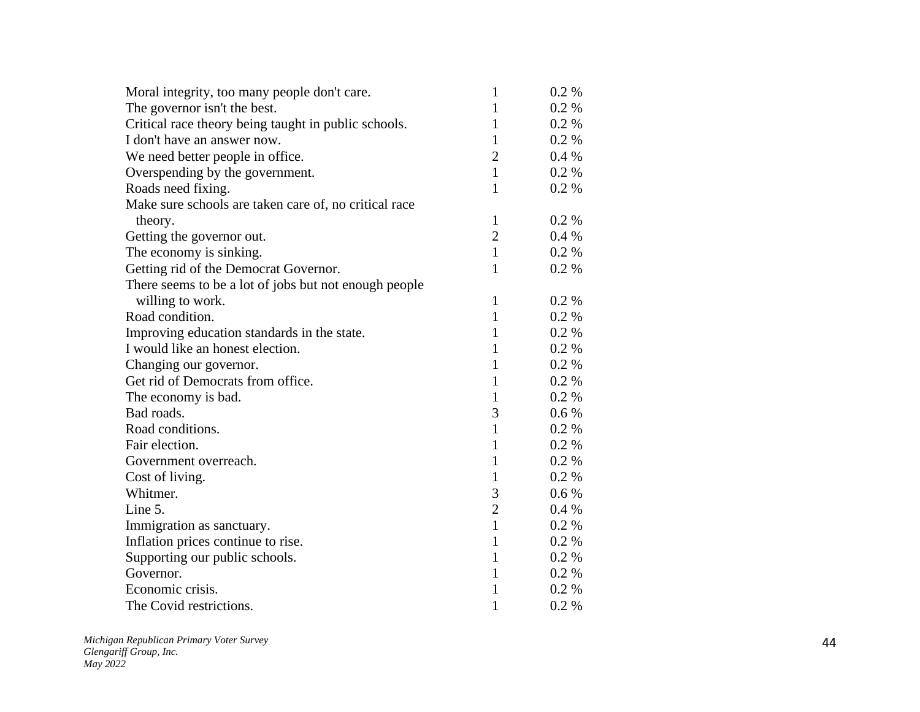| | | |
|---|---|---|
| Moral integrity, too many people don't care. | 1 | 0.2 % |
| The governor isn't the best. | 1 | 0.2 % |
| Critical race theory being taught in public schools. | 1 | 0.2 % |
| I don't have an answer now. | 1 | 0.2 % |
| We need better people in office. | 2 | 0.4 % |
| Overspending by the government. | 1 | 0.2 % |
| Roads need fixing. | 1 | 0.2 % |
| Make sure schools are taken care of, no critical race theory. | 1 | 0.2 % |
| Getting the governor out. | 2 | 0.4 % |
| The economy is sinking. | 1 | 0.2 % |
| Getting rid of the Democrat Governor. | 1 | 0.2 % |
| There seems to be a lot of jobs but not enough people willing to work. | 1 | 0.2 % |
| Road condition. | 1 | 0.2 % |
| Improving education standards in the state. | 1 | 0.2 % |
| I would like an honest election. | 1 | 0.2 % |
| Changing our governor. | 1 | 0.2 % |
| Get rid of Democrats from office. | 1 | 0.2 % |
| The economy is bad. | 1 | 0.2 % |
| Bad roads. | 3 | 0.6 % |
| Road conditions. | 1 | 0.2 % |
| Fair election. | 1 | 0.2 % |
| Government overreach. | 1 | 0.2 % |
| Cost of living. | 1 | 0.2 % |
| Whitmer. | 3 | 0.6 % |
| Line 5. | 2 | 0.4 % |
| Immigration as sanctuary. | 1 | 0.2 % |
| Inflation prices continue to rise. | 1 | 0.2 % |
| Supporting our public schools. | 1 | 0.2 % |
| Governor. | 1 | 0.2 % |
| Economic crisis. | 1 | 0.2 % |
| The Covid restrictions. | 1 | 0.2 % |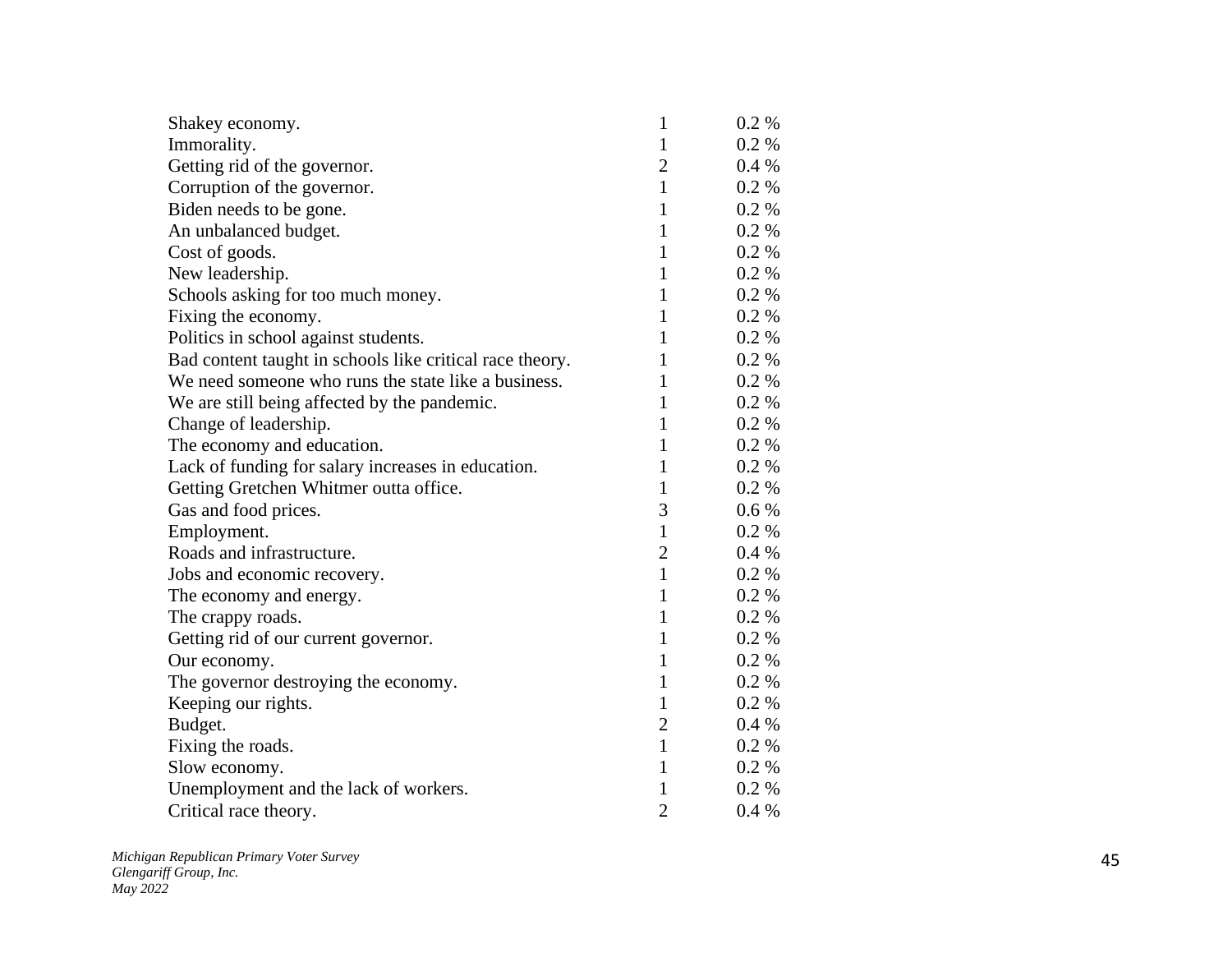| | | |
|---|---|---|
| Shakey economy. | 1 | 0.2 % |
| Immorality. | 1 | 0.2 % |
| Getting rid of the governor. | 2 | 0.4 % |
| Corruption of the governor. | 1 | 0.2 % |
| Biden needs to be gone. | 1 | 0.2 % |
| An unbalanced budget. | 1 | 0.2 % |
| Cost of goods. | 1 | 0.2 % |
| New leadership. | 1 | 0.2 % |
| Schools asking for too much money. | 1 | 0.2 % |
| Fixing the economy. | 1 | 0.2 % |
| Politics in school against students. | 1 | 0.2 % |
| Bad content taught in schools like critical race theory. | 1 | 0.2 % |
| We need someone who runs the state like a business. | 1 | 0.2 % |
| We are still being affected by the pandemic. | 1 | 0.2 % |
| Change of leadership. | 1 | 0.2 % |
| The economy and education. | 1 | 0.2 % |
| Lack of funding for salary increases in education. | 1 | 0.2 % |
| Getting Gretchen Whitmer outta office. | 1 | 0.2 % |
| Gas and food prices. | 3 | 0.6 % |
| Employment. | 1 | 0.2 % |
| Roads and infrastructure. | 2 | 0.4 % |
| Jobs and economic recovery. | 1 | 0.2 % |
| The economy and energy. | 1 | 0.2 % |
| The crappy roads. | 1 | 0.2 % |
| Getting rid of our current governor. | 1 | 0.2 % |
| Our economy. | 1 | 0.2 % |
| The governor destroying the economy. | 1 | 0.2 % |
| Keeping our rights. | 1 | 0.2 % |
| Budget. | 2 | 0.4 % |
| Fixing the roads. | 1 | 0.2 % |
| Slow economy. | 1 | 0.2 % |
| Unemployment and the lack of workers. | 1 | 0.2 % |
| Critical race theory. | 2 | 0.4 % |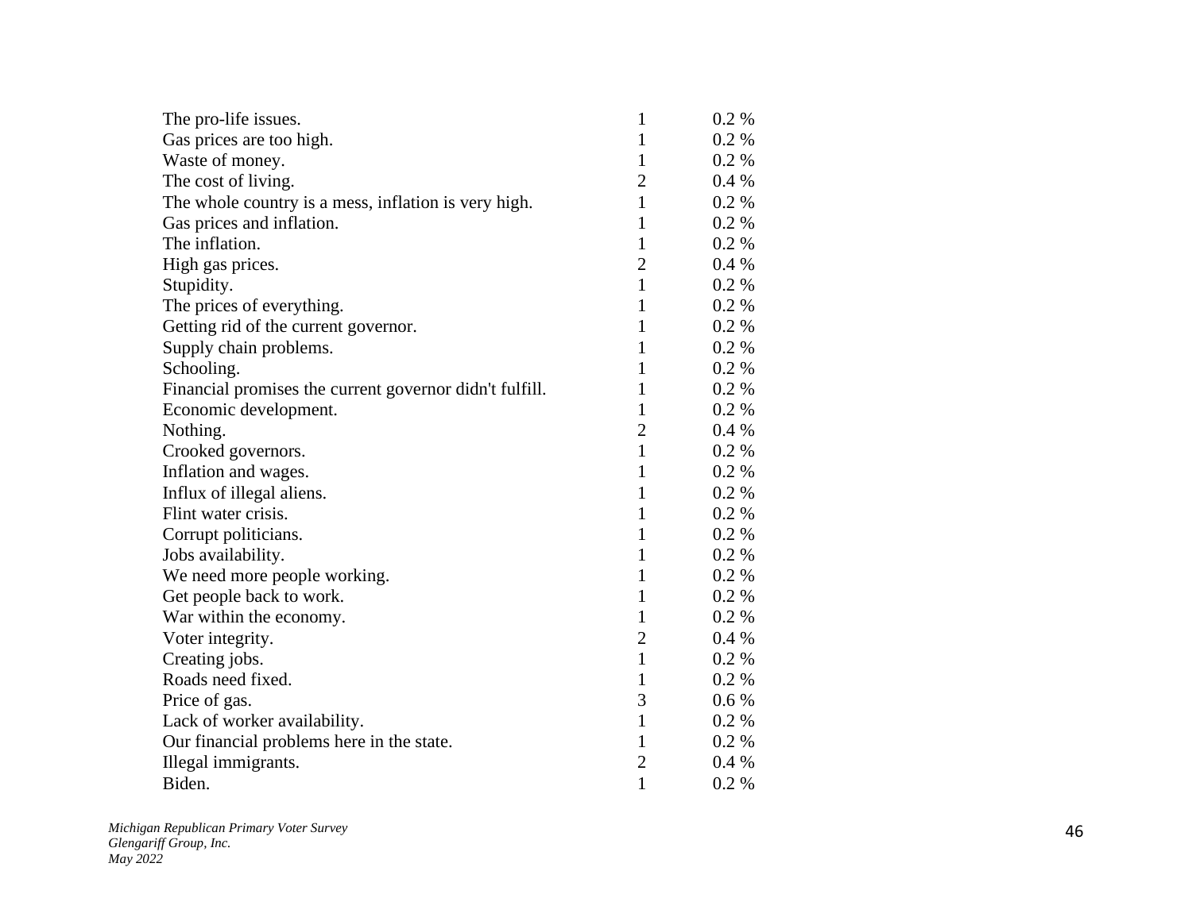| | | |
|---|---|---|
| The pro-life issues. | 1 | 0.2 % |
| Gas prices are too high. | 1 | 0.2 % |
| Waste of money. | 1 | 0.2 % |
| The cost of living. | 2 | 0.4 % |
| The whole country is a mess, inflation is very high. | 1 | 0.2 % |
| Gas prices and inflation. | 1 | 0.2 % |
| The inflation. | 1 | 0.2 % |
| High gas prices. | 2 | 0.4 % |
| Stupidity. | 1 | 0.2 % |
| The prices of everything. | 1 | 0.2 % |
| Getting rid of the current governor. | 1 | 0.2 % |
| Supply chain problems. | 1 | 0.2 % |
| Schooling. | 1 | 0.2 % |
| Financial promises the current governor didn't fulfill. | 1 | 0.2 % |
| Economic development. | 1 | 0.2 % |
| Nothing. | 2 | 0.4 % |
| Crooked governors. | 1 | 0.2 % |
| Inflation and wages. | 1 | 0.2 % |
| Influx of illegal aliens. | 1 | 0.2 % |
| Flint water crisis. | 1 | 0.2 % |
| Corrupt politicians. | 1 | 0.2 % |
| Jobs availability. | 1 | 0.2 % |
| We need more people working. | 1 | 0.2 % |
| Get people back to work. | 1 | 0.2 % |
| War within the economy. | 1 | 0.2 % |
| Voter integrity. | 2 | 0.4 % |
| Creating jobs. | 1 | 0.2 % |
| Roads need fixed. | 1 | 0.2 % |
| Price of gas. | 3 | 0.6 % |
| Lack of worker availability. | 1 | 0.2 % |
| Our financial problems here in the state. | 1 | 0.2 % |
| Illegal immigrants. | 2 | 0.4 % |
| Biden. | 1 | 0.2 % |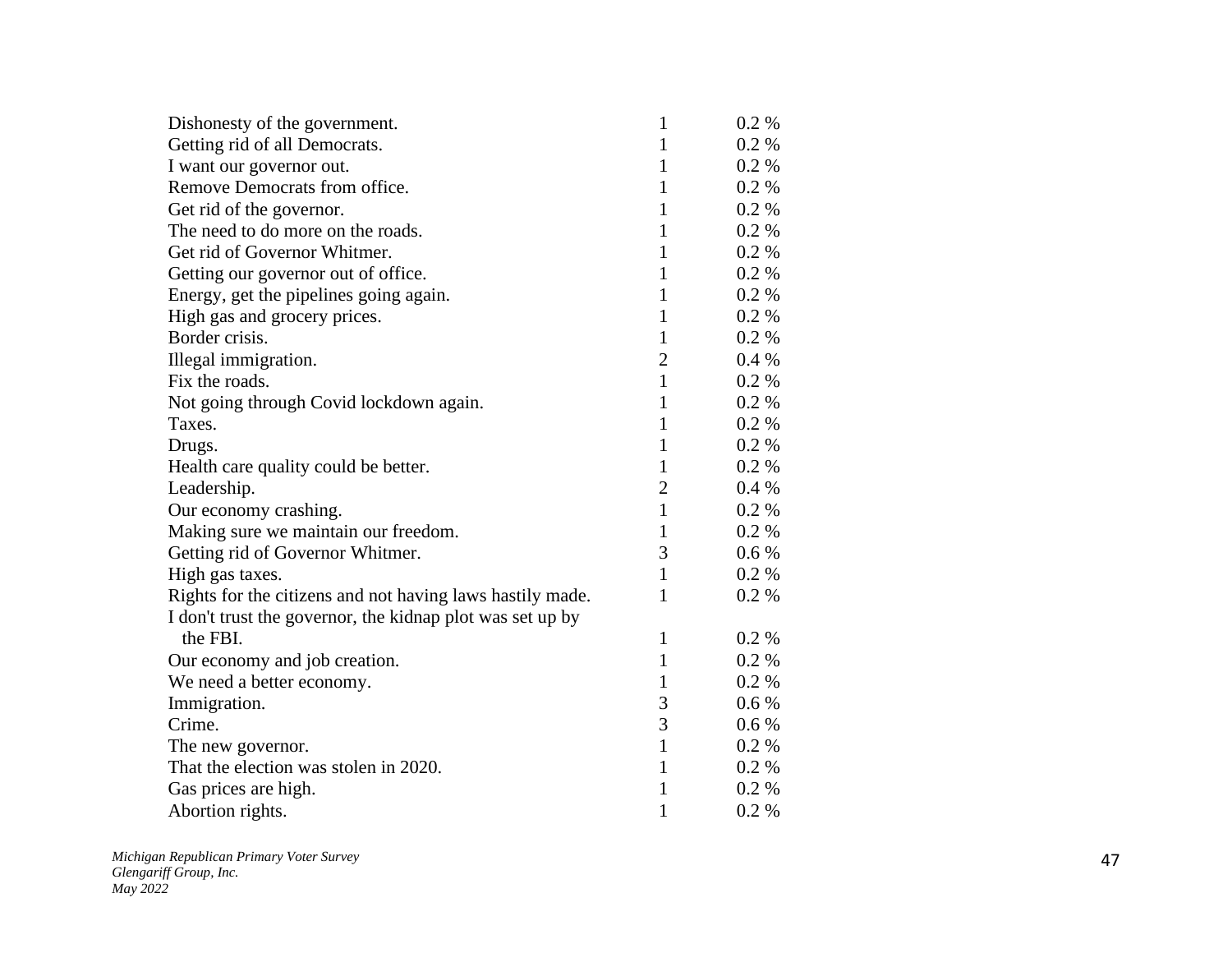| | | |
|---|---|---|
| Dishonesty of the government. | 1 | 0.2 % |
| Getting rid of all Democrats. | 1 | 0.2 % |
| I want our governor out. | 1 | 0.2 % |
| Remove Democrats from office. | 1 | 0.2 % |
| Get rid of the governor. | 1 | 0.2 % |
| The need to do more on the roads. | 1 | 0.2 % |
| Get rid of Governor Whitmer. | 1 | 0.2 % |
| Getting our governor out of office. | 1 | 0.2 % |
| Energy, get the pipelines going again. | 1 | 0.2 % |
| High gas and grocery prices. | 1 | 0.2 % |
| Border crisis. | 1 | 0.2 % |
| Illegal immigration. | 2 | 0.4 % |
| Fix the roads. | 1 | 0.2 % |
| Not going through Covid lockdown again. | 1 | 0.2 % |
| Taxes. | 1 | 0.2 % |
| Drugs. | 1 | 0.2 % |
| Health care quality could be better. | 1 | 0.2 % |
| Leadership. | 2 | 0.4 % |
| Our economy crashing. | 1 | 0.2 % |
| Making sure we maintain our freedom. | 1 | 0.2 % |
| Getting rid of Governor Whitmer. | 3 | 0.6 % |
| High gas taxes. | 1 | 0.2 % |
| Rights for the citizens and not having laws hastily made. | 1 | 0.2 % |
| I don't trust the governor, the kidnap plot was set up by the FBI. | 1 | 0.2 % |
| Our economy and job creation. | 1 | 0.2 % |
| We need a better economy. | 1 | 0.2 % |
| Immigration. | 3 | 0.6 % |
| Crime. | 3 | 0.6 % |
| The new governor. | 1 | 0.2 % |
| That the election was stolen in 2020. | 1 | 0.2 % |
| Gas prices are high. | 1 | 0.2 % |
| Abortion rights. | 1 | 0.2 % |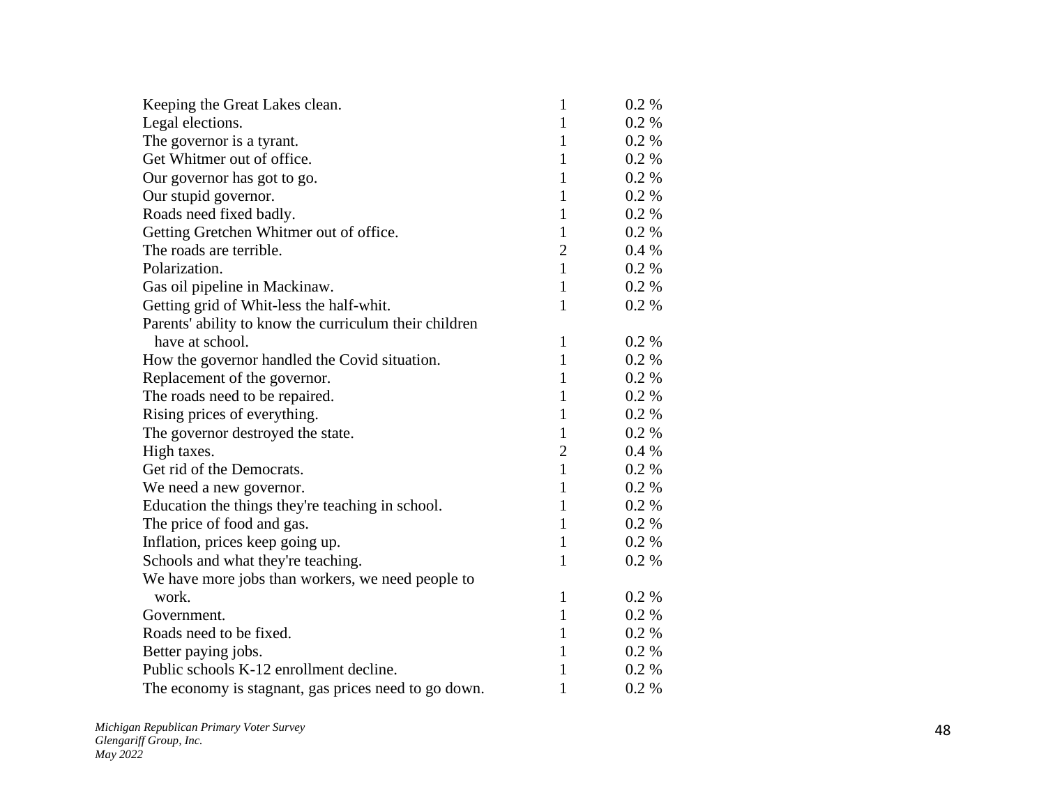| | | |
|---|---|---|
| Keeping the Great Lakes clean. | 1 | 0.2 % |
| Legal elections. | 1 | 0.2 % |
| The governor is a tyrant. | 1 | 0.2 % |
| Get Whitmer out of office. | 1 | 0.2 % |
| Our governor has got to go. | 1 | 0.2 % |
| Our stupid governor. | 1 | 0.2 % |
| Roads need fixed badly. | 1 | 0.2 % |
| Getting Gretchen Whitmer out of office. | 1 | 0.2 % |
| The roads are terrible. | 2 | 0.4 % |
| Polarization. | 1 | 0.2 % |
| Gas oil pipeline in Mackinaw. | 1 | 0.2 % |
| Getting grid of Whit-less the half-whit. | 1 | 0.2 % |
| Parents' ability to know the curriculum their children have at school. | 1 | 0.2 % |
| How the governor handled the Covid situation. | 1 | 0.2 % |
| Replacement of the governor. | 1 | 0.2 % |
| The roads need to be repaired. | 1 | 0.2 % |
| Rising prices of everything. | 1 | 0.2 % |
| The governor destroyed the state. | 1 | 0.2 % |
| High taxes. | 2 | 0.4 % |
| Get rid of the Democrats. | 1 | 0.2 % |
| We need a new governor. | 1 | 0.2 % |
| Education the things they're teaching in school. | 1 | 0.2 % |
| The price of food and gas. | 1 | 0.2 % |
| Inflation, prices keep going up. | 1 | 0.2 % |
| Schools and what they're teaching. | 1 | 0.2 % |
| We have more jobs than workers, we need people to work. | 1 | 0.2 % |
| Government. | 1 | 0.2 % |
| Roads need to be fixed. | 1 | 0.2 % |
| Better paying jobs. | 1 | 0.2 % |
| Public schools K-12 enrollment decline. | 1 | 0.2 % |
| The economy is stagnant, gas prices need to go down. | 1 | 0.2 % |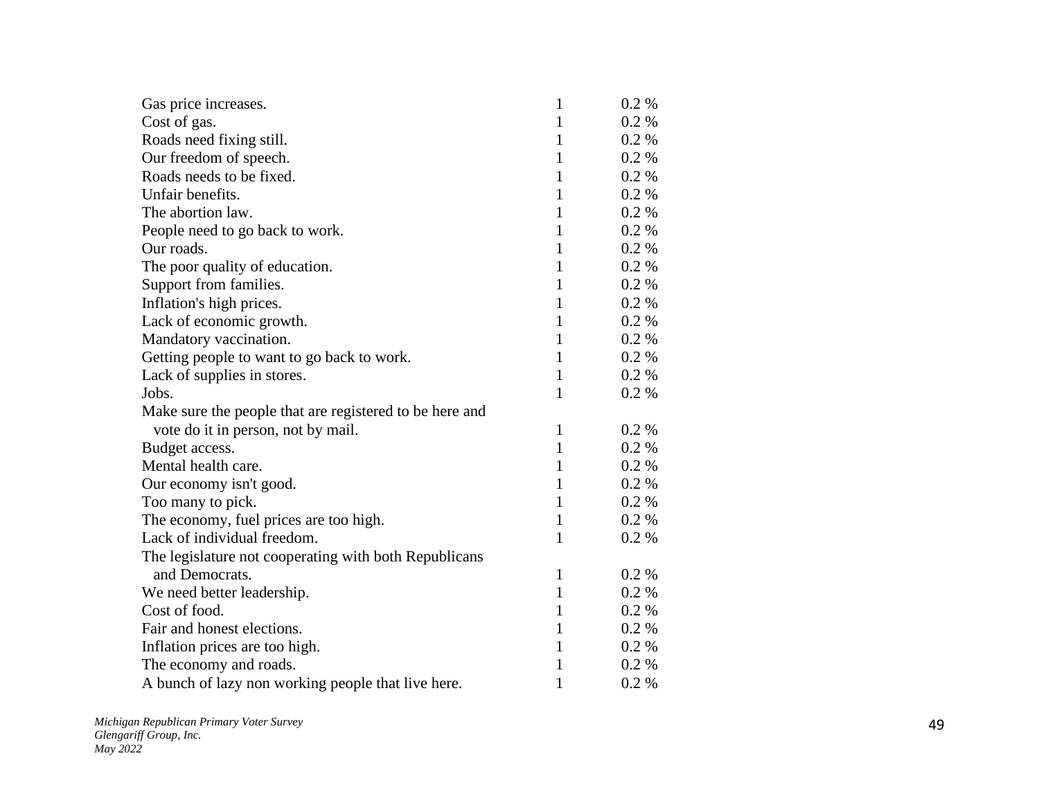| | | |
|---|---|---|
| Gas price increases. | 1 | 0.2 % |
| Cost of gas. | 1 | 0.2 % |
| Roads need fixing still. | 1 | 0.2 % |
| Our freedom of speech. | 1 | 0.2 % |
| Roads needs to be fixed. | 1 | 0.2 % |
| Unfair benefits. | 1 | 0.2 % |
| The abortion law. | 1 | 0.2 % |
| People need to go back to work. | 1 | 0.2 % |
| Our roads. | 1 | 0.2 % |
| The poor quality of education. | 1 | 0.2 % |
| Support from families. | 1 | 0.2 % |
| Inflation's high prices. | 1 | 0.2 % |
| Lack of economic growth. | 1 | 0.2 % |
| Mandatory vaccination. | 1 | 0.2 % |
| Getting people to want to go back to work. | 1 | 0.2 % |
| Lack of supplies in stores. | 1 | 0.2 % |
| Jobs. | 1 | 0.2 % |
| Make sure the people that are registered to be here and vote do it in person, not by mail. | 1 | 0.2 % |
| Budget access. | 1 | 0.2 % |
| Mental health care. | 1 | 0.2 % |
| Our economy isn't good. | 1 | 0.2 % |
| Too many to pick. | 1 | 0.2 % |
| The economy, fuel prices are too high. | 1 | 0.2 % |
| Lack of individual freedom. | 1 | 0.2 % |
| The legislature not cooperating with both Republicans and Democrats. | 1 | 0.2 % |
| We need better leadership. | 1 | 0.2 % |
| Cost of food. | 1 | 0.2 % |
| Fair and honest elections. | 1 | 0.2 % |
| Inflation prices are too high. | 1 | 0.2 % |
| The economy and roads. | 1 | 0.2 % |
| A bunch of lazy non working people that live here. | 1 | 0.2 % |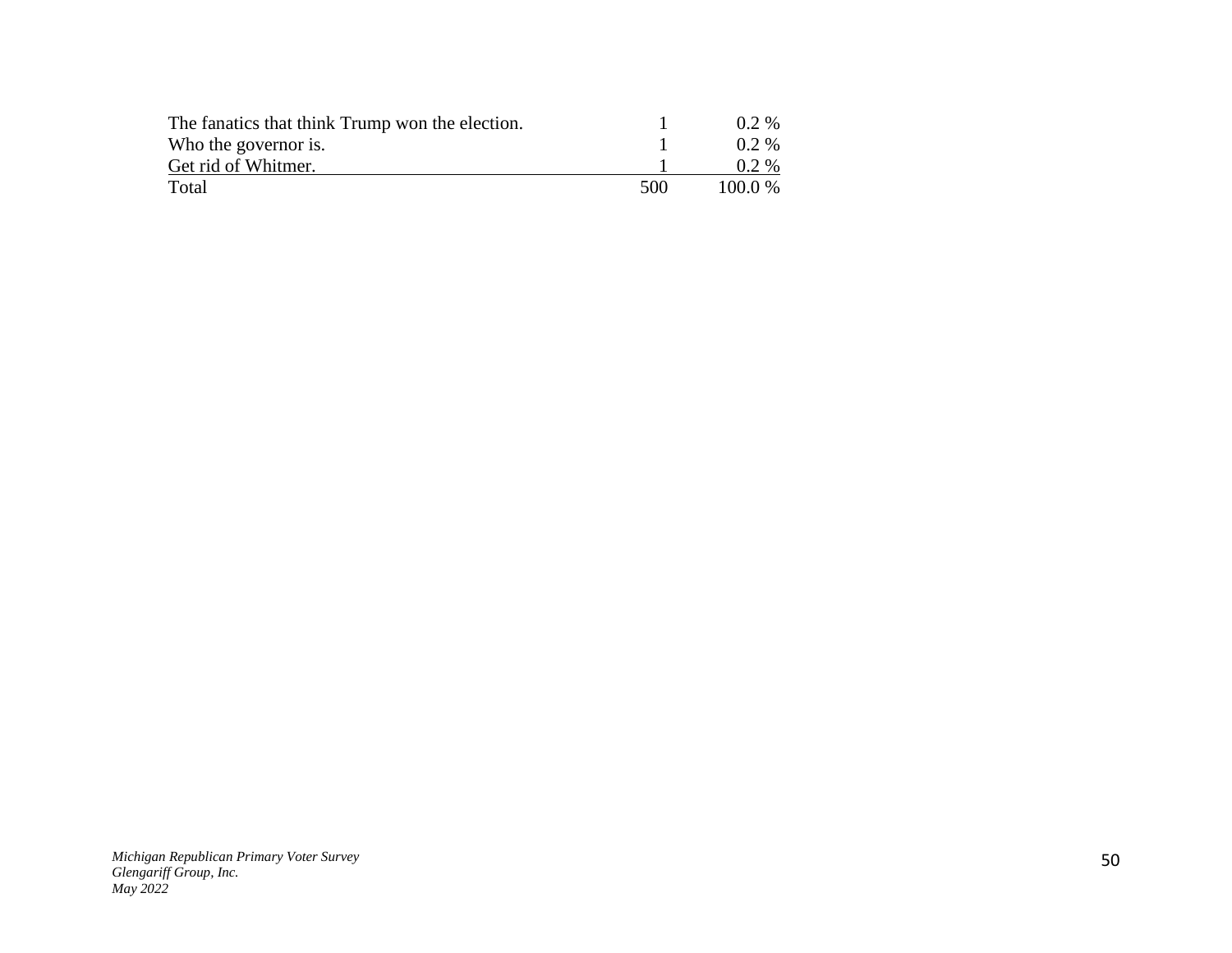| | | |
|---|---|---|
| The fanatics that think Trump won the election. | 1 | 0.2 % |
| Who the governor is. | 1 | 0.2 % |
| Get rid of Whitmer. | 1 | 0.2 % |
| Total | 500 | 100.0 % |